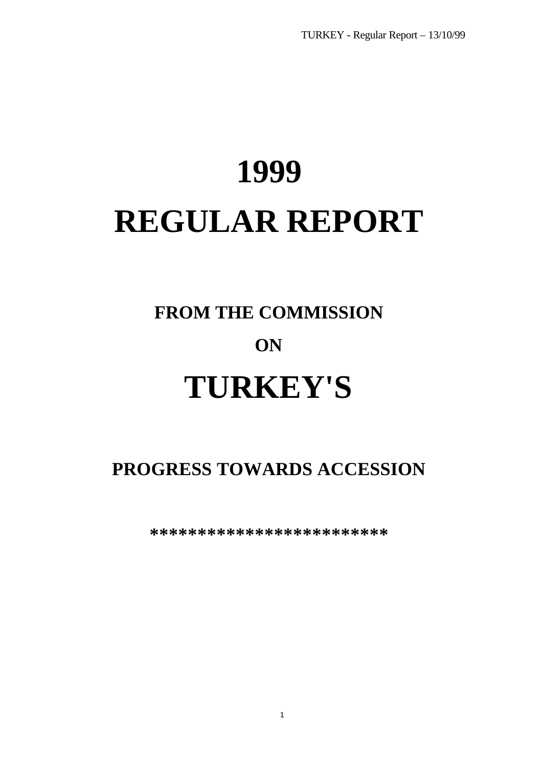# 1999

# REGULAR REPORT

## FROM THE COMMISSION

## ON

# TURKEY'S

## PROGRESS TOWARDS ACCESSION

**************************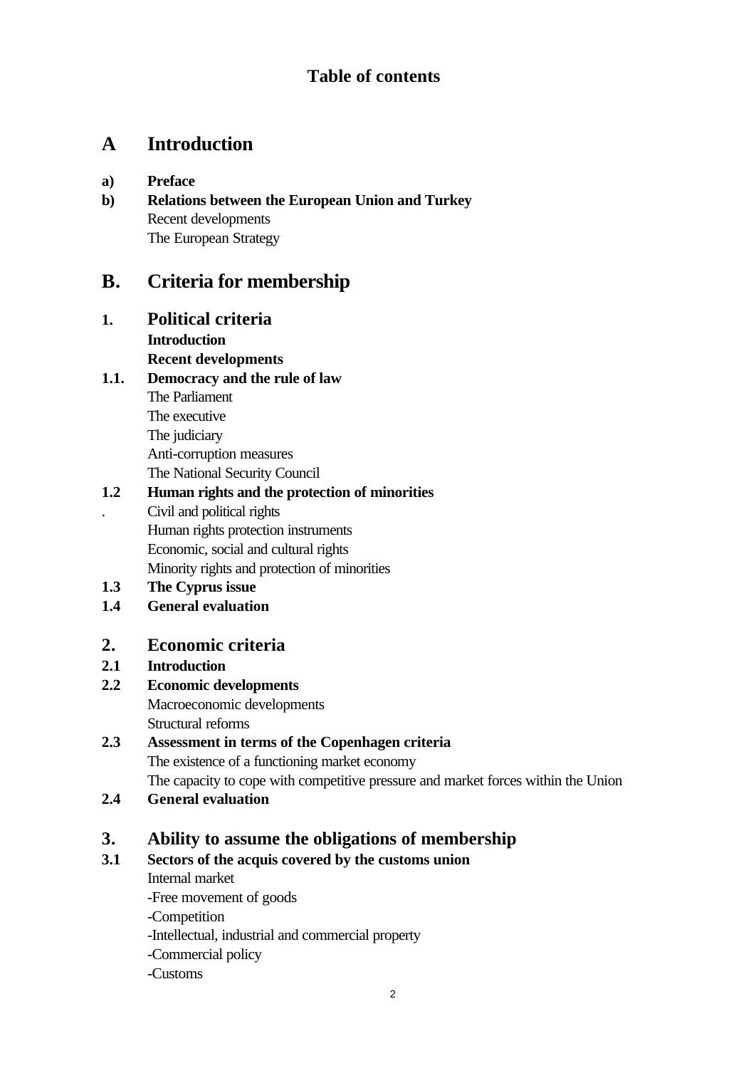**Table of contents**

# A Introduction

**a) Preface**

**b) Relations between the European Union and Turkey**

Recent developments

The European Strategy

# B. Criteria for membership

## 1. Political criteria

**Introduction**

**Recent developments**

**1.1. Democracy and the rule of law**

The Parliament

The executive

The judiciary

Anti-corruption measures

The National Security Council

**1.2 Human rights and the protection of minorities**

. Civil and political rights

Human rights protection instruments

Economic, social and cultural rights

Minority rights and protection of minorities

**1.3 The Cyprus issue**

**1.4 General evaluation**

## 2. Economic criteria

**2.1 Introduction**

**2.2 Economic developments**

Macroeconomic developments

Structural reforms

**2.3 Assessment in terms of the Copenhagen criteria**

The existence of a functioning market economy

The capacity to cope with competitive pressure and market forces within the Union

**2.4 General evaluation**

## 3. Ability to assume the obligations of membership

**3.1 Sectors of the acquis covered by the customs union**

Internal market

-Free movement of goods

-Competition

-Intellectual, industrial and commercial property

-Commercial policy

-Customs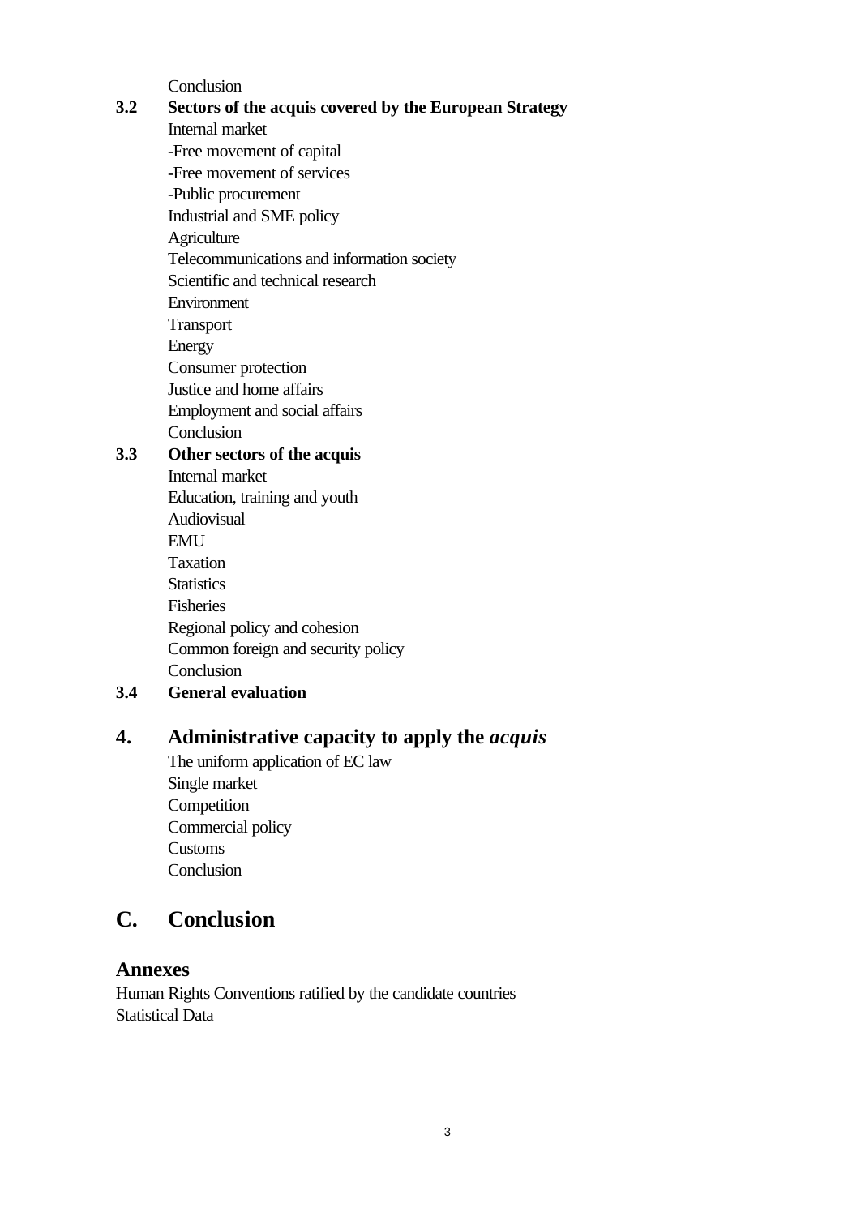Conclusion

**3.2 Sectors of the acquis covered by the European Strategy**

Internal market
-Free movement of capital
-Free movement of services
-Public procurement
Industrial and SME policy
Agriculture
Telecommunications and information society
Scientific and technical research
Environment
Transport
Energy
Consumer protection
Justice and home affairs
Employment and social affairs
Conclusion

**3.3 Other sectors of the acquis**

Internal market
Education, training and youth
Audiovisual
EMU
Taxation
Statistics
Fisheries
Regional policy and cohesion
Common foreign and security policy
Conclusion

**3.4 General evaluation**

## 4. Administrative capacity to apply the *acquis*

The uniform application of EC law
Single market
Competition
Commercial policy
Customs
Conclusion

## C. Conclusion

### Annexes

Human Rights Conventions ratified by the candidate countries
Statistical Data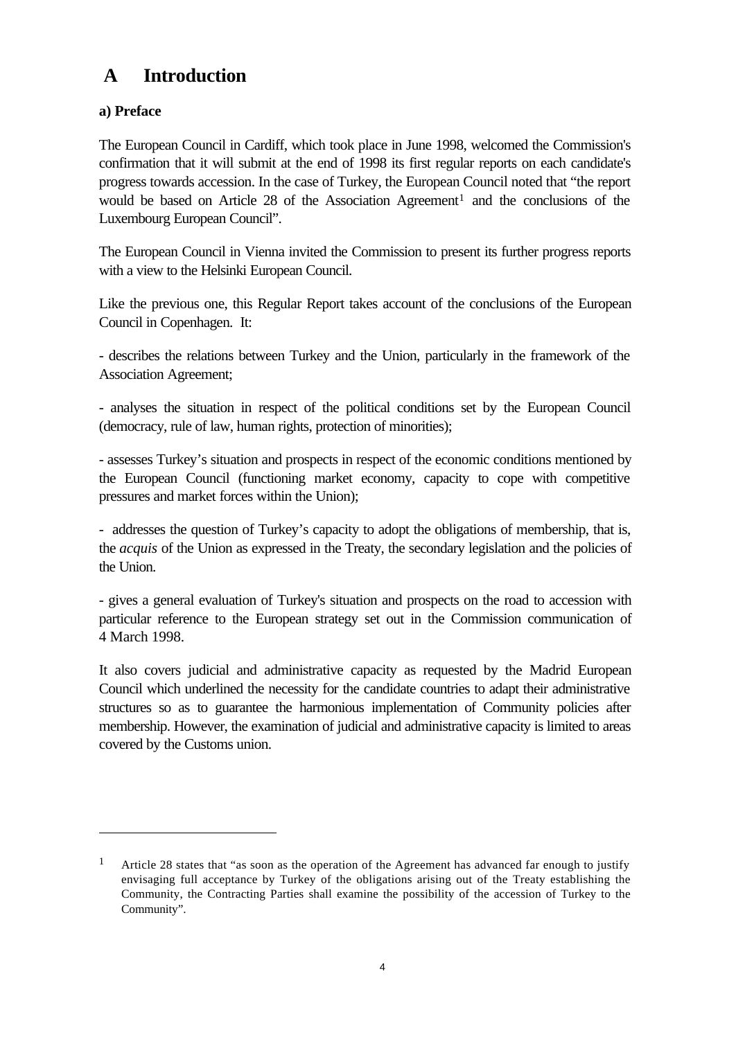# A Introduction

### a) Preface

The European Council in Cardiff, which took place in June 1998, welcomed the Commission's confirmation that it will submit at the end of 1998 its first regular reports on each candidate's progress towards accession. In the case of Turkey, the European Council noted that "the report would be based on Article 28 of the Association Agreement[1] and the conclusions of the Luxembourg European Council".

The European Council in Vienna invited the Commission to present its further progress reports with a view to the Helsinki European Council.

Like the previous one, this Regular Report takes account of the conclusions of the European Council in Copenhagen. It:

- describes the relations between Turkey and the Union, particularly in the framework of the Association Agreement;

- analyses the situation in respect of the political conditions set by the European Council (democracy, rule of law, human rights, protection of minorities);

- assesses Turkey's situation and prospects in respect of the economic conditions mentioned by the European Council (functioning market economy, capacity to cope with competitive pressures and market forces within the Union);

- addresses the question of Turkey's capacity to adopt the obligations of membership, that is, the *acquis* of the Union as expressed in the Treaty, the secondary legislation and the policies of the Union.

- gives a general evaluation of Turkey's situation and prospects on the road to accession with particular reference to the European strategy set out in the Commission communication of 4 March 1998.

It also covers judicial and administrative capacity as requested by the Madrid European Council which underlined the necessity for the candidate countries to adapt their administrative structures so as to guarantee the harmonious implementation of Community policies after membership. However, the examination of judicial and administrative capacity is limited to areas covered by the Customs union.

---

[1] Article 28 states that "as soon as the operation of the Agreement has advanced far enough to justify envisaging full acceptance by Turkey of the obligations arising out of the Treaty establishing the Community, the Contracting Parties shall examine the possibility of the accession of Turkey to the Community".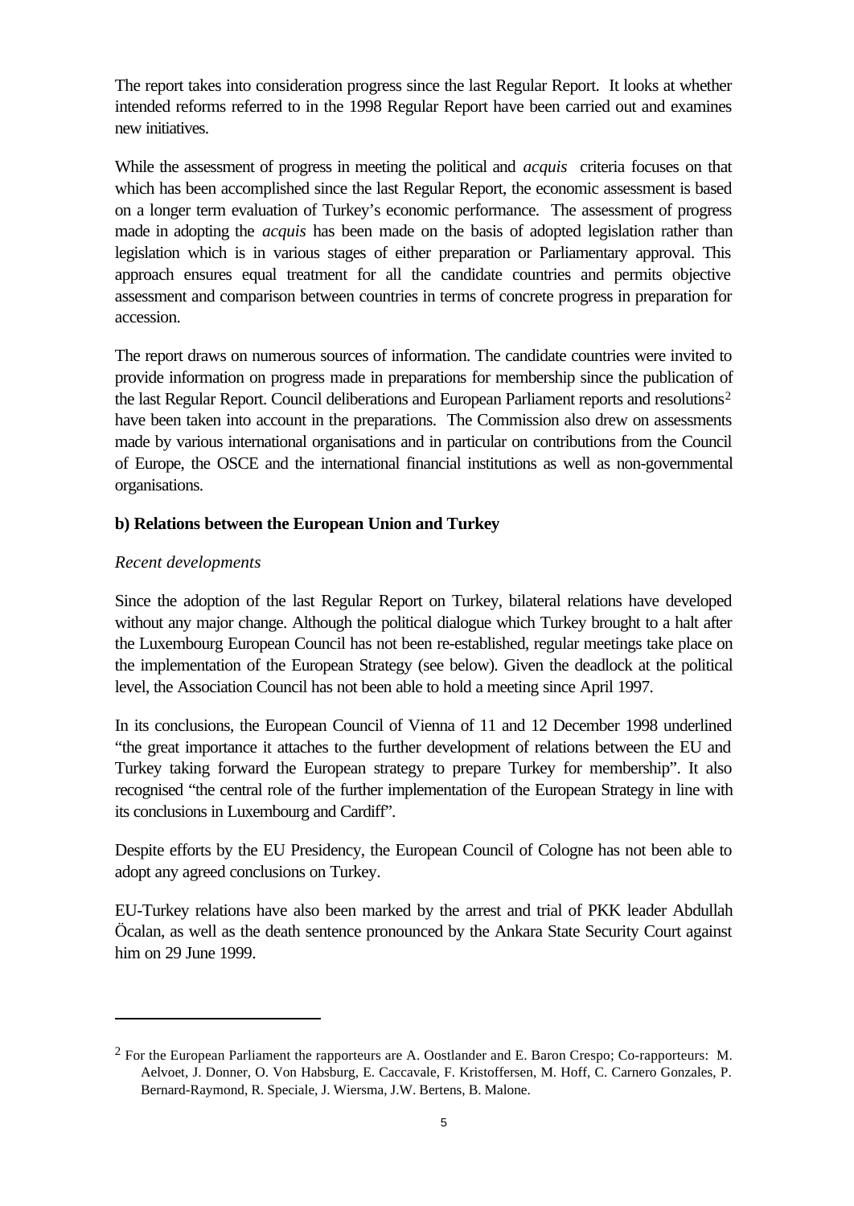The report takes into consideration progress since the last Regular Report. It looks at whether intended reforms referred to in the 1998 Regular Report have been carried out and examines new initiatives.

While the assessment of progress in meeting the political and *acquis* criteria focuses on that which has been accomplished since the last Regular Report, the economic assessment is based on a longer term evaluation of Turkey's economic performance. The assessment of progress made in adopting the *acquis* has been made on the basis of adopted legislation rather than legislation which is in various stages of either preparation or Parliamentary approval. This approach ensures equal treatment for all the candidate countries and permits objective assessment and comparison between countries in terms of concrete progress in preparation for accession.

The report draws on numerous sources of information. The candidate countries were invited to provide information on progress made in preparations for membership since the publication of the last Regular Report. Council deliberations and European Parliament reports and resolutions[2] have been taken into account in the preparations. The Commission also drew on assessments made by various international organisations and in particular on contributions from the Council of Europe, the OSCE and the international financial institutions as well as non-governmental organisations.

**b) Relations between the European Union and Turkey**

*Recent developments*

Since the adoption of the last Regular Report on Turkey, bilateral relations have developed without any major change. Although the political dialogue which Turkey brought to a halt after the Luxembourg European Council has not been re-established, regular meetings take place on the implementation of the European Strategy (see below). Given the deadlock at the political level, the Association Council has not been able to hold a meeting since April 1997.

In its conclusions, the European Council of Vienna of 11 and 12 December 1998 underlined "the great importance it attaches to the further development of relations between the EU and Turkey taking forward the European strategy to prepare Turkey for membership". It also recognised "the central role of the further implementation of the European Strategy in line with its conclusions in Luxembourg and Cardiff".

Despite efforts by the EU Presidency, the European Council of Cologne has not been able to adopt any agreed conclusions on Turkey.

EU-Turkey relations have also been marked by the arrest and trial of PKK leader Abdullah Öcalan, as well as the death sentence pronounced by the Ankara State Security Court against him on 29 June 1999.

---

[2] For the European Parliament the rapporteurs are A. Oostlander and E. Baron Crespo; Co-rapporteurs: M. Aelvoet, J. Donner, O. Von Habsburg, E. Caccavale, F. Kristoffersen, M. Hoff, C. Carnero Gonzales, P. Bernard-Raymond, R. Speciale, J. Wiersma, J.W. Bertens, B. Malone.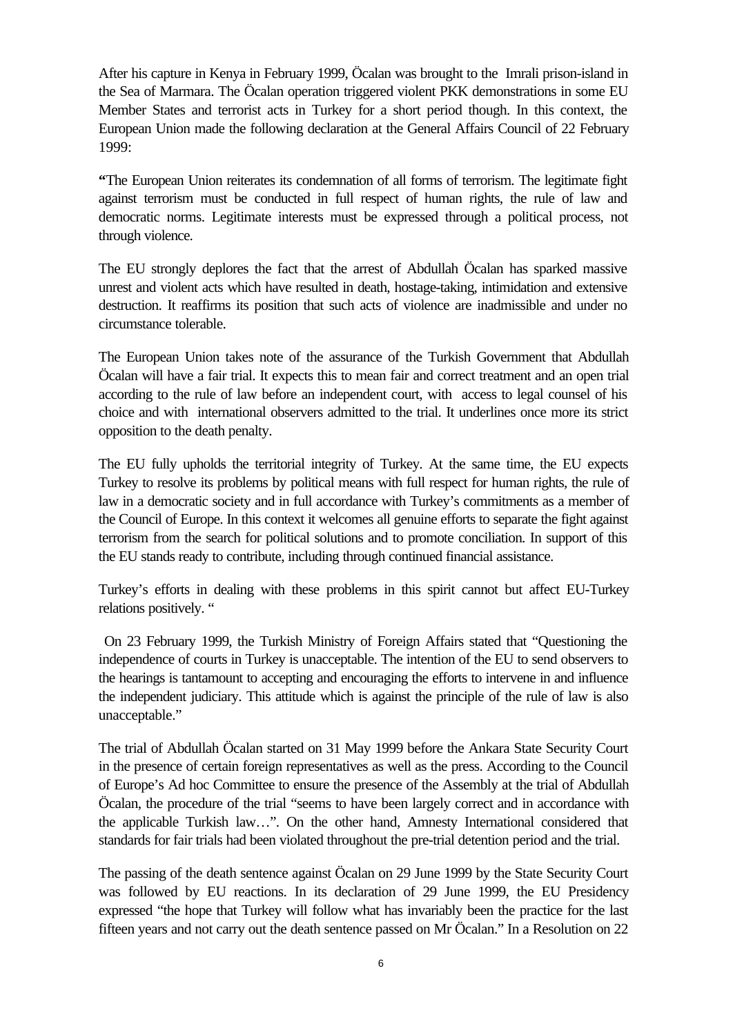After his capture in Kenya in February 1999, Öcalan was brought to the Imrali prison-island in the Sea of Marmara. The Öcalan operation triggered violent PKK demonstrations in some EU Member States and terrorist acts in Turkey for a short period though. In this context, the European Union made the following declaration at the General Affairs Council of 22 February 1999:

"The European Union reiterates its condemnation of all forms of terrorism. The legitimate fight against terrorism must be conducted in full respect of human rights, the rule of law and democratic norms. Legitimate interests must be expressed through a political process, not through violence.

The EU strongly deplores the fact that the arrest of Abdullah Öcalan has sparked massive unrest and violent acts which have resulted in death, hostage-taking, intimidation and extensive destruction. It reaffirms its position that such acts of violence are inadmissible and under no circumstance tolerable.

The European Union takes note of the assurance of the Turkish Government that Abdullah Öcalan will have a fair trial. It expects this to mean fair and correct treatment and an open trial according to the rule of law before an independent court, with access to legal counsel of his choice and with international observers admitted to the trial. It underlines once more its strict opposition to the death penalty.

The EU fully upholds the territorial integrity of Turkey. At the same time, the EU expects Turkey to resolve its problems by political means with full respect for human rights, the rule of law in a democratic society and in full accordance with Turkey's commitments as a member of the Council of Europe. In this context it welcomes all genuine efforts to separate the fight against terrorism from the search for political solutions and to promote conciliation. In support of this the EU stands ready to contribute, including through continued financial assistance.

Turkey's efforts in dealing with these problems in this spirit cannot but affect EU-Turkey relations positively. "

On 23 February 1999, the Turkish Ministry of Foreign Affairs stated that "Questioning the independence of courts in Turkey is unacceptable. The intention of the EU to send observers to the hearings is tantamount to accepting and encouraging the efforts to intervene in and influence the independent judiciary. This attitude which is against the principle of the rule of law is also unacceptable."

The trial of Abdullah Öcalan started on 31 May 1999 before the Ankara State Security Court in the presence of certain foreign representatives as well as the press. According to the Council of Europe's Ad hoc Committee to ensure the presence of the Assembly at the trial of Abdullah Öcalan, the procedure of the trial "seems to have been largely correct and in accordance with the applicable Turkish law…". On the other hand, Amnesty International considered that standards for fair trials had been violated throughout the pre-trial detention period and the trial.

The passing of the death sentence against Öcalan on 29 June 1999 by the State Security Court was followed by EU reactions. In its declaration of 29 June 1999, the EU Presidency expressed "the hope that Turkey will follow what has invariably been the practice for the last fifteen years and not carry out the death sentence passed on Mr Öcalan." In a Resolution on 22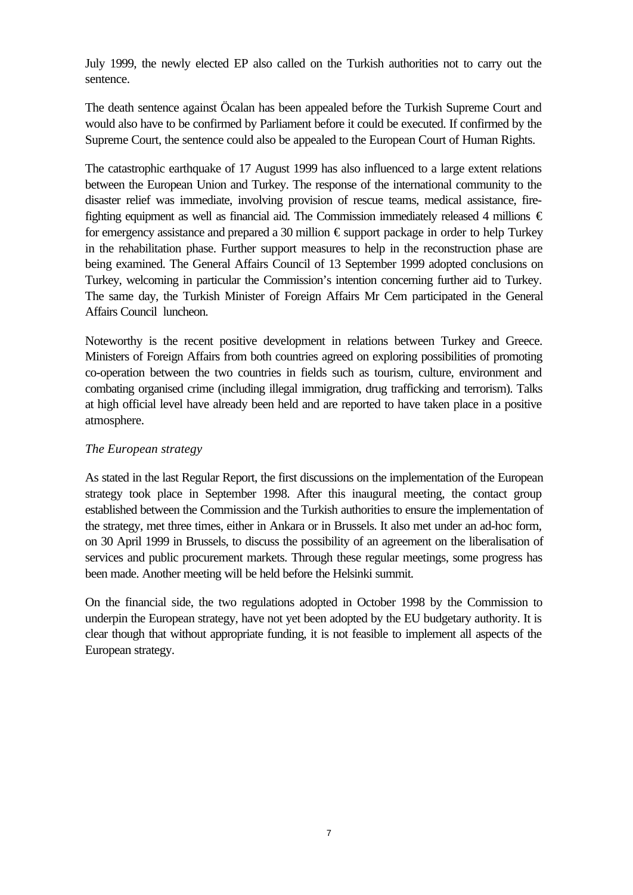July 1999, the newly elected EP also called on the Turkish authorities not to carry out the sentence.

The death sentence against Öcalan has been appealed before the Turkish Supreme Court and would also have to be confirmed by Parliament before it could be executed. If confirmed by the Supreme Court, the sentence could also be appealed to the European Court of Human Rights.

The catastrophic earthquake of 17 August 1999 has also influenced to a large extent relations between the European Union and Turkey. The response of the international community to the disaster relief was immediate, involving provision of rescue teams, medical assistance, fire-fighting equipment as well as financial aid. The Commission immediately released 4 millions € for emergency assistance and prepared a 30 million € support package in order to help Turkey in the rehabilitation phase. Further support measures to help in the reconstruction phase are being examined. The General Affairs Council of 13 September 1999 adopted conclusions on Turkey, welcoming in particular the Commission's intention concerning further aid to Turkey. The same day, the Turkish Minister of Foreign Affairs Mr Cem participated in the General Affairs Council luncheon.

Noteworthy is the recent positive development in relations between Turkey and Greece. Ministers of Foreign Affairs from both countries agreed on exploring possibilities of promoting co-operation between the two countries in fields such as tourism, culture, environment and combating organised crime (including illegal immigration, drug trafficking and terrorism). Talks at high official level have already been held and are reported to have taken place in a positive atmosphere.

*The European strategy*

As stated in the last Regular Report, the first discussions on the implementation of the European strategy took place in September 1998. After this inaugural meeting, the contact group established between the Commission and the Turkish authorities to ensure the implementation of the strategy, met three times, either in Ankara or in Brussels. It also met under an ad-hoc form, on 30 April 1999 in Brussels, to discuss the possibility of an agreement on the liberalisation of services and public procurement markets. Through these regular meetings, some progress has been made. Another meeting will be held before the Helsinki summit.

On the financial side, the two regulations adopted in October 1998 by the Commission to underpin the European strategy, have not yet been adopted by the EU budgetary authority. It is clear though that without appropriate funding, it is not feasible to implement all aspects of the European strategy.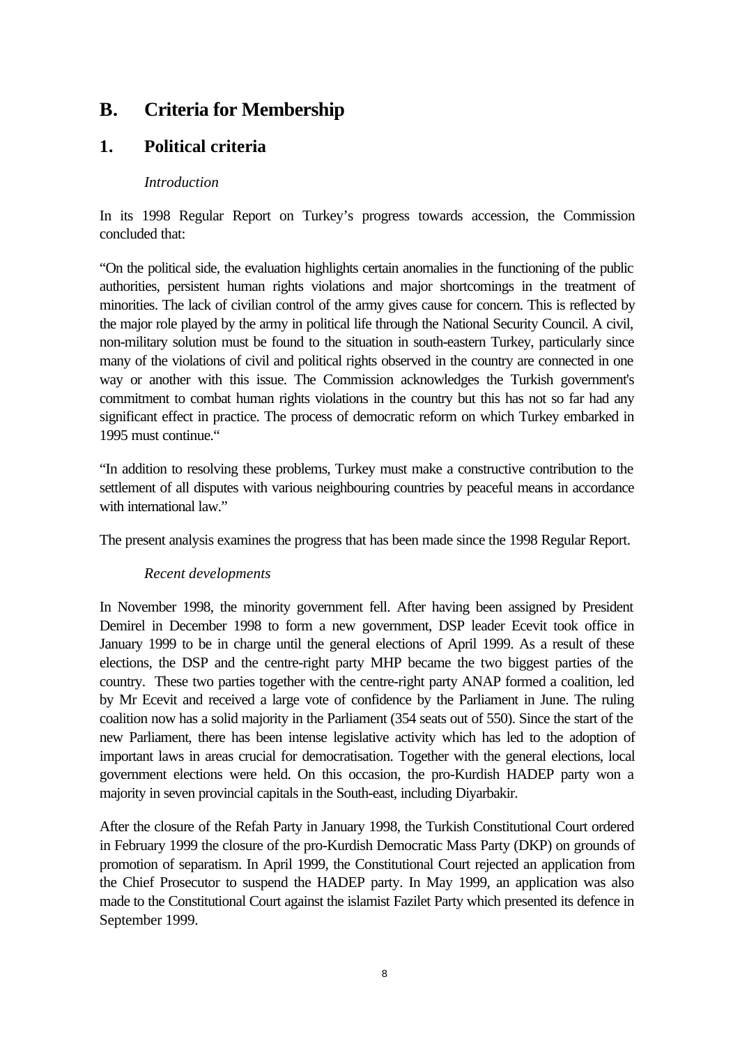# B. Criteria for Membership

## 1. Political criteria

*Introduction*

In its 1998 Regular Report on Turkey's progress towards accession, the Commission concluded that:

"On the political side, the evaluation highlights certain anomalies in the functioning of the public authorities, persistent human rights violations and major shortcomings in the treatment of minorities. The lack of civilian control of the army gives cause for concern. This is reflected by the major role played by the army in political life through the National Security Council. A civil, non-military solution must be found to the situation in south-eastern Turkey, particularly since many of the violations of civil and political rights observed in the country are connected in one way or another with this issue. The Commission acknowledges the Turkish government's commitment to combat human rights violations in the country but this has not so far had any significant effect in practice. The process of democratic reform on which Turkey embarked in 1995 must continue."

"In addition to resolving these problems, Turkey must make a constructive contribution to the settlement of all disputes with various neighbouring countries by peaceful means in accordance with international law."

The present analysis examines the progress that has been made since the 1998 Regular Report.

*Recent developments*

In November 1998, the minority government fell. After having been assigned by President Demirel in December 1998 to form a new government, DSP leader Ecevit took office in January 1999 to be in charge until the general elections of April 1999. As a result of these elections, the DSP and the centre-right party MHP became the two biggest parties of the country. These two parties together with the centre-right party ANAP formed a coalition, led by Mr Ecevit and received a large vote of confidence by the Parliament in June. The ruling coalition now has a solid majority in the Parliament (354 seats out of 550). Since the start of the new Parliament, there has been intense legislative activity which has led to the adoption of important laws in areas crucial for democratisation. Together with the general elections, local government elections were held. On this occasion, the pro-Kurdish HADEP party won a majority in seven provincial capitals in the South-east, including Diyarbakir.

After the closure of the Refah Party in January 1998, the Turkish Constitutional Court ordered in February 1999 the closure of the pro-Kurdish Democratic Mass Party (DKP) on grounds of promotion of separatism. In April 1999, the Constitutional Court rejected an application from the Chief Prosecutor to suspend the HADEP party. In May 1999, an application was also made to the Constitutional Court against the islamist Fazilet Party which presented its defence in September 1999.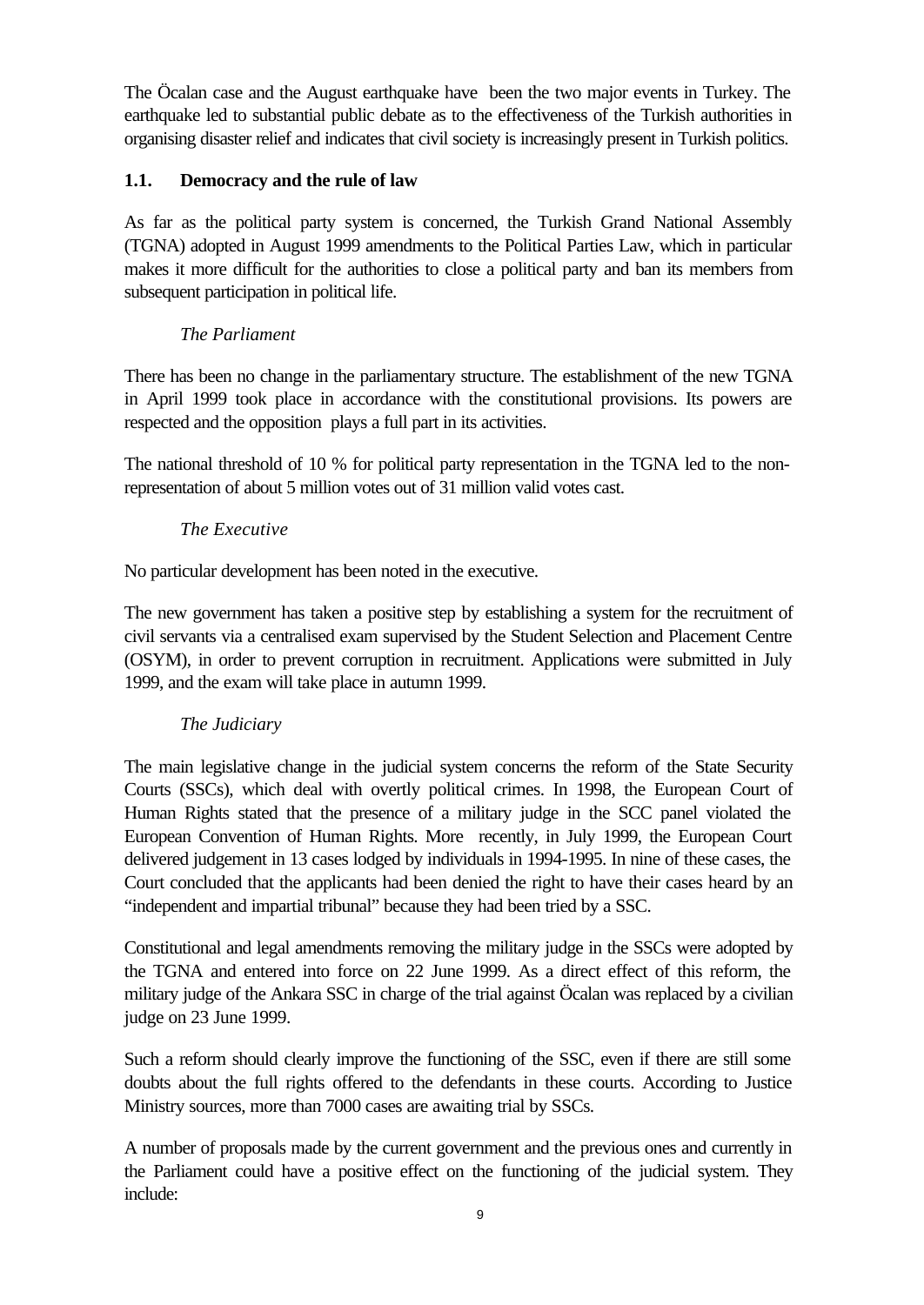The Öcalan case and the August earthquake have been the two major events in Turkey. The earthquake led to substantial public debate as to the effectiveness of the Turkish authorities in organising disaster relief and indicates that civil society is increasingly present in Turkish politics.

### 1.1. Democracy and the rule of law

As far as the political party system is concerned, the Turkish Grand National Assembly (TGNA) adopted in August 1999 amendments to the Political Parties Law, which in particular makes it more difficult for the authorities to close a political party and ban its members from subsequent participation in political life.

*The Parliament*

There has been no change in the parliamentary structure. The establishment of the new TGNA in April 1999 took place in accordance with the constitutional provisions. Its powers are respected and the opposition plays a full part in its activities.

The national threshold of 10 % for political party representation in the TGNA led to the non-representation of about 5 million votes out of 31 million valid votes cast.

*The Executive*

No particular development has been noted in the executive.

The new government has taken a positive step by establishing a system for the recruitment of civil servants via a centralised exam supervised by the Student Selection and Placement Centre (OSYM), in order to prevent corruption in recruitment. Applications were submitted in July 1999, and the exam will take place in autumn 1999.

*The Judiciary*

The main legislative change in the judicial system concerns the reform of the State Security Courts (SSCs), which deal with overtly political crimes. In 1998, the European Court of Human Rights stated that the presence of a military judge in the SCC panel violated the European Convention of Human Rights. More recently, in July 1999, the European Court delivered judgement in 13 cases lodged by individuals in 1994-1995. In nine of these cases, the Court concluded that the applicants had been denied the right to have their cases heard by an "independent and impartial tribunal" because they had been tried by a SSC.

Constitutional and legal amendments removing the military judge in the SSCs were adopted by the TGNA and entered into force on 22 June 1999. As a direct effect of this reform, the military judge of the Ankara SSC in charge of the trial against Öcalan was replaced by a civilian judge on 23 June 1999.

Such a reform should clearly improve the functioning of the SSC, even if there are still some doubts about the full rights offered to the defendants in these courts. According to Justice Ministry sources, more than 7000 cases are awaiting trial by SSCs.

A number of proposals made by the current government and the previous ones and currently in the Parliament could have a positive effect on the functioning of the judicial system. They include: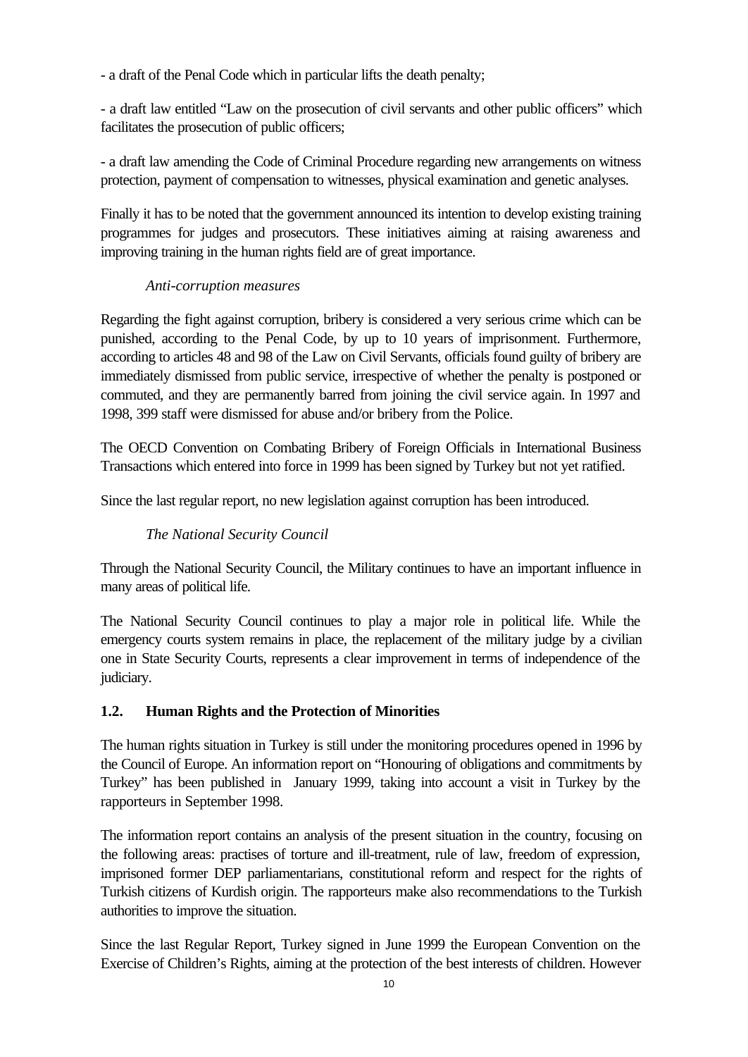- a draft of the Penal Code which in particular lifts the death penalty;

- a draft law entitled "Law on the prosecution of civil servants and other public officers" which facilitates the prosecution of public officers;

- a draft law amending the Code of Criminal Procedure regarding new arrangements on witness protection, payment of compensation to witnesses, physical examination and genetic analyses.

Finally it has to be noted that the government announced its intention to develop existing training programmes for judges and prosecutors. These initiatives aiming at raising awareness and improving training in the human rights field are of great importance.

*Anti-corruption measures*

Regarding the fight against corruption, bribery is considered a very serious crime which can be punished, according to the Penal Code, by up to 10 years of imprisonment. Furthermore, according to articles 48 and 98 of the Law on Civil Servants, officials found guilty of bribery are immediately dismissed from public service, irrespective of whether the penalty is postponed or commuted, and they are permanently barred from joining the civil service again. In 1997 and 1998, 399 staff were dismissed for abuse and/or bribery from the Police.

The OECD Convention on Combating Bribery of Foreign Officials in International Business Transactions which entered into force in 1999 has been signed by Turkey but not yet ratified.

Since the last regular report, no new legislation against corruption has been introduced.

*The National Security Council*

Through the National Security Council, the Military continues to have an important influence in many areas of political life.

The National Security Council continues to play a major role in political life. While the emergency courts system remains in place, the replacement of the military judge by a civilian one in State Security Courts, represents a clear improvement in terms of independence of the judiciary.

## 1.2. Human Rights and the Protection of Minorities

The human rights situation in Turkey is still under the monitoring procedures opened in 1996 by the Council of Europe. An information report on "Honouring of obligations and commitments by Turkey" has been published in January 1999, taking into account a visit in Turkey by the rapporteurs in September 1998.

The information report contains an analysis of the present situation in the country, focusing on the following areas: practises of torture and ill-treatment, rule of law, freedom of expression, imprisoned former DEP parliamentarians, constitutional reform and respect for the rights of Turkish citizens of Kurdish origin. The rapporteurs make also recommendations to the Turkish authorities to improve the situation.

Since the last Regular Report, Turkey signed in June 1999 the European Convention on the Exercise of Children's Rights, aiming at the protection of the best interests of children. However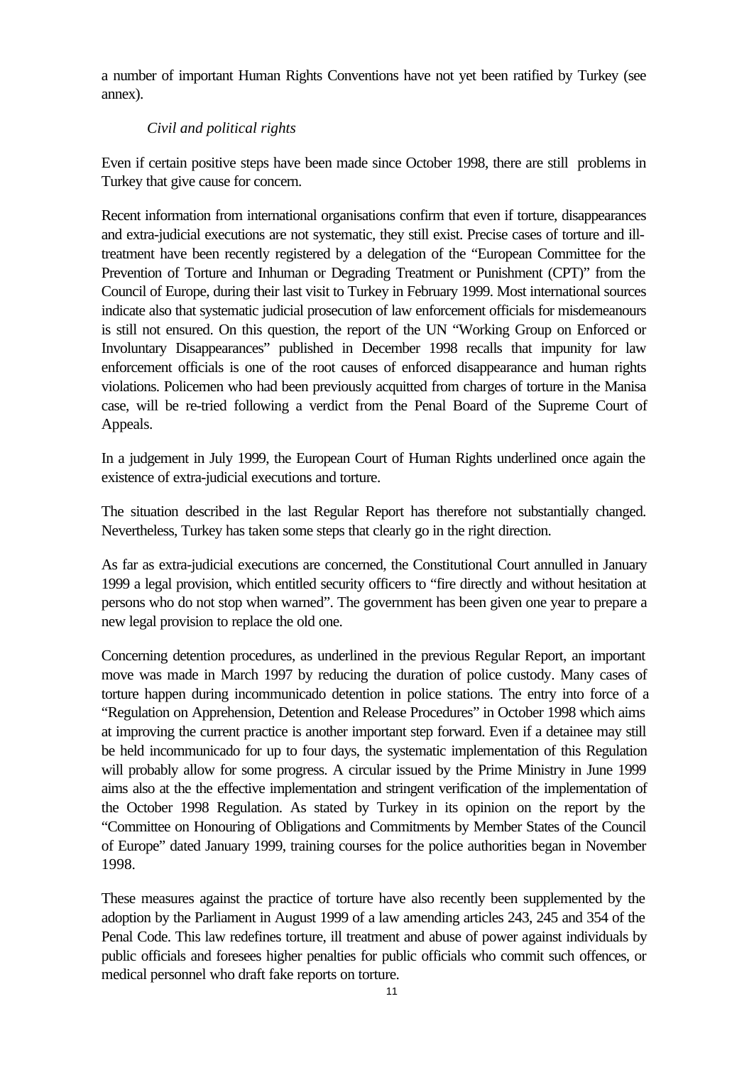a number of important Human Rights Conventions have not yet been ratified by Turkey (see annex).

*Civil and political rights*

Even if certain positive steps have been made since October 1998, there are still problems in Turkey that give cause for concern.

Recent information from international organisations confirm that even if torture, disappearances and extra-judicial executions are not systematic, they still exist. Precise cases of torture and ill-treatment have been recently registered by a delegation of the "European Committee for the Prevention of Torture and Inhuman or Degrading Treatment or Punishment (CPT)" from the Council of Europe, during their last visit to Turkey in February 1999. Most international sources indicate also that systematic judicial prosecution of law enforcement officials for misdemeanours is still not ensured. On this question, the report of the UN "Working Group on Enforced or Involuntary Disappearances" published in December 1998 recalls that impunity for law enforcement officials is one of the root causes of enforced disappearance and human rights violations. Policemen who had been previously acquitted from charges of torture in the Manisa case, will be re-tried following a verdict from the Penal Board of the Supreme Court of Appeals.

In a judgement in July 1999, the European Court of Human Rights underlined once again the existence of extra-judicial executions and torture.

The situation described in the last Regular Report has therefore not substantially changed. Nevertheless, Turkey has taken some steps that clearly go in the right direction.

As far as extra-judicial executions are concerned, the Constitutional Court annulled in January 1999 a legal provision, which entitled security officers to "fire directly and without hesitation at persons who do not stop when warned". The government has been given one year to prepare a new legal provision to replace the old one.

Concerning detention procedures, as underlined in the previous Regular Report, an important move was made in March 1997 by reducing the duration of police custody. Many cases of torture happen during incommunicado detention in police stations. The entry into force of a "Regulation on Apprehension, Detention and Release Procedures" in October 1998 which aims at improving the current practice is another important step forward. Even if a detainee may still be held incommunicado for up to four days, the systematic implementation of this Regulation will probably allow for some progress. A circular issued by the Prime Ministry in June 1999 aims also at the the effective implementation and stringent verification of the implementation of the October 1998 Regulation. As stated by Turkey in its opinion on the report by the "Committee on Honouring of Obligations and Commitments by Member States of the Council of Europe" dated January 1999, training courses for the police authorities began in November 1998.

These measures against the practice of torture have also recently been supplemented by the adoption by the Parliament in August 1999 of a law amending articles 243, 245 and 354 of the Penal Code. This law redefines torture, ill treatment and abuse of power against individuals by public officials and foresees higher penalties for public officials who commit such offences, or medical personnel who draft fake reports on torture.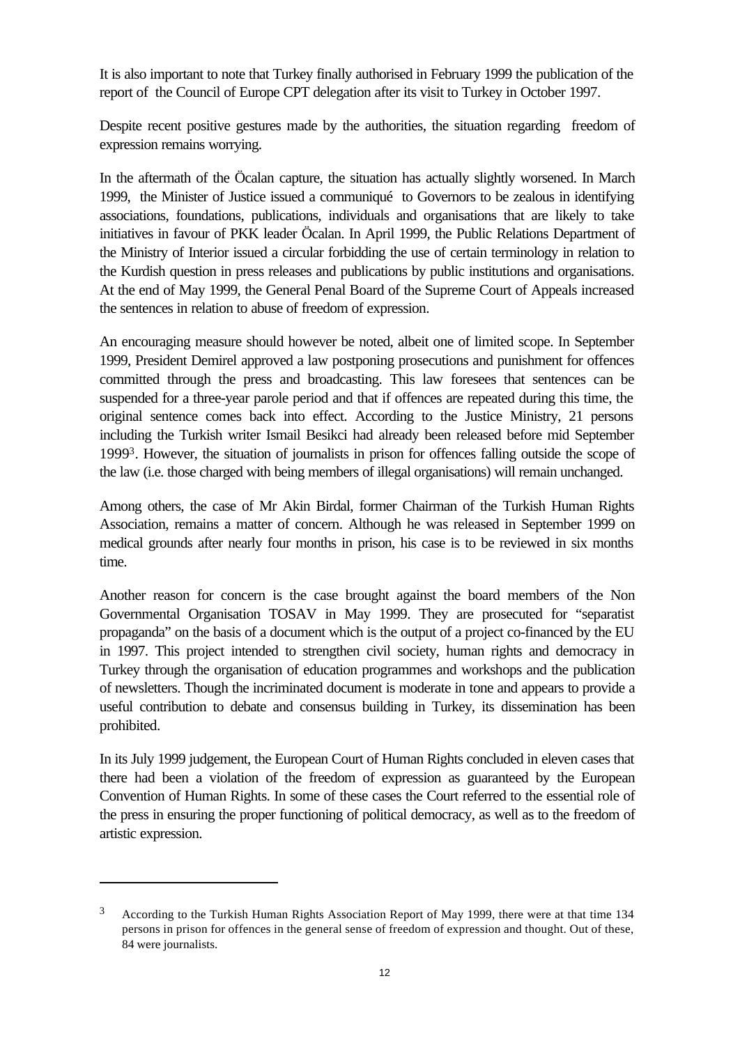It is also important to note that Turkey finally authorised in February 1999 the publication of the report of the Council of Europe CPT delegation after its visit to Turkey in October 1997.

Despite recent positive gestures made by the authorities, the situation regarding freedom of expression remains worrying.

In the aftermath of the Öcalan capture, the situation has actually slightly worsened. In March 1999, the Minister of Justice issued a communiqué to Governors to be zealous in identifying associations, foundations, publications, individuals and organisations that are likely to take initiatives in favour of PKK leader Öcalan. In April 1999, the Public Relations Department of the Ministry of Interior issued a circular forbidding the use of certain terminology in relation to the Kurdish question in press releases and publications by public institutions and organisations. At the end of May 1999, the General Penal Board of the Supreme Court of Appeals increased the sentences in relation to abuse of freedom of expression.

An encouraging measure should however be noted, albeit one of limited scope. In September 1999, President Demirel approved a law postponing prosecutions and punishment for offences committed through the press and broadcasting. This law foresees that sentences can be suspended for a three-year parole period and that if offences are repeated during this time, the original sentence comes back into effect. According to the Justice Ministry, 21 persons including the Turkish writer Ismail Besikci had already been released before mid September 1999[3]. However, the situation of journalists in prison for offences falling outside the scope of the law (i.e. those charged with being members of illegal organisations) will remain unchanged.

Among others, the case of Mr Akin Birdal, former Chairman of the Turkish Human Rights Association, remains a matter of concern. Although he was released in September 1999 on medical grounds after nearly four months in prison, his case is to be reviewed in six months time.

Another reason for concern is the case brought against the board members of the Non Governmental Organisation TOSAV in May 1999. They are prosecuted for "separatist propaganda" on the basis of a document which is the output of a project co-financed by the EU in 1997. This project intended to strengthen civil society, human rights and democracy in Turkey through the organisation of education programmes and workshops and the publication of newsletters. Though the incriminated document is moderate in tone and appears to provide a useful contribution to debate and consensus building in Turkey, its dissemination has been prohibited.

In its July 1999 judgement, the European Court of Human Rights concluded in eleven cases that there had been a violation of the freedom of expression as guaranteed by the European Convention of Human Rights. In some of these cases the Court referred to the essential role of the press in ensuring the proper functioning of political democracy, as well as to the freedom of artistic expression.

---

[3] According to the Turkish Human Rights Association Report of May 1999, there were at that time 134 persons in prison for offences in the general sense of freedom of expression and thought. Out of these, 84 were journalists.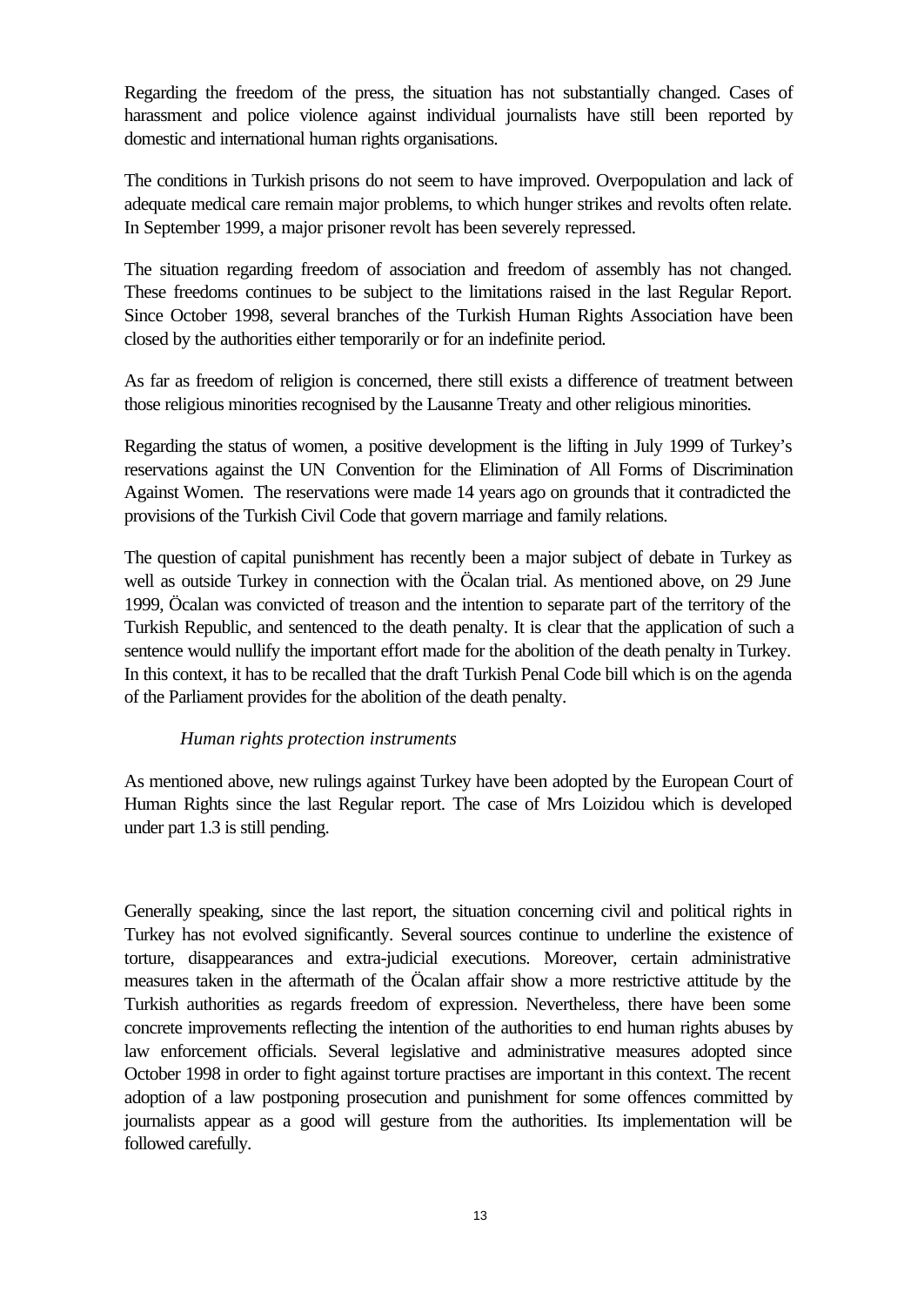Regarding the freedom of the press, the situation has not substantially changed. Cases of harassment and police violence against individual journalists have still been reported by domestic and international human rights organisations.

The conditions in Turkish prisons do not seem to have improved. Overpopulation and lack of adequate medical care remain major problems, to which hunger strikes and revolts often relate. In September 1999, a major prisoner revolt has been severely repressed.

The situation regarding freedom of association and freedom of assembly has not changed. These freedoms continues to be subject to the limitations raised in the last Regular Report. Since October 1998, several branches of the Turkish Human Rights Association have been closed by the authorities either temporarily or for an indefinite period.

As far as freedom of religion is concerned, there still exists a difference of treatment between those religious minorities recognised by the Lausanne Treaty and other religious minorities.

Regarding the status of women, a positive development is the lifting in July 1999 of Turkey's reservations against the UN Convention for the Elimination of All Forms of Discrimination Against Women. The reservations were made 14 years ago on grounds that it contradicted the provisions of the Turkish Civil Code that govern marriage and family relations.

The question of capital punishment has recently been a major subject of debate in Turkey as well as outside Turkey in connection with the Öcalan trial. As mentioned above, on 29 June 1999, Öcalan was convicted of treason and the intention to separate part of the territory of the Turkish Republic, and sentenced to the death penalty. It is clear that the application of such a sentence would nullify the important effort made for the abolition of the death penalty in Turkey. In this context, it has to be recalled that the draft Turkish Penal Code bill which is on the agenda of the Parliament provides for the abolition of the death penalty.

*Human rights protection instruments*

As mentioned above, new rulings against Turkey have been adopted by the European Court of Human Rights since the last Regular report. The case of Mrs Loizidou which is developed under part 1.3 is still pending.

Generally speaking, since the last report, the situation concerning civil and political rights in Turkey has not evolved significantly. Several sources continue to underline the existence of torture, disappearances and extra-judicial executions. Moreover, certain administrative measures taken in the aftermath of the Öcalan affair show a more restrictive attitude by the Turkish authorities as regards freedom of expression. Nevertheless, there have been some concrete improvements reflecting the intention of the authorities to end human rights abuses by law enforcement officials. Several legislative and administrative measures adopted since October 1998 in order to fight against torture practises are important in this context. The recent adoption of a law postponing prosecution and punishment for some offences committed by journalists appear as a good will gesture from the authorities. Its implementation will be followed carefully.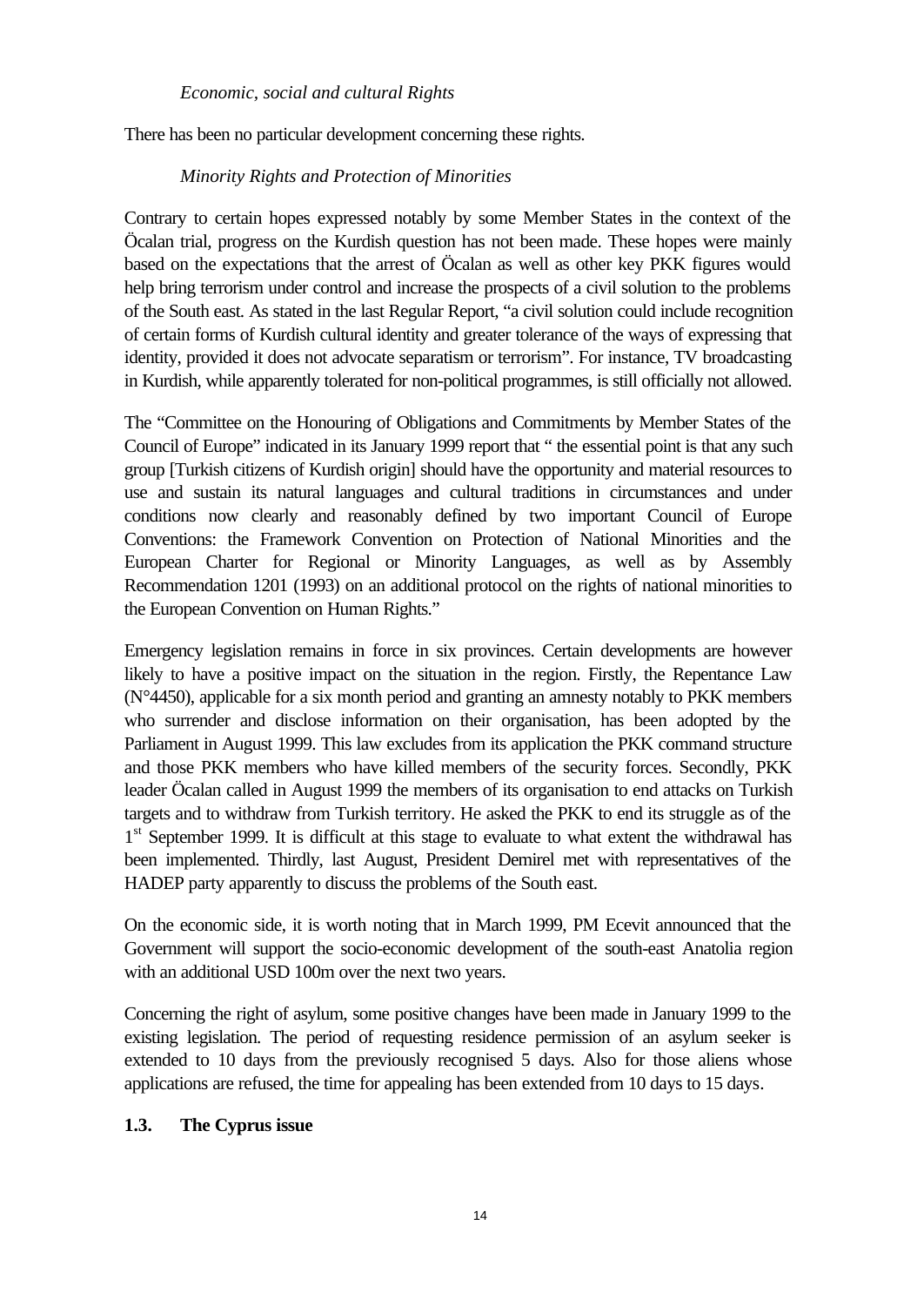*Economic, social and cultural Rights*

There has been no particular development concerning these rights.

*Minority Rights and Protection of Minorities*

Contrary to certain hopes expressed notably by some Member States in the context of the Öcalan trial, progress on the Kurdish question has not been made. These hopes were mainly based on the expectations that the arrest of Öcalan as well as other key PKK figures would help bring terrorism under control and increase the prospects of a civil solution to the problems of the South east. As stated in the last Regular Report, "a civil solution could include recognition of certain forms of Kurdish cultural identity and greater tolerance of the ways of expressing that identity, provided it does not advocate separatism or terrorism". For instance, TV broadcasting in Kurdish, while apparently tolerated for non-political programmes, is still officially not allowed.

The "Committee on the Honouring of Obligations and Commitments by Member States of the Council of Europe" indicated in its January 1999 report that " the essential point is that any such group [Turkish citizens of Kurdish origin] should have the opportunity and material resources to use and sustain its natural languages and cultural traditions in circumstances and under conditions now clearly and reasonably defined by two important Council of Europe Conventions: the Framework Convention on Protection of National Minorities and the European Charter for Regional or Minority Languages, as well as by Assembly Recommendation 1201 (1993) on an additional protocol on the rights of national minorities to the European Convention on Human Rights."

Emergency legislation remains in force in six provinces. Certain developments are however likely to have a positive impact on the situation in the region. Firstly, the Repentance Law (N°4450), applicable for a six month period and granting an amnesty notably to PKK members who surrender and disclose information on their organisation, has been adopted by the Parliament in August 1999. This law excludes from its application the PKK command structure and those PKK members who have killed members of the security forces. Secondly, PKK leader Öcalan called in August 1999 the members of its organisation to end attacks on Turkish targets and to withdraw from Turkish territory. He asked the PKK to end its struggle as of the 1st September 1999. It is difficult at this stage to evaluate to what extent the withdrawal has been implemented. Thirdly, last August, President Demirel met with representatives of the HADEP party apparently to discuss the problems of the South east.

On the economic side, it is worth noting that in March 1999, PM Ecevit announced that the Government will support the socio-economic development of the south-east Anatolia region with an additional USD 100m over the next two years.

Concerning the right of asylum, some positive changes have been made in January 1999 to the existing legislation. The period of requesting residence permission of an asylum seeker is extended to 10 days from the previously recognised 5 days. Also for those aliens whose applications are refused, the time for appealing has been extended from 10 days to 15 days.

### 1.3. The Cyprus issue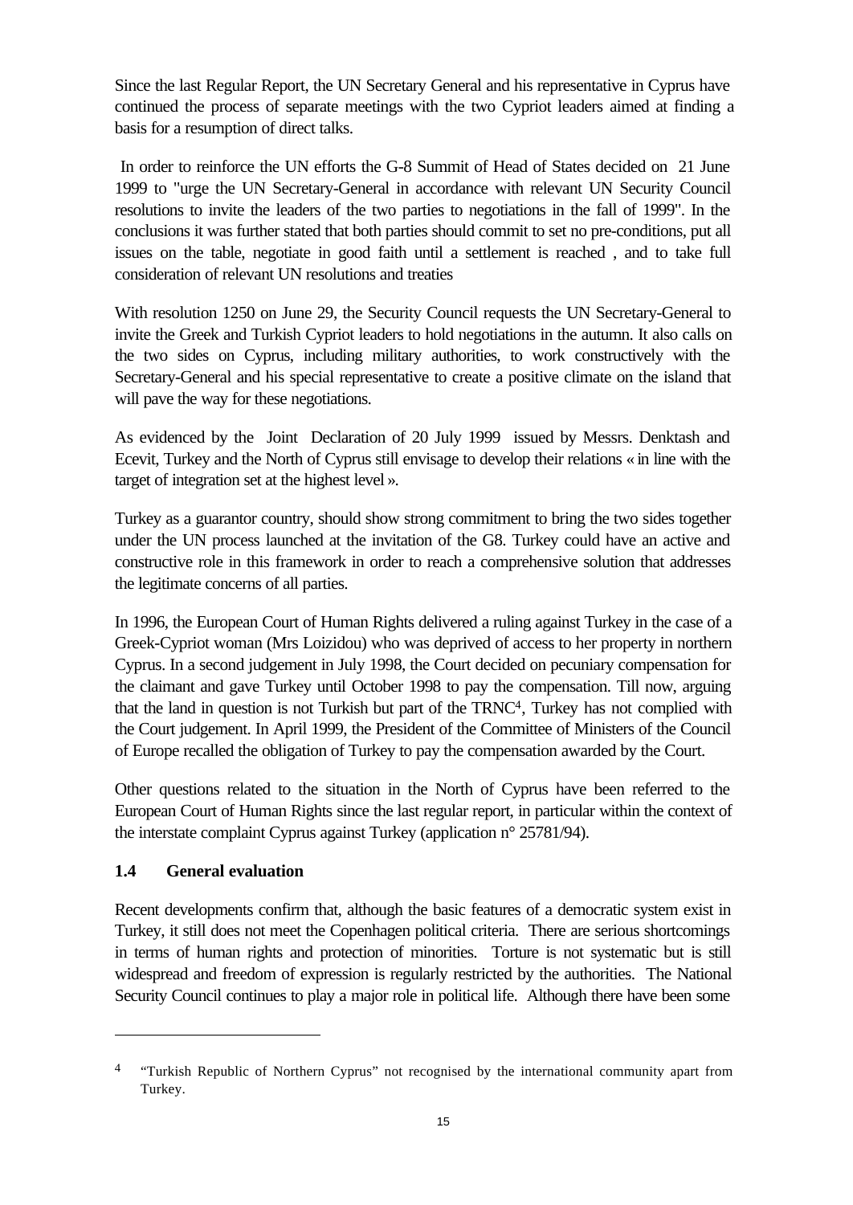Since the last Regular Report, the UN Secretary General and his representative in Cyprus have continued the process of separate meetings with the two Cypriot leaders aimed at finding a basis for a resumption of direct talks.

In order to reinforce the UN efforts the G-8 Summit of Head of States decided on 21 June 1999 to "urge the UN Secretary-General in accordance with relevant UN Security Council resolutions to invite the leaders of the two parties to negotiations in the fall of 1999". In the conclusions it was further stated that both parties should commit to set no pre-conditions, put all issues on the table, negotiate in good faith until a settlement is reached , and to take full consideration of relevant UN resolutions and treaties

With resolution 1250 on June 29, the Security Council requests the UN Secretary-General to invite the Greek and Turkish Cypriot leaders to hold negotiations in the autumn. It also calls on the two sides on Cyprus, including military authorities, to work constructively with the Secretary-General and his special representative to create a positive climate on the island that will pave the way for these negotiations.

As evidenced by the Joint Declaration of 20 July 1999 issued by Messrs. Denktash and Ecevit, Turkey and the North of Cyprus still envisage to develop their relations « in line with the target of integration set at the highest level ».

Turkey as a guarantor country, should show strong commitment to bring the two sides together under the UN process launched at the invitation of the G8. Turkey could have an active and constructive role in this framework in order to reach a comprehensive solution that addresses the legitimate concerns of all parties.

In 1996, the European Court of Human Rights delivered a ruling against Turkey in the case of a Greek-Cypriot woman (Mrs Loizidou) who was deprived of access to her property in northern Cyprus. In a second judgement in July 1998, the Court decided on pecuniary compensation for the claimant and gave Turkey until October 1998 to pay the compensation. Till now, arguing that the land in question is not Turkish but part of the TRNC[4], Turkey has not complied with the Court judgement. In April 1999, the President of the Committee of Ministers of the Council of Europe recalled the obligation of Turkey to pay the compensation awarded by the Court.

Other questions related to the situation in the North of Cyprus have been referred to the European Court of Human Rights since the last regular report, in particular within the context of the interstate complaint Cyprus against Turkey (application n° 25781/94).

### 1.4 General evaluation

Recent developments confirm that, although the basic features of a democratic system exist in Turkey, it still does not meet the Copenhagen political criteria. There are serious shortcomings in terms of human rights and protection of minorities. Torture is not systematic but is still widespread and freedom of expression is regularly restricted by the authorities. The National Security Council continues to play a major role in political life. Although there have been some

---

[4] "Turkish Republic of Northern Cyprus" not recognised by the international community apart from Turkey.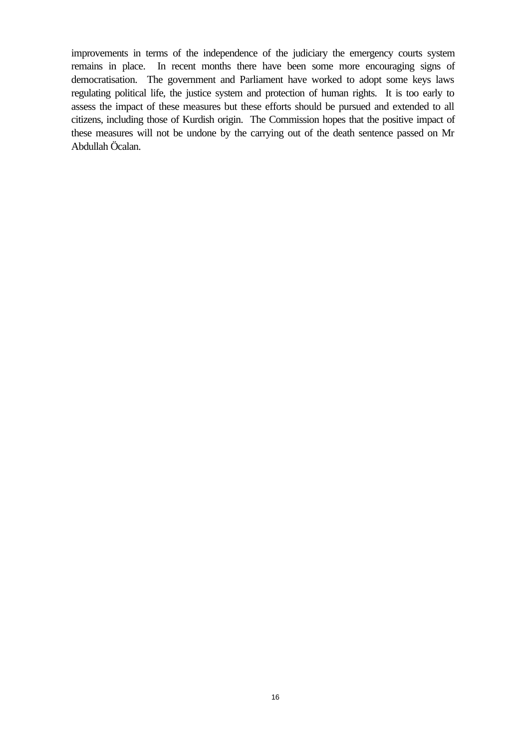improvements in terms of the independence of the judiciary the emergency courts system remains in place. In recent months there have been some more encouraging signs of democratisation. The government and Parliament have worked to adopt some keys laws regulating political life, the justice system and protection of human rights. It is too early to assess the impact of these measures but these efforts should be pursued and extended to all citizens, including those of Kurdish origin. The Commission hopes that the positive impact of these measures will not be undone by the carrying out of the death sentence passed on Mr Abdullah Öcalan.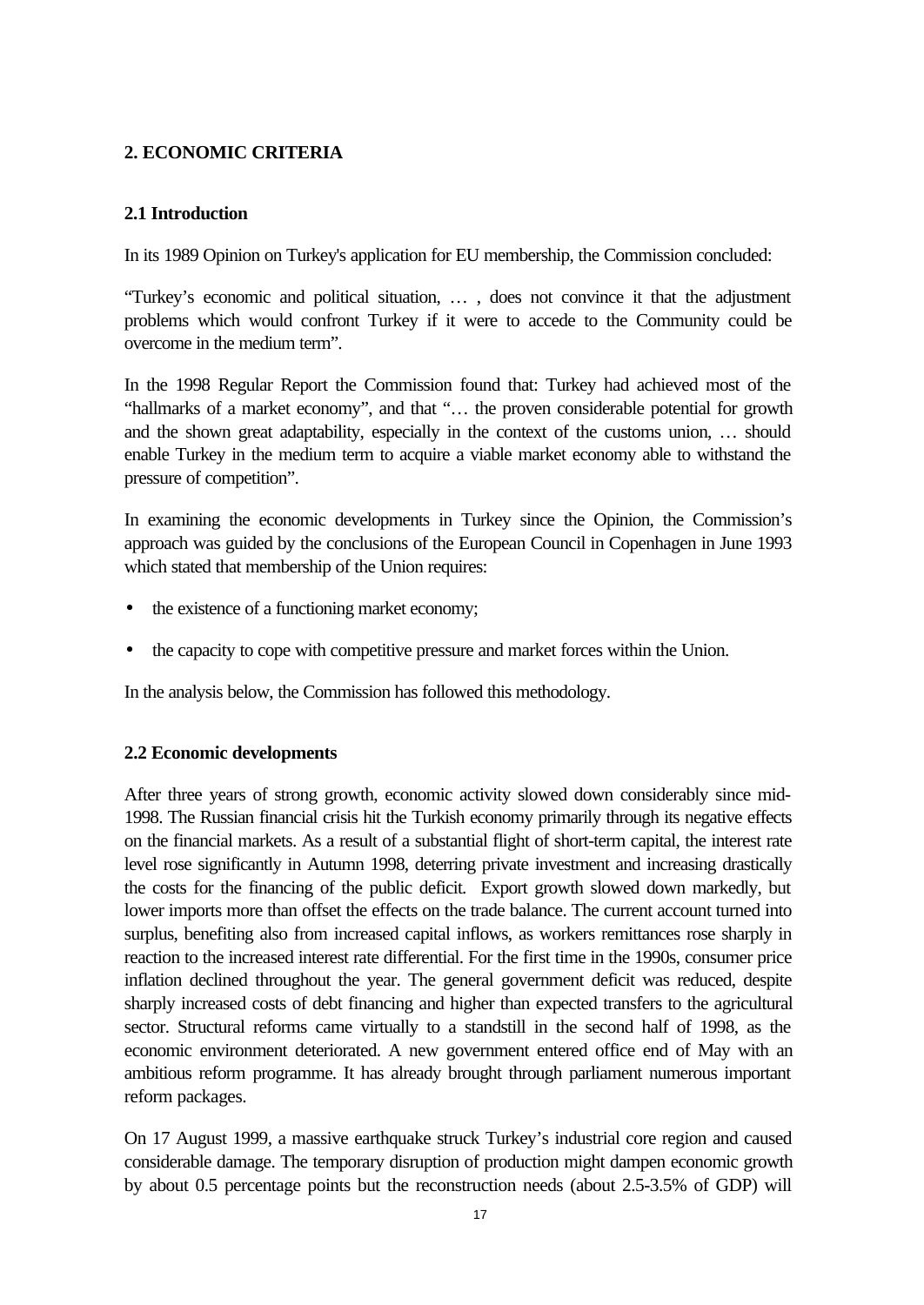## 2. ECONOMIC CRITERIA

### 2.1 Introduction

In its 1989 Opinion on Turkey's application for EU membership, the Commission concluded:

"Turkey's economic and political situation, … , does not convince it that the adjustment problems which would confront Turkey if it were to accede to the Community could be overcome in the medium term".

In the 1998 Regular Report the Commission found that: Turkey had achieved most of the "hallmarks of a market economy", and that "… the proven considerable potential for growth and the shown great adaptability, especially in the context of the customs union, … should enable Turkey in the medium term to acquire a viable market economy able to withstand the pressure of competition".

In examining the economic developments in Turkey since the Opinion, the Commission's approach was guided by the conclusions of the European Council in Copenhagen in June 1993 which stated that membership of the Union requires:

- the existence of a functioning market economy;
- the capacity to cope with competitive pressure and market forces within the Union.

In the analysis below, the Commission has followed this methodology.

### 2.2 Economic developments

After three years of strong growth, economic activity slowed down considerably since mid-1998. The Russian financial crisis hit the Turkish economy primarily through its negative effects on the financial markets. As a result of a substantial flight of short-term capital, the interest rate level rose significantly in Autumn 1998, deterring private investment and increasing drastically the costs for the financing of the public deficit. Export growth slowed down markedly, but lower imports more than offset the effects on the trade balance. The current account turned into surplus, benefiting also from increased capital inflows, as workers remittances rose sharply in reaction to the increased interest rate differential. For the first time in the 1990s, consumer price inflation declined throughout the year. The general government deficit was reduced, despite sharply increased costs of debt financing and higher than expected transfers to the agricultural sector. Structural reforms came virtually to a standstill in the second half of 1998, as the economic environment deteriorated. A new government entered office end of May with an ambitious reform programme. It has already brought through parliament numerous important reform packages.

On 17 August 1999, a massive earthquake struck Turkey's industrial core region and caused considerable damage. The temporary disruption of production might dampen economic growth by about 0.5 percentage points but the reconstruction needs (about 2.5-3.5% of GDP) will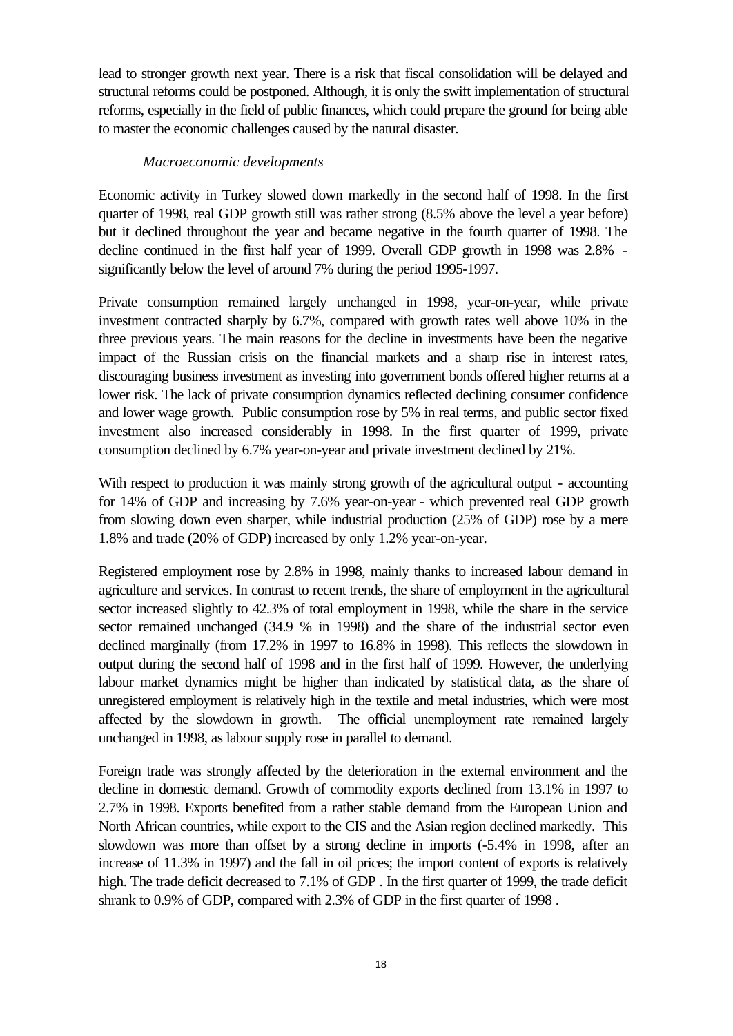lead to stronger growth next year. There is a risk that fiscal consolidation will be delayed and structural reforms could be postponed. Although, it is only the swift implementation of structural reforms, especially in the field of public finances, which could prepare the ground for being able to master the economic challenges caused by the natural disaster.

*Macroeconomic developments*

Economic activity in Turkey slowed down markedly in the second half of 1998. In the first quarter of 1998, real GDP growth still was rather strong (8.5% above the level a year before) but it declined throughout the year and became negative in the fourth quarter of 1998. The decline continued in the first half year of 1999. Overall GDP growth in 1998 was 2.8% - significantly below the level of around 7% during the period 1995-1997.

Private consumption remained largely unchanged in 1998, year-on-year, while private investment contracted sharply by 6.7%, compared with growth rates well above 10% in the three previous years. The main reasons for the decline in investments have been the negative impact of the Russian crisis on the financial markets and a sharp rise in interest rates, discouraging business investment as investing into government bonds offered higher returns at a lower risk. The lack of private consumption dynamics reflected declining consumer confidence and lower wage growth. Public consumption rose by 5% in real terms, and public sector fixed investment also increased considerably in 1998. In the first quarter of 1999, private consumption declined by 6.7% year-on-year and private investment declined by 21%.

With respect to production it was mainly strong growth of the agricultural output - accounting for 14% of GDP and increasing by 7.6% year-on-year - which prevented real GDP growth from slowing down even sharper, while industrial production (25% of GDP) rose by a mere 1.8% and trade (20% of GDP) increased by only 1.2% year-on-year.

Registered employment rose by 2.8% in 1998, mainly thanks to increased labour demand in agriculture and services. In contrast to recent trends, the share of employment in the agricultural sector increased slightly to 42.3% of total employment in 1998, while the share in the service sector remained unchanged (34.9 % in 1998) and the share of the industrial sector even declined marginally (from 17.2% in 1997 to 16.8% in 1998). This reflects the slowdown in output during the second half of 1998 and in the first half of 1999. However, the underlying labour market dynamics might be higher than indicated by statistical data, as the share of unregistered employment is relatively high in the textile and metal industries, which were most affected by the slowdown in growth. The official unemployment rate remained largely unchanged in 1998, as labour supply rose in parallel to demand.

Foreign trade was strongly affected by the deterioration in the external environment and the decline in domestic demand. Growth of commodity exports declined from 13.1% in 1997 to 2.7% in 1998. Exports benefited from a rather stable demand from the European Union and North African countries, while export to the CIS and the Asian region declined markedly. This slowdown was more than offset by a strong decline in imports (-5.4% in 1998, after an increase of 11.3% in 1997) and the fall in oil prices; the import content of exports is relatively high. The trade deficit decreased to 7.1% of GDP . In the first quarter of 1999, the trade deficit shrank to 0.9% of GDP, compared with 2.3% of GDP in the first quarter of 1998 .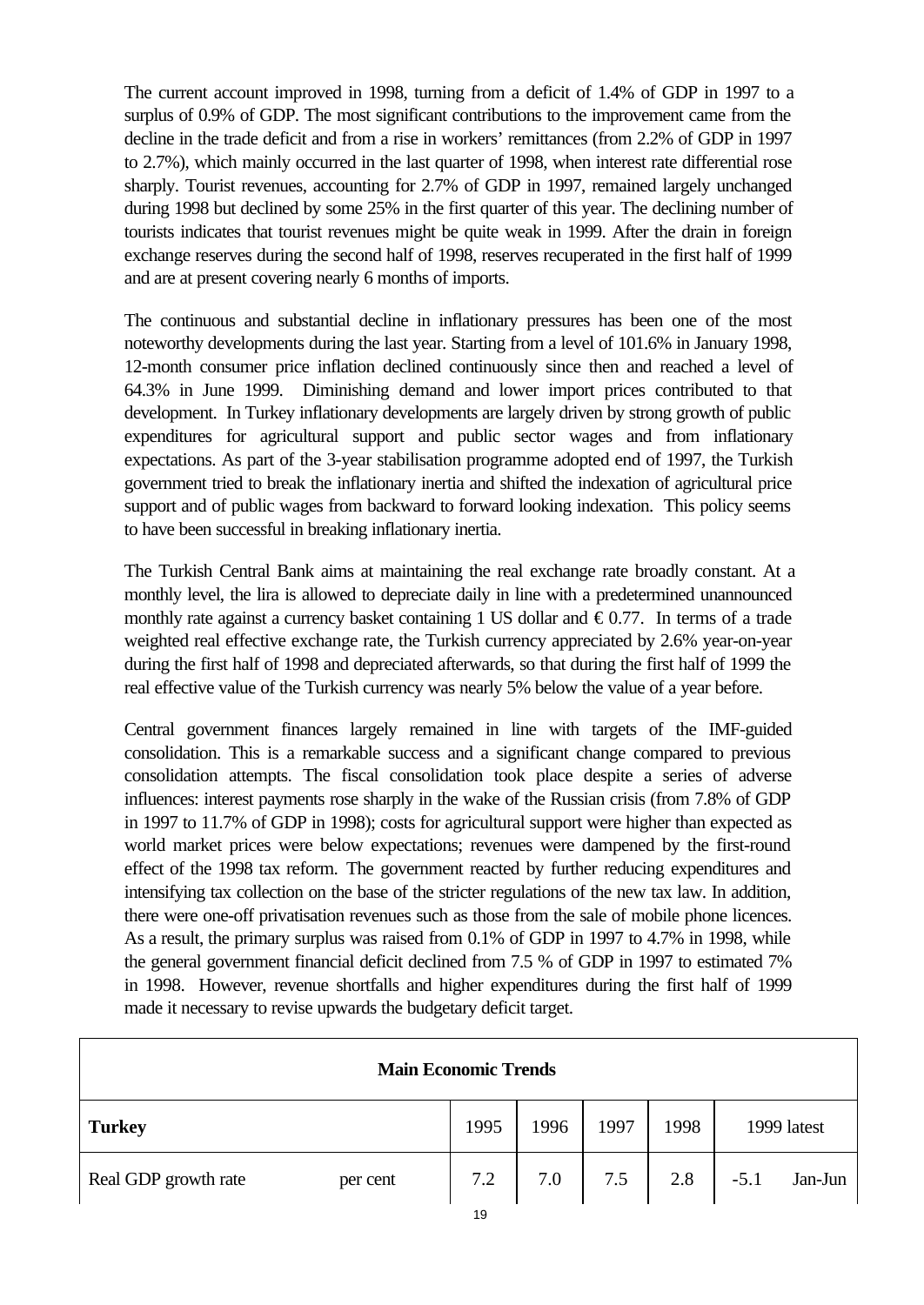The current account improved in 1998, turning from a deficit of 1.4% of GDP in 1997 to a surplus of 0.9% of GDP. The most significant contributions to the improvement came from the decline in the trade deficit and from a rise in workers' remittances (from 2.2% of GDP in 1997 to 2.7%), which mainly occurred in the last quarter of 1998, when interest rate differential rose sharply. Tourist revenues, accounting for 2.7% of GDP in 1997, remained largely unchanged during 1998 but declined by some 25% in the first quarter of this year. The declining number of tourists indicates that tourist revenues might be quite weak in 1999. After the drain in foreign exchange reserves during the second half of 1998, reserves recuperated in the first half of 1999 and are at present covering nearly 6 months of imports.

The continuous and substantial decline in inflationary pressures has been one of the most noteworthy developments during the last year. Starting from a level of 101.6% in January 1998, 12-month consumer price inflation declined continuously since then and reached a level of 64.3% in June 1999. Diminishing demand and lower import prices contributed to that development. In Turkey inflationary developments are largely driven by strong growth of public expenditures for agricultural support and public sector wages and from inflationary expectations. As part of the 3-year stabilisation programme adopted end of 1997, the Turkish government tried to break the inflationary inertia and shifted the indexation of agricultural price support and of public wages from backward to forward looking indexation. This policy seems to have been successful in breaking inflationary inertia.

The Turkish Central Bank aims at maintaining the real exchange rate broadly constant. At a monthly level, the lira is allowed to depreciate daily in line with a predetermined unannounced monthly rate against a currency basket containing 1 US dollar and € 0.77. In terms of a trade weighted real effective exchange rate, the Turkish currency appreciated by 2.6% year-on-year during the first half of 1998 and depreciated afterwards, so that during the first half of 1999 the real effective value of the Turkish currency was nearly 5% below the value of a year before.

Central government finances largely remained in line with targets of the IMF-guided consolidation. This is a remarkable success and a significant change compared to previous consolidation attempts. The fiscal consolidation took place despite a series of adverse influences: interest payments rose sharply in the wake of the Russian crisis (from 7.8% of GDP in 1997 to 11.7% of GDP in 1998); costs for agricultural support were higher than expected as world market prices were below expectations; revenues were dampened by the first-round effect of the 1998 tax reform. The government reacted by further reducing expenditures and intensifying tax collection on the base of the stricter regulations of the new tax law. In addition, there were one-off privatisation revenues such as those from the sale of mobile phone licences. As a result, the primary surplus was raised from 0.1% of GDP in 1997 to 4.7% in 1998, while the general government financial deficit declined from 7.5 % of GDP in 1997 to estimated 7% in 1998. However, revenue shortfalls and higher expenditures during the first half of 1999 made it necessary to revise upwards the budgetary deficit target.

**Main Economic Trends**

| **Turkey** | | 1995 | 1996 | 1997 | 1998 | 1999 latest | |
|---|---|---|---|---|---|---|---|
| Real GDP growth rate | per cent | 7.2 | 7.0 | 7.5 | 2.8 | -5.1 | Jan-Jun |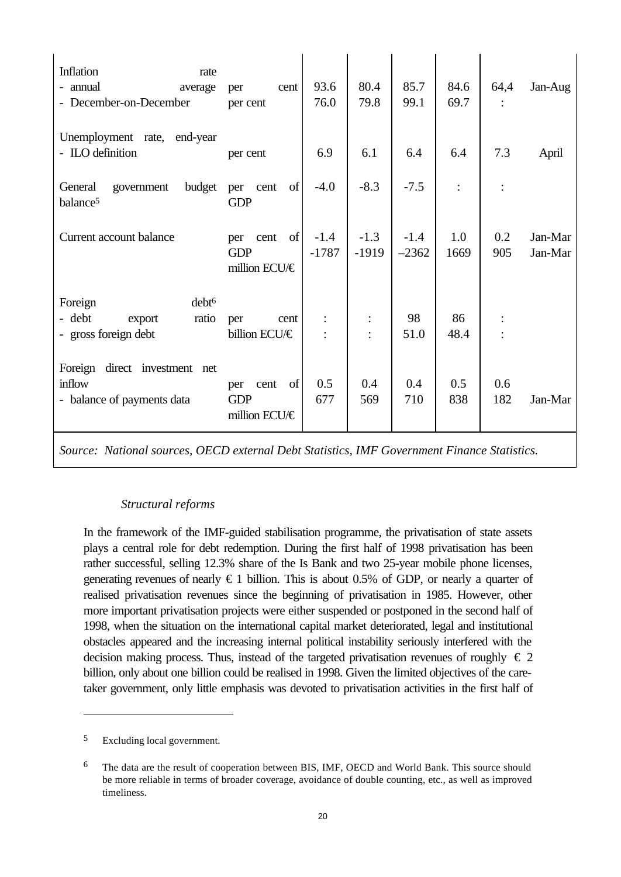| | | | | | | | |
|---|---|---|---|---|---|---|---|
| Inflation rate<br>- annual average<br>- December-on-December | per cent<br>per cent | 93.6<br>76.0 | 80.4<br>79.8 | 85.7<br>99.1 | 84.6<br>69.7 | 64,4<br>: | Jan-Aug |
| Unemployment rate, end-year<br>- ILO definition | per cent | 6.9 | 6.1 | 6.4 | 6.4 | 7.3 | April |
| General government budget balance[5] | per cent of GDP | -4.0 | -8.3 | -7.5 | : | : | |
| Current account balance | per cent of GDP<br>million ECU/€ | -1.4<br>-1787 | -1.3<br>-1919 | -1.4<br>–2362 | 1.0<br>1669 | 0.2<br>905 | Jan-Mar<br>Jan-Mar |
| Foreign debt[6]<br>- debt export ratio<br>- gross foreign debt | per cent<br>billion ECU/€ | :<br>: | :<br>: | 98<br>51.0 | 86<br>48.4 | :<br>: | |
| Foreign direct investment net inflow<br>- balance of payments data | per cent of GDP<br>million ECU/€ | 0.5<br>677 | 0.4<br>569 | 0.4<br>710 | 0.5<br>838 | 0.6<br>182 | Jan-Mar |

*Source: National sources, OECD external Debt Statistics, IMF Government Finance Statistics.*

*Structural reforms*

In the framework of the IMF-guided stabilisation programme, the privatisation of state assets plays a central role for debt redemption. During the first half of 1998 privatisation has been rather successful, selling 12.3% share of the Is Bank and two 25-year mobile phone licenses, generating revenues of nearly € 1 billion. This is about 0.5% of GDP, or nearly a quarter of realised privatisation revenues since the beginning of privatisation in 1985. However, other more important privatisation projects were either suspended or postponed in the second half of 1998, when the situation on the international capital market deteriorated, legal and institutional obstacles appeared and the increasing internal political instability seriously interfered with the decision making process. Thus, instead of the targeted privatisation revenues of roughly € 2 billion, only about one billion could be realised in 1998. Given the limited objectives of the care-taker government, only little emphasis was devoted to privatisation activities in the first half of

---

[5] Excluding local government.

[6] The data are the result of cooperation between BIS, IMF, OECD and World Bank. This source should be more reliable in terms of broader coverage, avoidance of double counting, etc., as well as improved timeliness.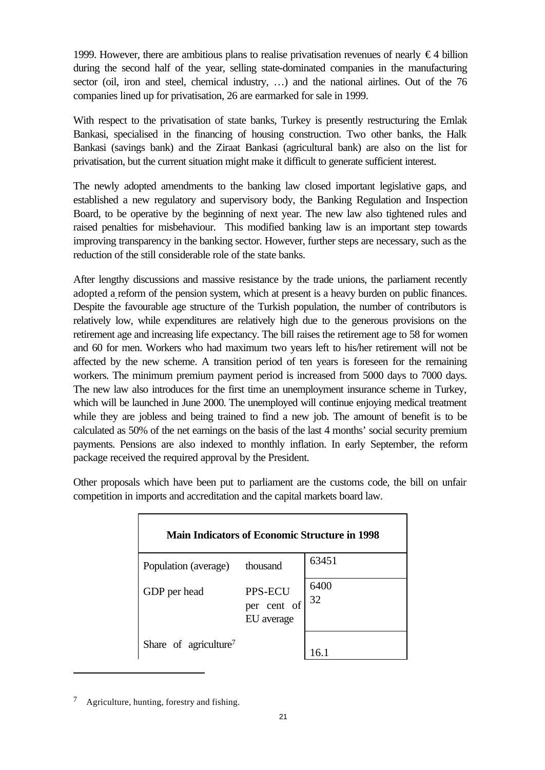1999. However, there are ambitious plans to realise privatisation revenues of nearly € 4 billion during the second half of the year, selling state-dominated companies in the manufacturing sector (oil, iron and steel, chemical industry, …) and the national airlines. Out of the 76 companies lined up for privatisation, 26 are earmarked for sale in 1999.

With respect to the privatisation of state banks, Turkey is presently restructuring the Emlak Bankasi, specialised in the financing of housing construction. Two other banks, the Halk Bankasi (savings bank) and the Ziraat Bankasi (agricultural bank) are also on the list for privatisation, but the current situation might make it difficult to generate sufficient interest.

The newly adopted amendments to the banking law closed important legislative gaps, and established a new regulatory and supervisory body, the Banking Regulation and Inspection Board, to be operative by the beginning of next year. The new law also tightened rules and raised penalties for misbehaviour. This modified banking law is an important step towards improving transparency in the banking sector. However, further steps are necessary, such as the reduction of the still considerable role of the state banks.

After lengthy discussions and massive resistance by the trade unions, the parliament recently adopted a reform of the pension system, which at present is a heavy burden on public finances. Despite the favourable age structure of the Turkish population, the number of contributors is relatively low, while expenditures are relatively high due to the generous provisions on the retirement age and increasing life expectancy. The bill raises the retirement age to 58 for women and 60 for men. Workers who had maximum two years left to his/her retirement will not be affected by the new scheme. A transition period of ten years is foreseen for the remaining workers. The minimum premium payment period is increased from 5000 days to 7000 days. The new law also introduces for the first time an unemployment insurance scheme in Turkey, which will be launched in June 2000. The unemployed will continue enjoying medical treatment while they are jobless and being trained to find a new job. The amount of benefit is to be calculated as 50% of the net earnings on the basis of the last 4 months' social security premium payments. Pensions are also indexed to monthly inflation. In early September, the reform package received the required approval by the President.

Other proposals which have been put to parliament are the customs code, the bill on unfair competition in imports and accreditation and the capital markets board law.

| Main Indicators of Economic Structure in 1998 | | |
|---|---|---|
| Population (average) | thousand | 63451 |
| GDP per head | PPS-ECU<br>per cent of EU average | 6400<br>32 |
| Share of agriculture[7] | | 16.1 |

[7] Agriculture, hunting, forestry and fishing.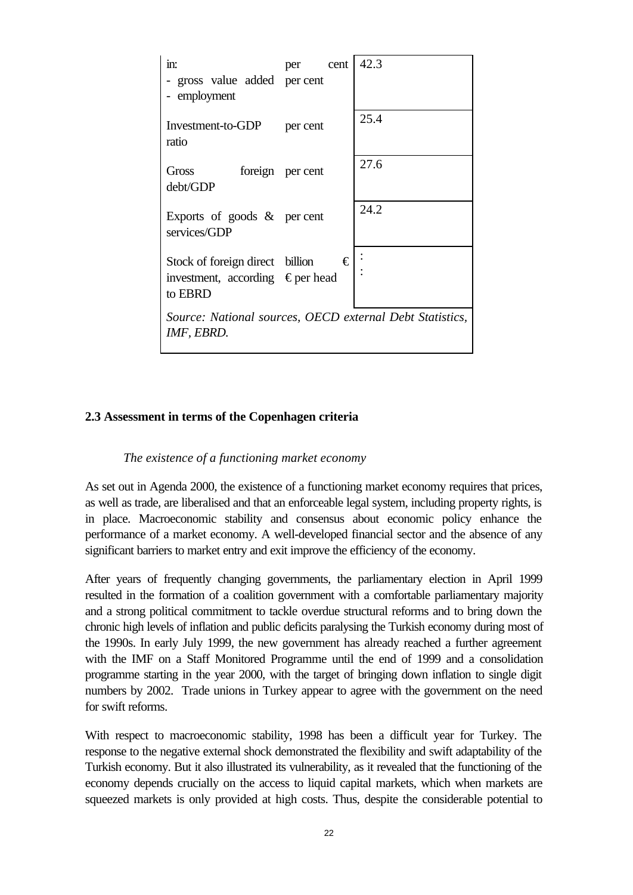| | | |
|---|---|---|
| in:<br>- gross value added<br>- employment | per cent<br>per cent | 42.3 |
| Investment-to-GDP ratio | per cent | 25.4 |
| Gross foreign debt/GDP | per cent | 27.6 |
| Exports of goods & services/GDP | per cent | 24.2 |
| Stock of foreign direct investment, according to EBRD | billion €<br>€ per head | :<br>: |
| *Source: National sources, OECD external Debt Statistics, IMF, EBRD.* | | |

### 2.3 Assessment in terms of the Copenhagen criteria

*The existence of a functioning market economy*

As set out in Agenda 2000, the existence of a functioning market economy requires that prices, as well as trade, are liberalised and that an enforceable legal system, including property rights, is in place. Macroeconomic stability and consensus about economic policy enhance the performance of a market economy. A well-developed financial sector and the absence of any significant barriers to market entry and exit improve the efficiency of the economy.

After years of frequently changing governments, the parliamentary election in April 1999 resulted in the formation of a coalition government with a comfortable parliamentary majority and a strong political commitment to tackle overdue structural reforms and to bring down the chronic high levels of inflation and public deficits paralysing the Turkish economy during most of the 1990s. In early July 1999, the new government has already reached a further agreement with the IMF on a Staff Monitored Programme until the end of 1999 and a consolidation programme starting in the year 2000, with the target of bringing down inflation to single digit numbers by 2002. Trade unions in Turkey appear to agree with the government on the need for swift reforms.

With respect to macroeconomic stability, 1998 has been a difficult year for Turkey. The response to the negative external shock demonstrated the flexibility and swift adaptability of the Turkish economy. But it also illustrated its vulnerability, as it revealed that the functioning of the economy depends crucially on the access to liquid capital markets, which when markets are squeezed markets is only provided at high costs. Thus, despite the considerable potential to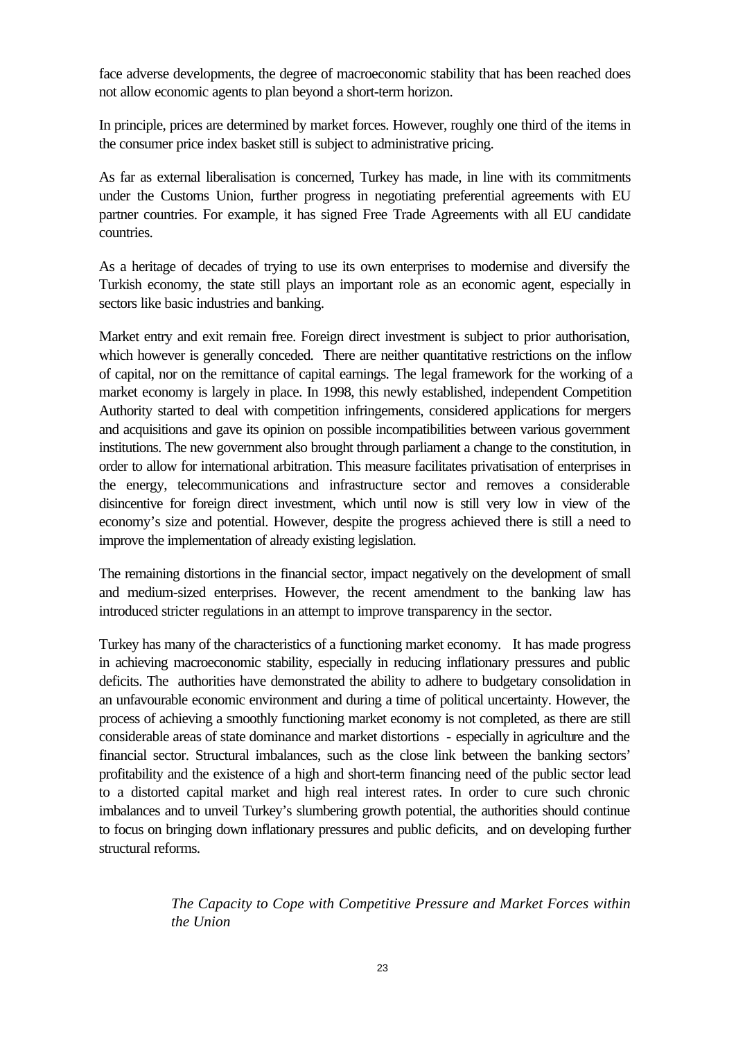face adverse developments, the degree of macroeconomic stability that has been reached does not allow economic agents to plan beyond a short-term horizon.

In principle, prices are determined by market forces. However, roughly one third of the items in the consumer price index basket still is subject to administrative pricing.

As far as external liberalisation is concerned, Turkey has made, in line with its commitments under the Customs Union, further progress in negotiating preferential agreements with EU partner countries. For example, it has signed Free Trade Agreements with all EU candidate countries.

As a heritage of decades of trying to use its own enterprises to modernise and diversify the Turkish economy, the state still plays an important role as an economic agent, especially in sectors like basic industries and banking.

Market entry and exit remain free. Foreign direct investment is subject to prior authorisation, which however is generally conceded. There are neither quantitative restrictions on the inflow of capital, nor on the remittance of capital earnings. The legal framework for the working of a market economy is largely in place. In 1998, this newly established, independent Competition Authority started to deal with competition infringements, considered applications for mergers and acquisitions and gave its opinion on possible incompatibilities between various government institutions. The new government also brought through parliament a change to the constitution, in order to allow for international arbitration. This measure facilitates privatisation of enterprises in the energy, telecommunications and infrastructure sector and removes a considerable disincentive for foreign direct investment, which until now is still very low in view of the economy's size and potential. However, despite the progress achieved there is still a need to improve the implementation of already existing legislation.

The remaining distortions in the financial sector, impact negatively on the development of small and medium-sized enterprises. However, the recent amendment to the banking law has introduced stricter regulations in an attempt to improve transparency in the sector.

Turkey has many of the characteristics of a functioning market economy. It has made progress in achieving macroeconomic stability, especially in reducing inflationary pressures and public deficits. The authorities have demonstrated the ability to adhere to budgetary consolidation in an unfavourable economic environment and during a time of political uncertainty. However, the process of achieving a smoothly functioning market economy is not completed, as there are still considerable areas of state dominance and market distortions - especially in agriculture and the financial sector. Structural imbalances, such as the close link between the banking sectors' profitability and the existence of a high and short-term financing need of the public sector lead to a distorted capital market and high real interest rates. In order to cure such chronic imbalances and to unveil Turkey's slumbering growth potential, the authorities should continue to focus on bringing down inflationary pressures and public deficits, and on developing further structural reforms.

### *The Capacity to Cope with Competitive Pressure and Market Forces within the Union*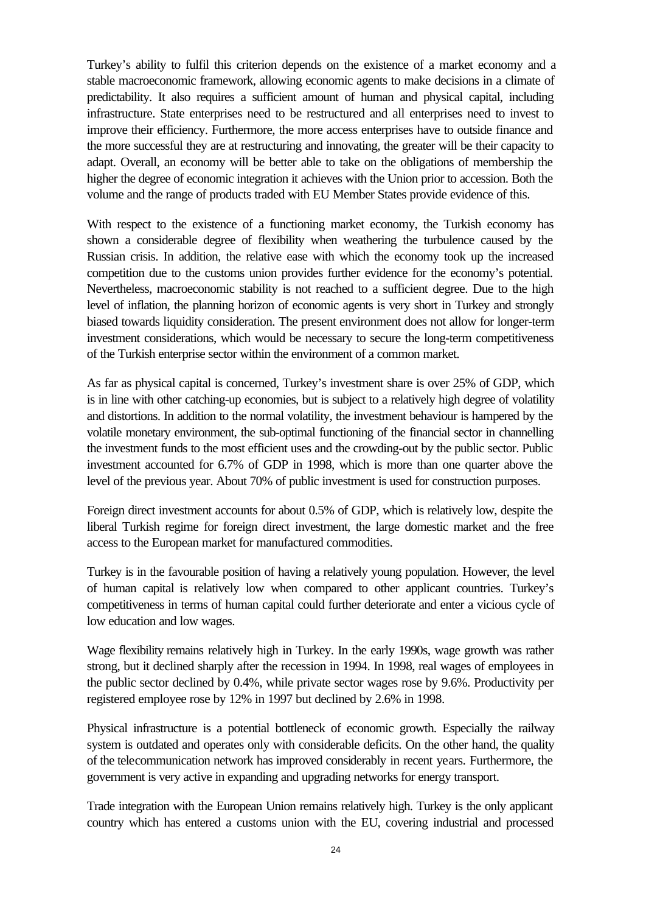Turkey's ability to fulfil this criterion depends on the existence of a market economy and a stable macroeconomic framework, allowing economic agents to make decisions in a climate of predictability. It also requires a sufficient amount of human and physical capital, including infrastructure. State enterprises need to be restructured and all enterprises need to invest to improve their efficiency. Furthermore, the more access enterprises have to outside finance and the more successful they are at restructuring and innovating, the greater will be their capacity to adapt. Overall, an economy will be better able to take on the obligations of membership the higher the degree of economic integration it achieves with the Union prior to accession. Both the volume and the range of products traded with EU Member States provide evidence of this.

With respect to the existence of a functioning market economy, the Turkish economy has shown a considerable degree of flexibility when weathering the turbulence caused by the Russian crisis. In addition, the relative ease with which the economy took up the increased competition due to the customs union provides further evidence for the economy's potential. Nevertheless, macroeconomic stability is not reached to a sufficient degree. Due to the high level of inflation, the planning horizon of economic agents is very short in Turkey and strongly biased towards liquidity consideration. The present environment does not allow for longer-term investment considerations, which would be necessary to secure the long-term competitiveness of the Turkish enterprise sector within the environment of a common market.

As far as physical capital is concerned, Turkey's investment share is over 25% of GDP, which is in line with other catching-up economies, but is subject to a relatively high degree of volatility and distortions. In addition to the normal volatility, the investment behaviour is hampered by the volatile monetary environment, the sub-optimal functioning of the financial sector in channelling the investment funds to the most efficient uses and the crowding-out by the public sector. Public investment accounted for 6.7% of GDP in 1998, which is more than one quarter above the level of the previous year. About 70% of public investment is used for construction purposes.

Foreign direct investment accounts for about 0.5% of GDP, which is relatively low, despite the liberal Turkish regime for foreign direct investment, the large domestic market and the free access to the European market for manufactured commodities.

Turkey is in the favourable position of having a relatively young population. However, the level of human capital is relatively low when compared to other applicant countries. Turkey's competitiveness in terms of human capital could further deteriorate and enter a vicious cycle of low education and low wages.

Wage flexibility remains relatively high in Turkey. In the early 1990s, wage growth was rather strong, but it declined sharply after the recession in 1994. In 1998, real wages of employees in the public sector declined by 0.4%, while private sector wages rose by 9.6%. Productivity per registered employee rose by 12% in 1997 but declined by 2.6% in 1998.

Physical infrastructure is a potential bottleneck of economic growth. Especially the railway system is outdated and operates only with considerable deficits. On the other hand, the quality of the telecommunication network has improved considerably in recent years. Furthermore, the government is very active in expanding and upgrading networks for energy transport.

Trade integration with the European Union remains relatively high. Turkey is the only applicant country which has entered a customs union with the EU, covering industrial and processed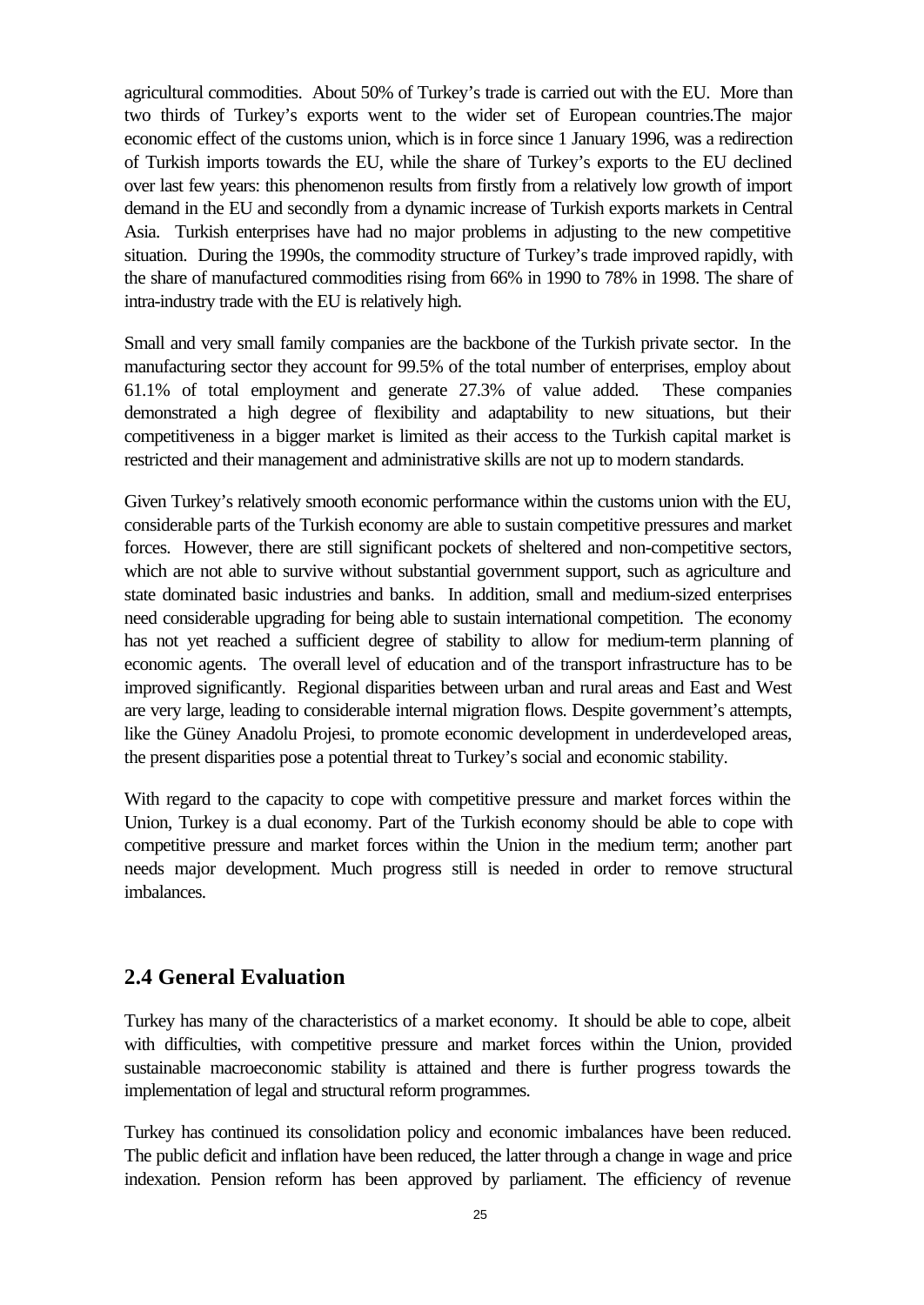agricultural commodities. About 50% of Turkey's trade is carried out with the EU. More than two thirds of Turkey's exports went to the wider set of European countries.The major economic effect of the customs union, which is in force since 1 January 1996, was a redirection of Turkish imports towards the EU, while the share of Turkey's exports to the EU declined over last few years: this phenomenon results from firstly from a relatively low growth of import demand in the EU and secondly from a dynamic increase of Turkish exports markets in Central Asia. Turkish enterprises have had no major problems in adjusting to the new competitive situation. During the 1990s, the commodity structure of Turkey's trade improved rapidly, with the share of manufactured commodities rising from 66% in 1990 to 78% in 1998. The share of intra-industry trade with the EU is relatively high.

Small and very small family companies are the backbone of the Turkish private sector. In the manufacturing sector they account for 99.5% of the total number of enterprises, employ about 61.1% of total employment and generate 27.3% of value added. These companies demonstrated a high degree of flexibility and adaptability to new situations, but their competitiveness in a bigger market is limited as their access to the Turkish capital market is restricted and their management and administrative skills are not up to modern standards.

Given Turkey's relatively smooth economic performance within the customs union with the EU, considerable parts of the Turkish economy are able to sustain competitive pressures and market forces. However, there are still significant pockets of sheltered and non-competitive sectors, which are not able to survive without substantial government support, such as agriculture and state dominated basic industries and banks. In addition, small and medium-sized enterprises need considerable upgrading for being able to sustain international competition. The economy has not yet reached a sufficient degree of stability to allow for medium-term planning of economic agents. The overall level of education and of the transport infrastructure has to be improved significantly. Regional disparities between urban and rural areas and East and West are very large, leading to considerable internal migration flows. Despite government's attempts, like the Güney Anadolu Projesi, to promote economic development in underdeveloped areas, the present disparities pose a potential threat to Turkey's social and economic stability.

With regard to the capacity to cope with competitive pressure and market forces within the Union, Turkey is a dual economy. Part of the Turkish economy should be able to cope with competitive pressure and market forces within the Union in the medium term; another part needs major development. Much progress still is needed in order to remove structural imbalances.

## 2.4 General Evaluation

Turkey has many of the characteristics of a market economy. It should be able to cope, albeit with difficulties, with competitive pressure and market forces within the Union, provided sustainable macroeconomic stability is attained and there is further progress towards the implementation of legal and structural reform programmes.

Turkey has continued its consolidation policy and economic imbalances have been reduced. The public deficit and inflation have been reduced, the latter through a change in wage and price indexation. Pension reform has been approved by parliament. The efficiency of revenue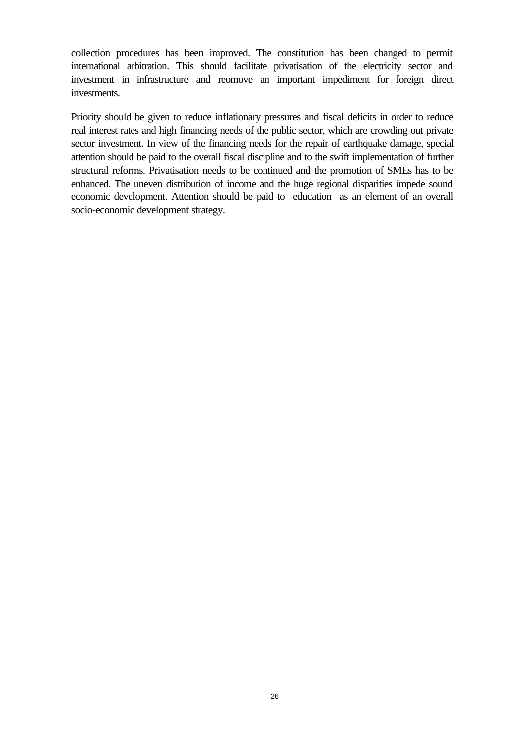collection procedures has been improved. The constitution has been changed to permit international arbitration. This should facilitate privatisation of the electricity sector and investment in infrastructure and reomove an important impediment for foreign direct investments.

Priority should be given to reduce inflationary pressures and fiscal deficits in order to reduce real interest rates and high financing needs of the public sector, which are crowding out private sector investment. In view of the financing needs for the repair of earthquake damage, special attention should be paid to the overall fiscal discipline and to the swift implementation of further structural reforms. Privatisation needs to be continued and the promotion of SMEs has to be enhanced. The uneven distribution of income and the huge regional disparities impede sound economic development. Attention should be paid to education as an element of an overall socio-economic development strategy.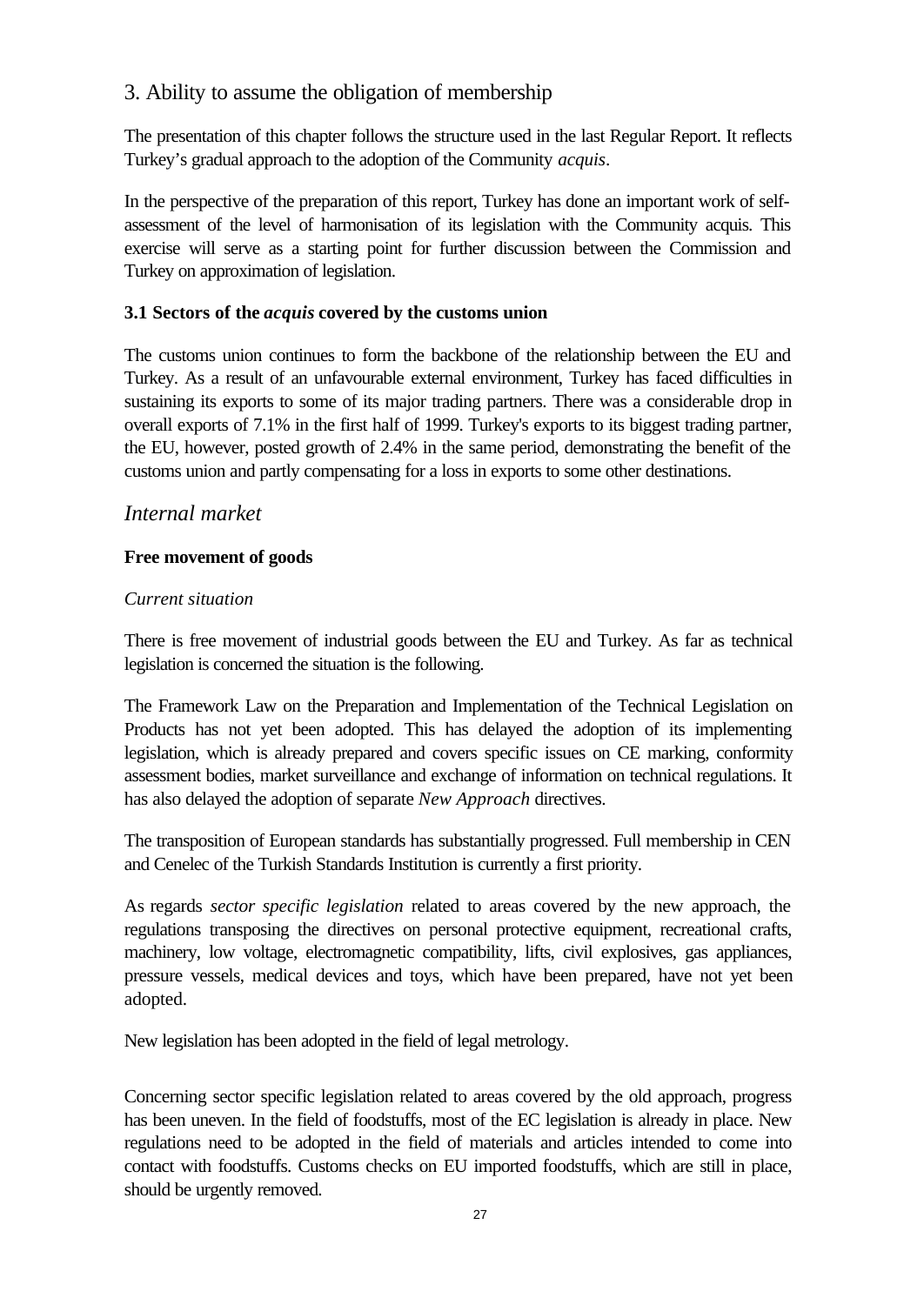## 3. Ability to assume the obligation of membership

The presentation of this chapter follows the structure used in the last Regular Report. It reflects Turkey's gradual approach to the adoption of the Community *acquis*.

In the perspective of the preparation of this report, Turkey has done an important work of self-assessment of the level of harmonisation of its legislation with the Community acquis. This exercise will serve as a starting point for further discussion between the Commission and Turkey on approximation of legislation.

### 3.1 Sectors of the *acquis* covered by the customs union

The customs union continues to form the backbone of the relationship between the EU and Turkey. As a result of an unfavourable external environment, Turkey has faced difficulties in sustaining its exports to some of its major trading partners. There was a considerable drop in overall exports of 7.1% in the first half of 1999. Turkey's exports to its biggest trading partner, the EU, however, posted growth of 2.4% in the same period, demonstrating the benefit of the customs union and partly compensating for a loss in exports to some other destinations.

### *Internal market*

**Free movement of goods**

*Current situation*

There is free movement of industrial goods between the EU and Turkey. As far as technical legislation is concerned the situation is the following.

The Framework Law on the Preparation and Implementation of the Technical Legislation on Products has not yet been adopted. This has delayed the adoption of its implementing legislation, which is already prepared and covers specific issues on CE marking, conformity assessment bodies, market surveillance and exchange of information on technical regulations. It has also delayed the adoption of separate *New Approach* directives.

The transposition of European standards has substantially progressed. Full membership in CEN and Cenelec of the Turkish Standards Institution is currently a first priority.

As regards *sector specific legislation* related to areas covered by the new approach, the regulations transposing the directives on personal protective equipment, recreational crafts, machinery, low voltage, electromagnetic compatibility, lifts, civil explosives, gas appliances, pressure vessels, medical devices and toys, which have been prepared, have not yet been adopted.

New legislation has been adopted in the field of legal metrology.

Concerning sector specific legislation related to areas covered by the old approach, progress has been uneven. In the field of foodstuffs, most of the EC legislation is already in place. New regulations need to be adopted in the field of materials and articles intended to come into contact with foodstuffs. Customs checks on EU imported foodstuffs, which are still in place, should be urgently removed.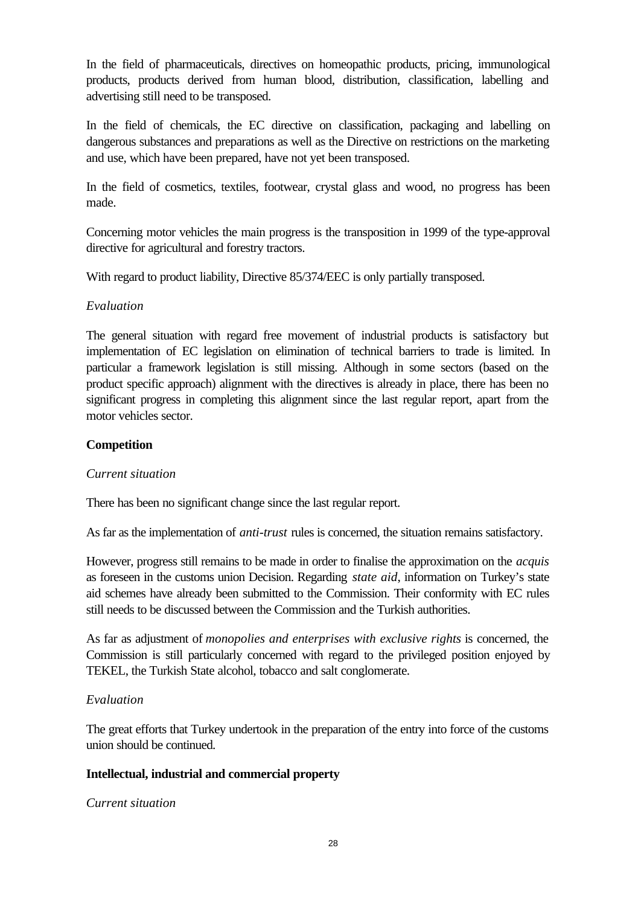In the field of pharmaceuticals, directives on homeopathic products, pricing, immunological products, products derived from human blood, distribution, classification, labelling and advertising still need to be transposed.

In the field of chemicals, the EC directive on classification, packaging and labelling on dangerous substances and preparations as well as the Directive on restrictions on the marketing and use, which have been prepared, have not yet been transposed.

In the field of cosmetics, textiles, footwear, crystal glass and wood, no progress has been made.

Concerning motor vehicles the main progress is the transposition in 1999 of the type-approval directive for agricultural and forestry tractors.

With regard to product liability, Directive 85/374/EEC is only partially transposed.

*Evaluation*

The general situation with regard free movement of industrial products is satisfactory but implementation of EC legislation on elimination of technical barriers to trade is limited. In particular a framework legislation is still missing. Although in some sectors (based on the product specific approach) alignment with the directives is already in place, there has been no significant progress in completing this alignment since the last regular report, apart from the motor vehicles sector.

**Competition**

*Current situation*

There has been no significant change since the last regular report.

As far as the implementation of *anti-trust* rules is concerned, the situation remains satisfactory.

However, progress still remains to be made in order to finalise the approximation on the *acquis* as foreseen in the customs union Decision. Regarding *state aid*, information on Turkey's state aid schemes have already been submitted to the Commission. Their conformity with EC rules still needs to be discussed between the Commission and the Turkish authorities.

As far as adjustment of *monopolies and enterprises with exclusive rights* is concerned, the Commission is still particularly concerned with regard to the privileged position enjoyed by TEKEL, the Turkish State alcohol, tobacco and salt conglomerate.

*Evaluation*

The great efforts that Turkey undertook in the preparation of the entry into force of the customs union should be continued.

**Intellectual, industrial and commercial property**

*Current situation*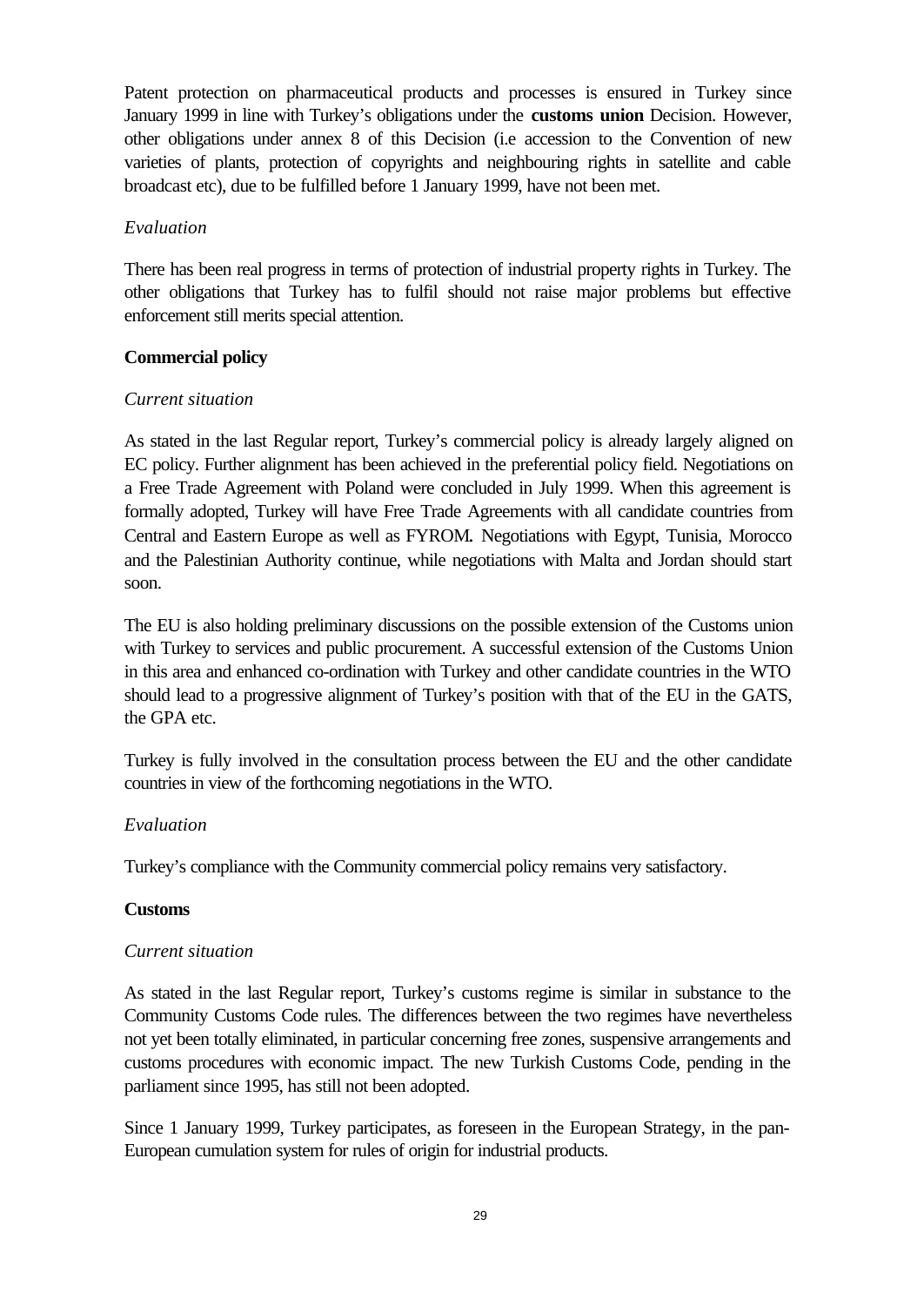Patent protection on pharmaceutical products and processes is ensured in Turkey since January 1999 in line with Turkey's obligations under the **customs union** Decision. However, other obligations under annex 8 of this Decision (i.e accession to the Convention of new varieties of plants, protection of copyrights and neighbouring rights in satellite and cable broadcast etc), due to be fulfilled before 1 January 1999, have not been met.

*Evaluation*

There has been real progress in terms of protection of industrial property rights in Turkey. The other obligations that Turkey has to fulfil should not raise major problems but effective enforcement still merits special attention.

**Commercial policy**

*Current situation*

As stated in the last Regular report, Turkey's commercial policy is already largely aligned on EC policy. Further alignment has been achieved in the preferential policy field. Negotiations on a Free Trade Agreement with Poland were concluded in July 1999. When this agreement is formally adopted, Turkey will have Free Trade Agreements with all candidate countries from Central and Eastern Europe as well as FYROM. Negotiations with Egypt, Tunisia, Morocco and the Palestinian Authority continue, while negotiations with Malta and Jordan should start soon.

The EU is also holding preliminary discussions on the possible extension of the Customs union with Turkey to services and public procurement. A successful extension of the Customs Union in this area and enhanced co-ordination with Turkey and other candidate countries in the WTO should lead to a progressive alignment of Turkey's position with that of the EU in the GATS, the GPA etc.

Turkey is fully involved in the consultation process between the EU and the other candidate countries in view of the forthcoming negotiations in the WTO.

*Evaluation*

Turkey's compliance with the Community commercial policy remains very satisfactory.

**Customs**

*Current situation*

As stated in the last Regular report, Turkey's customs regime is similar in substance to the Community Customs Code rules. The differences between the two regimes have nevertheless not yet been totally eliminated, in particular concerning free zones, suspensive arrangements and customs procedures with economic impact. The new Turkish Customs Code, pending in the parliament since 1995, has still not been adopted.

Since 1 January 1999, Turkey participates, as foreseen in the European Strategy, in the pan-European cumulation system for rules of origin for industrial products.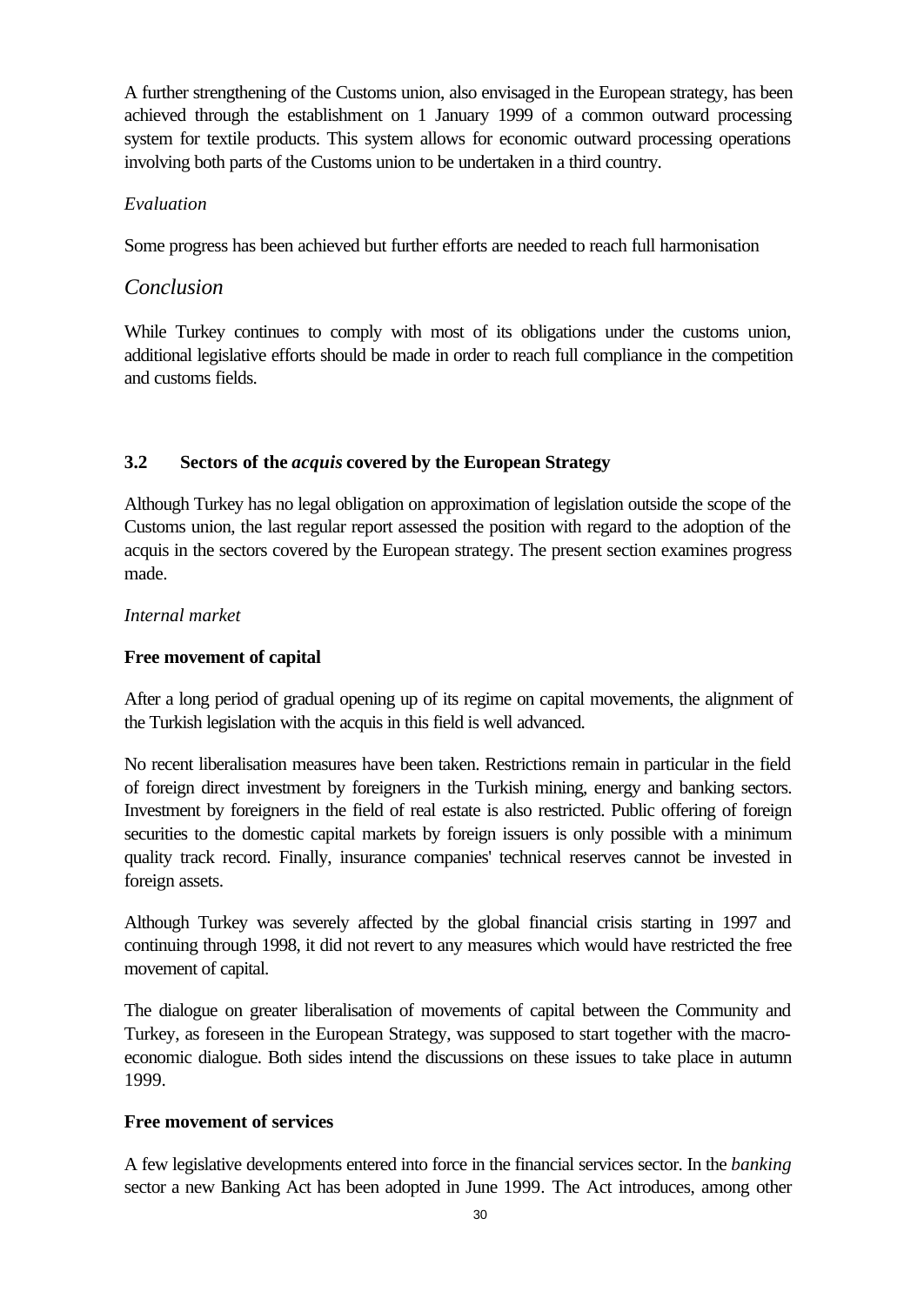A further strengthening of the Customs union, also envisaged in the European strategy, has been achieved through the establishment on 1 January 1999 of a common outward processing system for textile products. This system allows for economic outward processing operations involving both parts of the Customs union to be undertaken in a third country.

*Evaluation*

Some progress has been achieved but further efforts are needed to reach full harmonisation

## *Conclusion*

While Turkey continues to comply with most of its obligations under the customs union, additional legislative efforts should be made in order to reach full compliance in the competition and customs fields.

### 3.2 Sectors of the *acquis* covered by the European Strategy

Although Turkey has no legal obligation on approximation of legislation outside the scope of the Customs union, the last regular report assessed the position with regard to the adoption of the acquis in the sectors covered by the European strategy. The present section examines progress made.

*Internal market*

**Free movement of capital**

After a long period of gradual opening up of its regime on capital movements, the alignment of the Turkish legislation with the acquis in this field is well advanced.

No recent liberalisation measures have been taken. Restrictions remain in particular in the field of foreign direct investment by foreigners in the Turkish mining, energy and banking sectors. Investment by foreigners in the field of real estate is also restricted. Public offering of foreign securities to the domestic capital markets by foreign issuers is only possible with a minimum quality track record. Finally, insurance companies' technical reserves cannot be invested in foreign assets.

Although Turkey was severely affected by the global financial crisis starting in 1997 and continuing through 1998, it did not revert to any measures which would have restricted the free movement of capital.

The dialogue on greater liberalisation of movements of capital between the Community and Turkey, as foreseen in the European Strategy, was supposed to start together with the macro-economic dialogue. Both sides intend the discussions on these issues to take place in autumn 1999.

**Free movement of services**

A few legislative developments entered into force in the financial services sector. In the *banking* sector a new Banking Act has been adopted in June 1999. The Act introduces, among other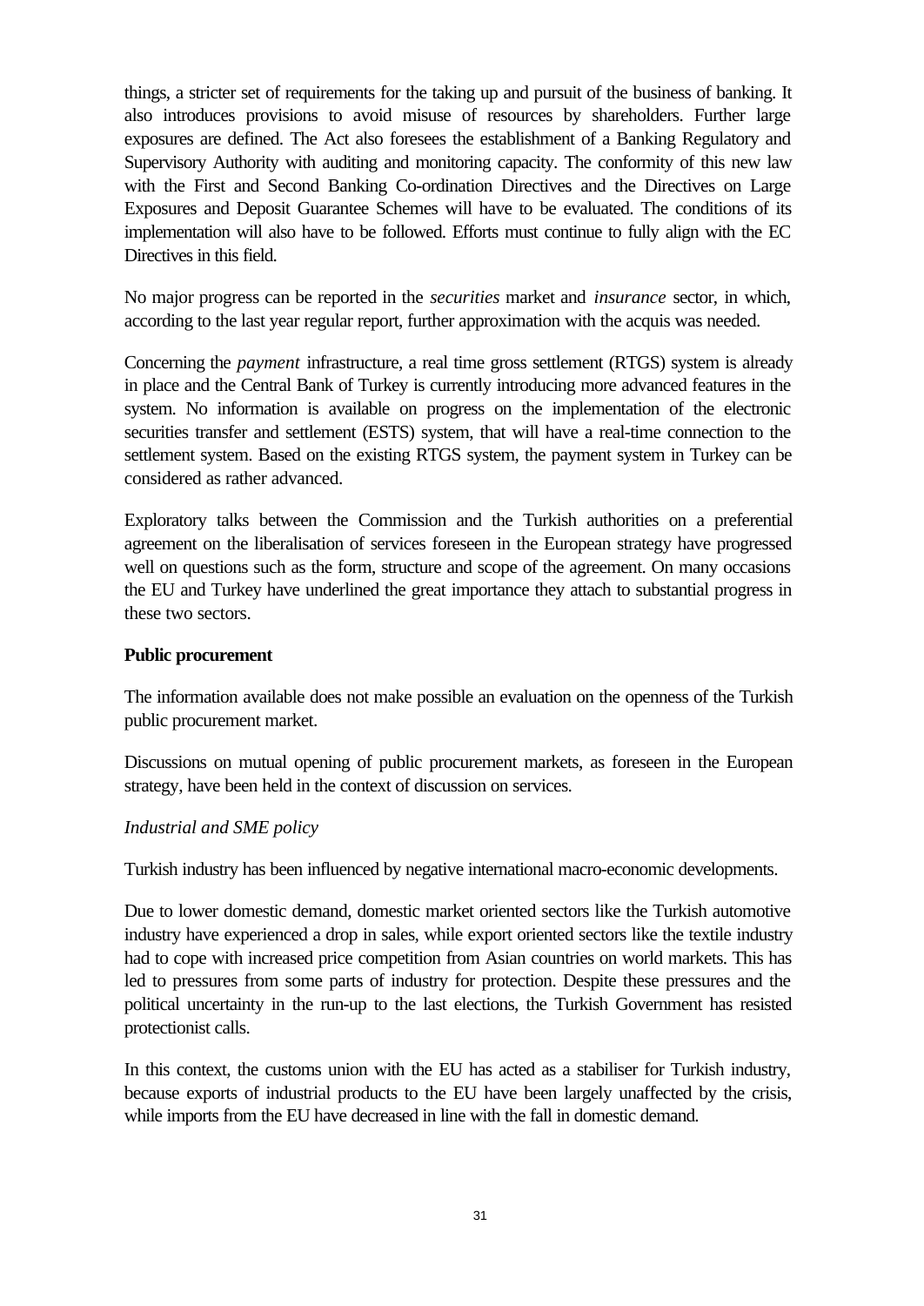things, a stricter set of requirements for the taking up and pursuit of the business of banking. It also introduces provisions to avoid misuse of resources by shareholders. Further large exposures are defined. The Act also foresees the establishment of a Banking Regulatory and Supervisory Authority with auditing and monitoring capacity. The conformity of this new law with the First and Second Banking Co-ordination Directives and the Directives on Large Exposures and Deposit Guarantee Schemes will have to be evaluated. The conditions of its implementation will also have to be followed. Efforts must continue to fully align with the EC Directives in this field.

No major progress can be reported in the *securities* market and *insurance* sector, in which, according to the last year regular report, further approximation with the acquis was needed.

Concerning the *payment* infrastructure, a real time gross settlement (RTGS) system is already in place and the Central Bank of Turkey is currently introducing more advanced features in the system. No information is available on progress on the implementation of the electronic securities transfer and settlement (ESTS) system, that will have a real-time connection to the settlement system. Based on the existing RTGS system, the payment system in Turkey can be considered as rather advanced.

Exploratory talks between the Commission and the Turkish authorities on a preferential agreement on the liberalisation of services foreseen in the European strategy have progressed well on questions such as the form, structure and scope of the agreement. On many occasions the EU and Turkey have underlined the great importance they attach to substantial progress in these two sectors.

**Public procurement**

The information available does not make possible an evaluation on the openness of the Turkish public procurement market.

Discussions on mutual opening of public procurement markets, as foreseen in the European strategy, have been held in the context of discussion on services.

*Industrial and SME policy*

Turkish industry has been influenced by negative international macro-economic developments.

Due to lower domestic demand, domestic market oriented sectors like the Turkish automotive industry have experienced a drop in sales, while export oriented sectors like the textile industry had to cope with increased price competition from Asian countries on world markets. This has led to pressures from some parts of industry for protection. Despite these pressures and the political uncertainty in the run-up to the last elections, the Turkish Government has resisted protectionist calls.

In this context, the customs union with the EU has acted as a stabiliser for Turkish industry, because exports of industrial products to the EU have been largely unaffected by the crisis, while imports from the EU have decreased in line with the fall in domestic demand.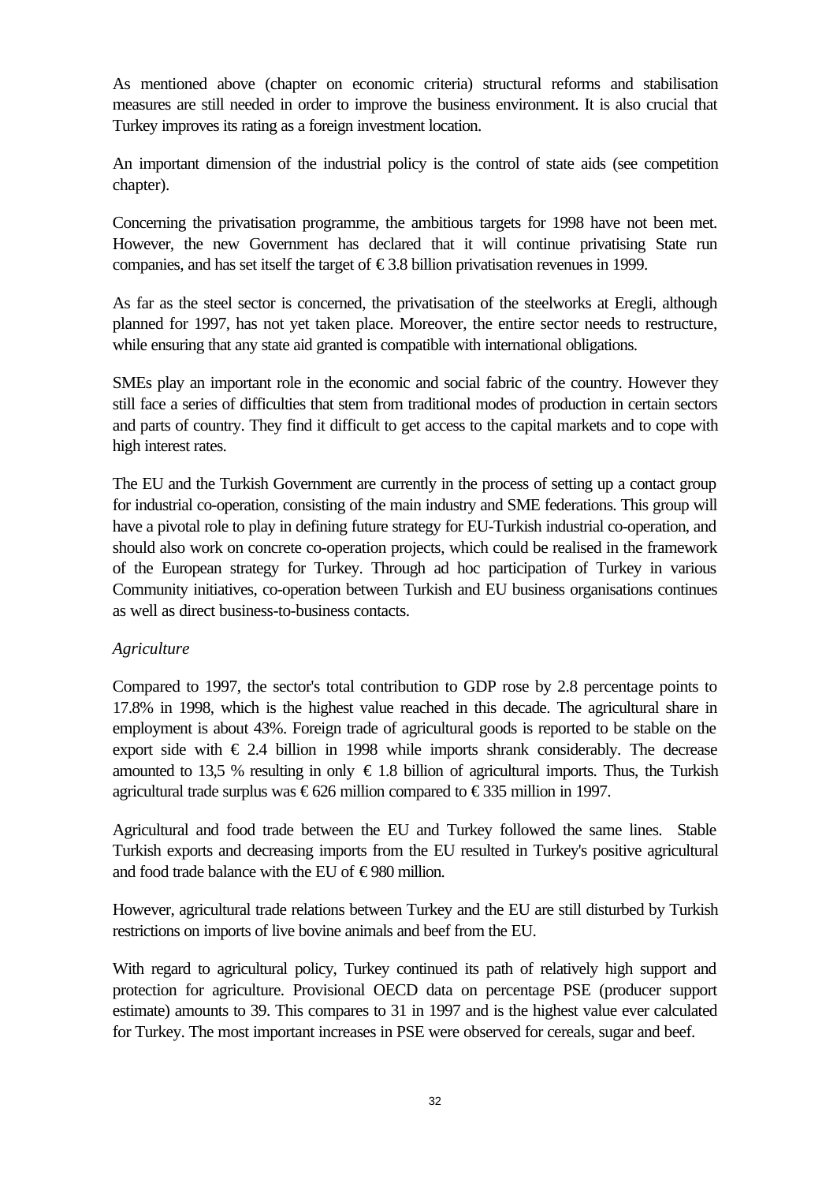As mentioned above (chapter on economic criteria) structural reforms and stabilisation measures are still needed in order to improve the business environment. It is also crucial that Turkey improves its rating as a foreign investment location.

An important dimension of the industrial policy is the control of state aids (see competition chapter).

Concerning the privatisation programme, the ambitious targets for 1998 have not been met. However, the new Government has declared that it will continue privatising State run companies, and has set itself the target of € 3.8 billion privatisation revenues in 1999.

As far as the steel sector is concerned, the privatisation of the steelworks at Eregli, although planned for 1997, has not yet taken place. Moreover, the entire sector needs to restructure, while ensuring that any state aid granted is compatible with international obligations.

SMEs play an important role in the economic and social fabric of the country. However they still face a series of difficulties that stem from traditional modes of production in certain sectors and parts of country. They find it difficult to get access to the capital markets and to cope with high interest rates.

The EU and the Turkish Government are currently in the process of setting up a contact group for industrial co-operation, consisting of the main industry and SME federations. This group will have a pivotal role to play in defining future strategy for EU-Turkish industrial co-operation, and should also work on concrete co-operation projects, which could be realised in the framework of the European strategy for Turkey. Through ad hoc participation of Turkey in various Community initiatives, co-operation between Turkish and EU business organisations continues as well as direct business-to-business contacts.

*Agriculture*

Compared to 1997, the sector's total contribution to GDP rose by 2.8 percentage points to 17.8% in 1998, which is the highest value reached in this decade. The agricultural share in employment is about 43%. Foreign trade of agricultural goods is reported to be stable on the export side with € 2.4 billion in 1998 while imports shrank considerably. The decrease amounted to 13,5 % resulting in only € 1.8 billion of agricultural imports. Thus, the Turkish agricultural trade surplus was € 626 million compared to € 335 million in 1997.

Agricultural and food trade between the EU and Turkey followed the same lines. Stable Turkish exports and decreasing imports from the EU resulted in Turkey's positive agricultural and food trade balance with the EU of € 980 million.

However, agricultural trade relations between Turkey and the EU are still disturbed by Turkish restrictions on imports of live bovine animals and beef from the EU.

With regard to agricultural policy, Turkey continued its path of relatively high support and protection for agriculture. Provisional OECD data on percentage PSE (producer support estimate) amounts to 39. This compares to 31 in 1997 and is the highest value ever calculated for Turkey. The most important increases in PSE were observed for cereals, sugar and beef.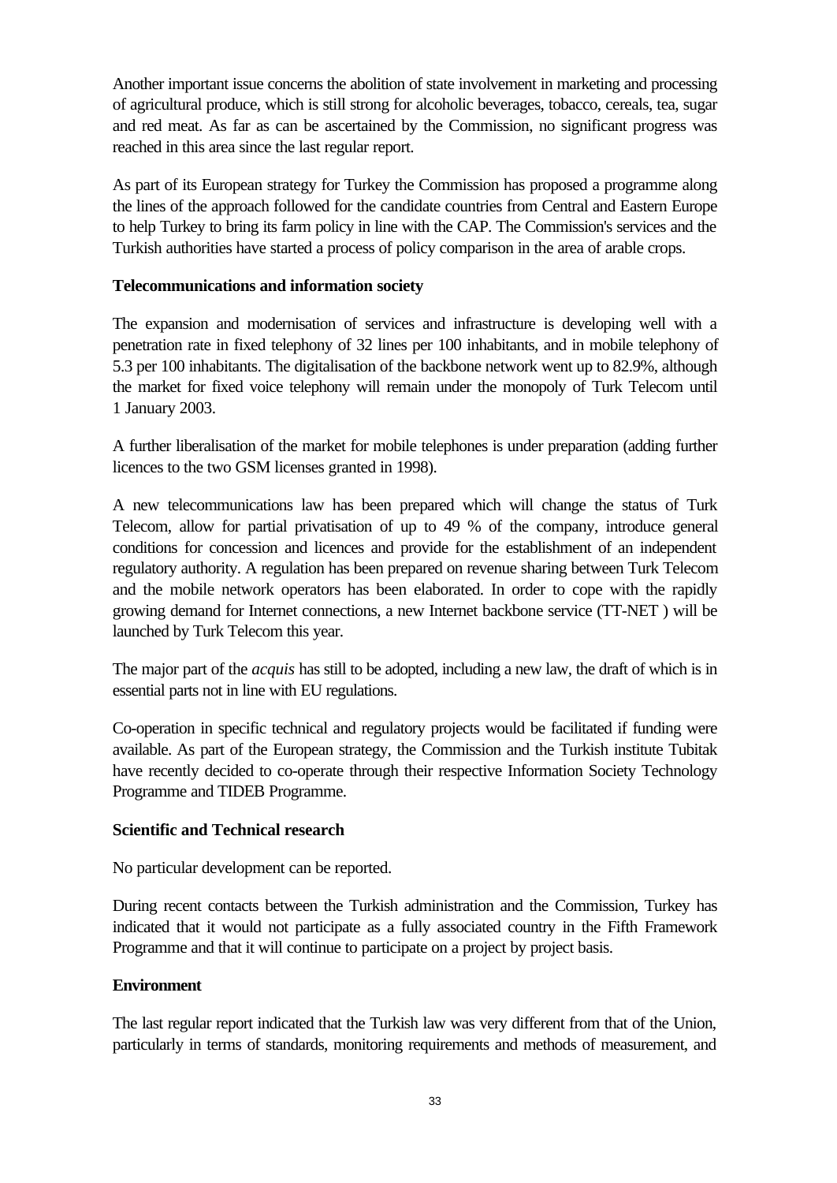Another important issue concerns the abolition of state involvement in marketing and processing of agricultural produce, which is still strong for alcoholic beverages, tobacco, cereals, tea, sugar and red meat. As far as can be ascertained by the Commission, no significant progress was reached in this area since the last regular report.

As part of its European strategy for Turkey the Commission has proposed a programme along the lines of the approach followed for the candidate countries from Central and Eastern Europe to help Turkey to bring its farm policy in line with the CAP. The Commission's services and the Turkish authorities have started a process of policy comparison in the area of arable crops.

**Telecommunications and information society**

The expansion and modernisation of services and infrastructure is developing well with a penetration rate in fixed telephony of 32 lines per 100 inhabitants, and in mobile telephony of 5.3 per 100 inhabitants. The digitalisation of the backbone network went up to 82.9%, although the market for fixed voice telephony will remain under the monopoly of Turk Telecom until 1 January 2003.

A further liberalisation of the market for mobile telephones is under preparation (adding further licences to the two GSM licenses granted in 1998).

A new telecommunications law has been prepared which will change the status of Turk Telecom, allow for partial privatisation of up to 49 % of the company, introduce general conditions for concession and licences and provide for the establishment of an independent regulatory authority. A regulation has been prepared on revenue sharing between Turk Telecom and the mobile network operators has been elaborated. In order to cope with the rapidly growing demand for Internet connections, a new Internet backbone service (TT-NET ) will be launched by Turk Telecom this year.

The major part of the *acquis* has still to be adopted, including a new law, the draft of which is in essential parts not in line with EU regulations.

Co-operation in specific technical and regulatory projects would be facilitated if funding were available. As part of the European strategy, the Commission and the Turkish institute Tubitak have recently decided to co-operate through their respective Information Society Technology Programme and TIDEB Programme.

**Scientific and Technical research**

No particular development can be reported.

During recent contacts between the Turkish administration and the Commission, Turkey has indicated that it would not participate as a fully associated country in the Fifth Framework Programme and that it will continue to participate on a project by project basis.

**Environment**

The last regular report indicated that the Turkish law was very different from that of the Union, particularly in terms of standards, monitoring requirements and methods of measurement, and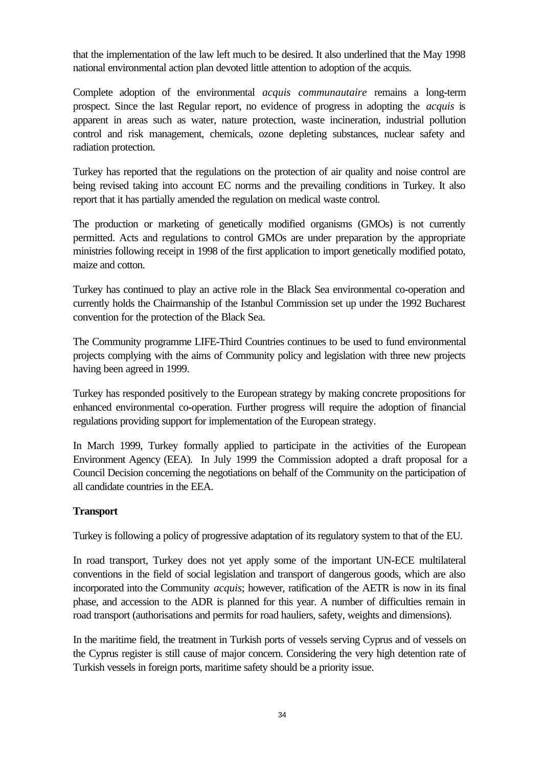that the implementation of the law left much to be desired. It also underlined that the May 1998 national environmental action plan devoted little attention to adoption of the acquis.

Complete adoption of the environmental *acquis communautaire* remains a long-term prospect. Since the last Regular report, no evidence of progress in adopting the *acquis* is apparent in areas such as water, nature protection, waste incineration, industrial pollution control and risk management, chemicals, ozone depleting substances, nuclear safety and radiation protection.

Turkey has reported that the regulations on the protection of air quality and noise control are being revised taking into account EC norms and the prevailing conditions in Turkey. It also report that it has partially amended the regulation on medical waste control.

The production or marketing of genetically modified organisms (GMOs) is not currently permitted. Acts and regulations to control GMOs are under preparation by the appropriate ministries following receipt in 1998 of the first application to import genetically modified potato, maize and cotton.

Turkey has continued to play an active role in the Black Sea environmental co-operation and currently holds the Chairmanship of the Istanbul Commission set up under the 1992 Bucharest convention for the protection of the Black Sea.

The Community programme LIFE-Third Countries continues to be used to fund environmental projects complying with the aims of Community policy and legislation with three new projects having been agreed in 1999.

Turkey has responded positively to the European strategy by making concrete propositions for enhanced environmental co-operation. Further progress will require the adoption of financial regulations providing support for implementation of the European strategy.

In March 1999, Turkey formally applied to participate in the activities of the European Environment Agency (EEA). In July 1999 the Commission adopted a draft proposal for a Council Decision concerning the negotiations on behalf of the Community on the participation of all candidate countries in the EEA.

**Transport**

Turkey is following a policy of progressive adaptation of its regulatory system to that of the EU.

In road transport, Turkey does not yet apply some of the important UN-ECE multilateral conventions in the field of social legislation and transport of dangerous goods, which are also incorporated into the Community *acquis*; however, ratification of the AETR is now in its final phase, and accession to the ADR is planned for this year. A number of difficulties remain in road transport (authorisations and permits for road hauliers, safety, weights and dimensions).

In the maritime field, the treatment in Turkish ports of vessels serving Cyprus and of vessels on the Cyprus register is still cause of major concern. Considering the very high detention rate of Turkish vessels in foreign ports, maritime safety should be a priority issue.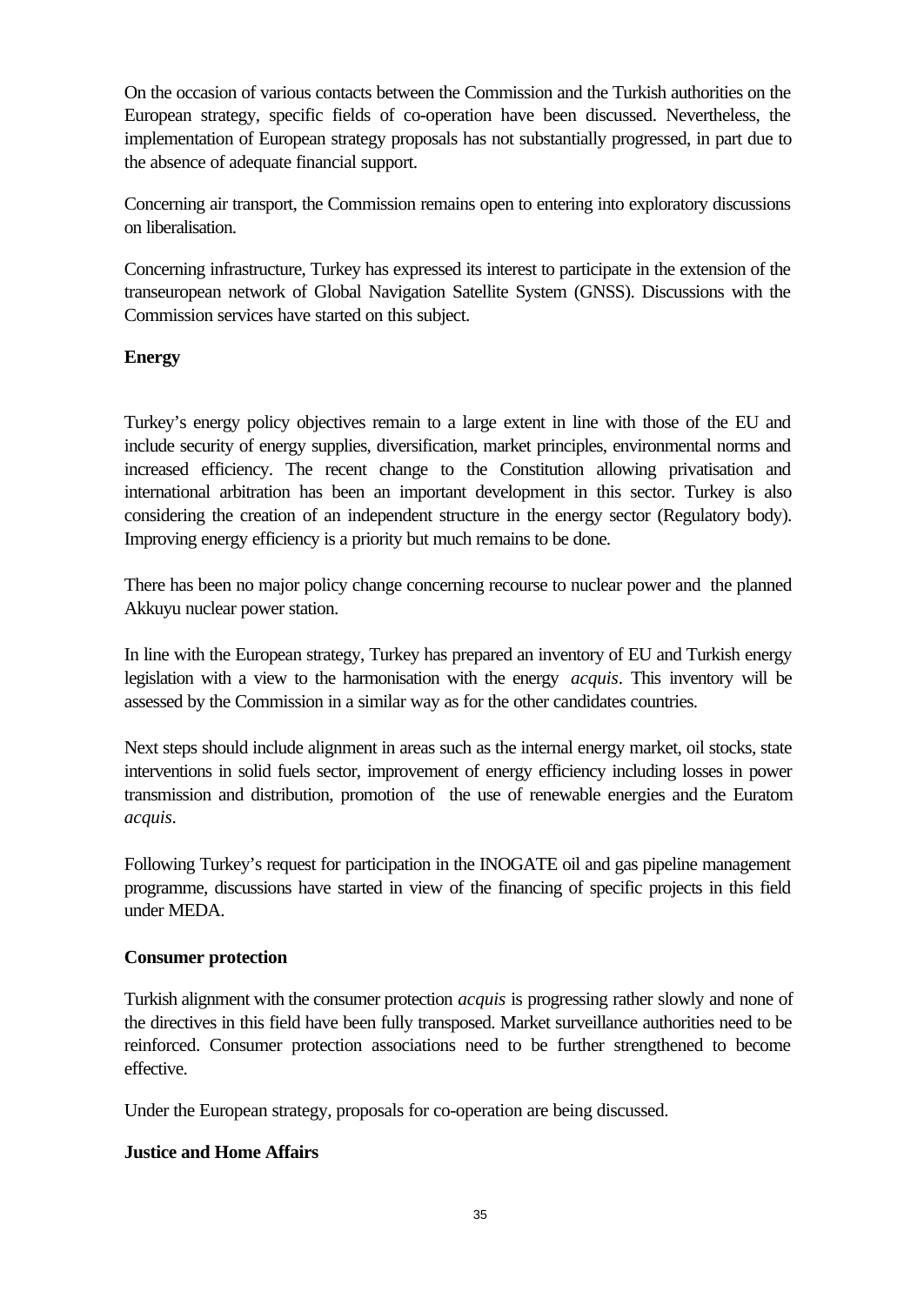On the occasion of various contacts between the Commission and the Turkish authorities on the European strategy, specific fields of co-operation have been discussed. Nevertheless, the implementation of European strategy proposals has not substantially progressed, in part due to the absence of adequate financial support.

Concerning air transport, the Commission remains open to entering into exploratory discussions on liberalisation.

Concerning infrastructure, Turkey has expressed its interest to participate in the extension of the transeuropean network of Global Navigation Satellite System (GNSS). Discussions with the Commission services have started on this subject.

**Energy**

Turkey's energy policy objectives remain to a large extent in line with those of the EU and include security of energy supplies, diversification, market principles, environmental norms and increased efficiency. The recent change to the Constitution allowing privatisation and international arbitration has been an important development in this sector. Turkey is also considering the creation of an independent structure in the energy sector (Regulatory body). Improving energy efficiency is a priority but much remains to be done.

There has been no major policy change concerning recourse to nuclear power and the planned Akkuyu nuclear power station.

In line with the European strategy, Turkey has prepared an inventory of EU and Turkish energy legislation with a view to the harmonisation with the energy *acquis*. This inventory will be assessed by the Commission in a similar way as for the other candidates countries.

Next steps should include alignment in areas such as the internal energy market, oil stocks, state interventions in solid fuels sector, improvement of energy efficiency including losses in power transmission and distribution, promotion of the use of renewable energies and the Euratom *acquis*.

Following Turkey's request for participation in the INOGATE oil and gas pipeline management programme, discussions have started in view of the financing of specific projects in this field under MEDA.

**Consumer protection**

Turkish alignment with the consumer protection *acquis* is progressing rather slowly and none of the directives in this field have been fully transposed. Market surveillance authorities need to be reinforced. Consumer protection associations need to be further strengthened to become effective.

Under the European strategy, proposals for co-operation are being discussed.

**Justice and Home Affairs**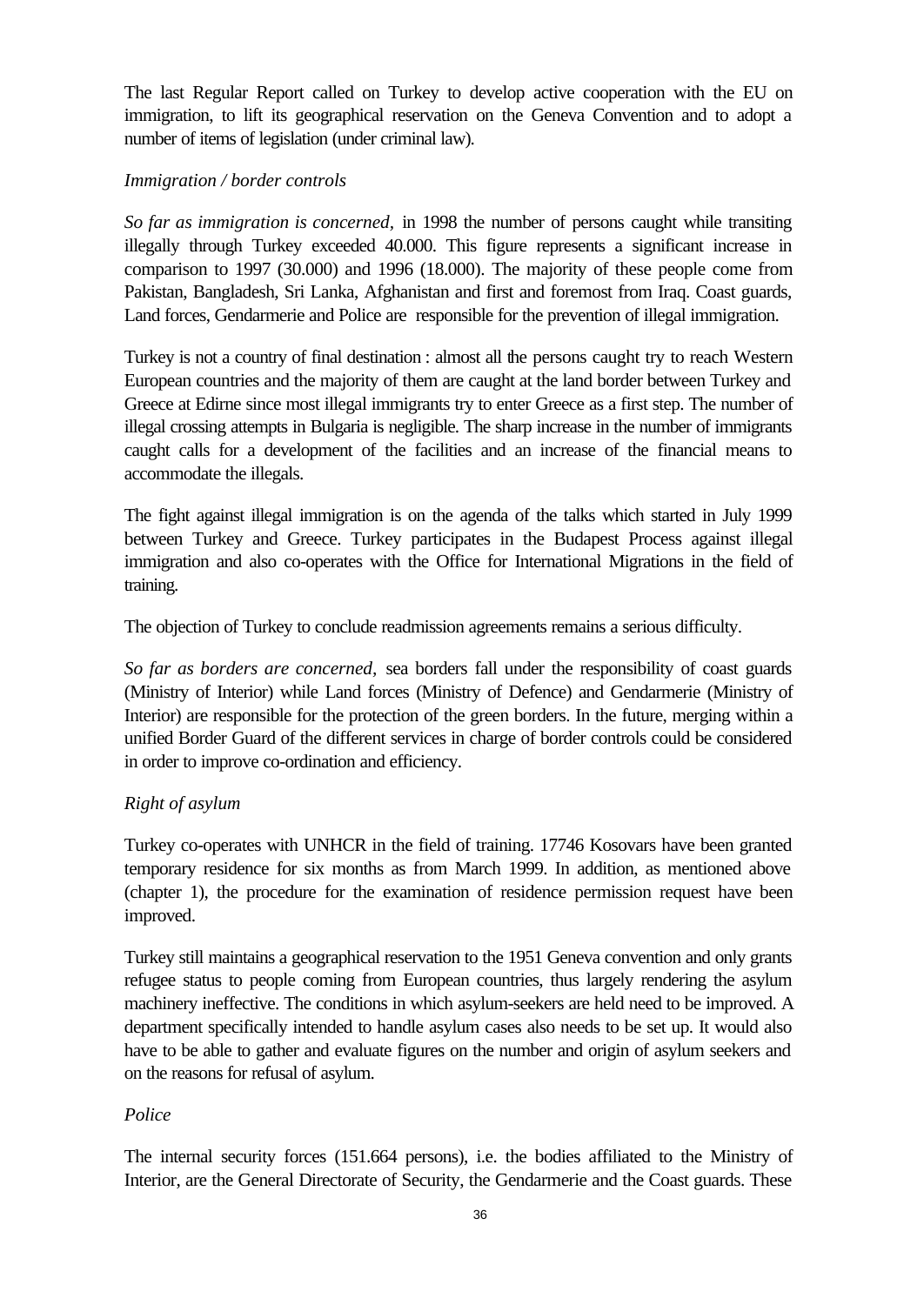The last Regular Report called on Turkey to develop active cooperation with the EU on immigration, to lift its geographical reservation on the Geneva Convention and to adopt a number of items of legislation (under criminal law).

*Immigration / border controls*

*So far as immigration is concerned,* in 1998 the number of persons caught while transiting illegally through Turkey exceeded 40.000. This figure represents a significant increase in comparison to 1997 (30.000) and 1996 (18.000). The majority of these people come from Pakistan, Bangladesh, Sri Lanka, Afghanistan and first and foremost from Iraq. Coast guards, Land forces, Gendarmerie and Police are responsible for the prevention of illegal immigration.

Turkey is not a country of final destination : almost all the persons caught try to reach Western European countries and the majority of them are caught at the land border between Turkey and Greece at Edirne since most illegal immigrants try to enter Greece as a first step. The number of illegal crossing attempts in Bulgaria is negligible. The sharp increase in the number of immigrants caught calls for a development of the facilities and an increase of the financial means to accommodate the illegals.

The fight against illegal immigration is on the agenda of the talks which started in July 1999 between Turkey and Greece. Turkey participates in the Budapest Process against illegal immigration and also co-operates with the Office for International Migrations in the field of training.

The objection of Turkey to conclude readmission agreements remains a serious difficulty.

*So far as borders are concerned,* sea borders fall under the responsibility of coast guards (Ministry of Interior) while Land forces (Ministry of Defence) and Gendarmerie (Ministry of Interior) are responsible for the protection of the green borders. In the future, merging within a unified Border Guard of the different services in charge of border controls could be considered in order to improve co-ordination and efficiency.

*Right of asylum*

Turkey co-operates with UNHCR in the field of training. 17746 Kosovars have been granted temporary residence for six months as from March 1999. In addition, as mentioned above (chapter 1), the procedure for the examination of residence permission request have been improved.

Turkey still maintains a geographical reservation to the 1951 Geneva convention and only grants refugee status to people coming from European countries, thus largely rendering the asylum machinery ineffective. The conditions in which asylum-seekers are held need to be improved. A department specifically intended to handle asylum cases also needs to be set up. It would also have to be able to gather and evaluate figures on the number and origin of asylum seekers and on the reasons for refusal of asylum.

*Police*

The internal security forces (151.664 persons), i.e. the bodies affiliated to the Ministry of Interior, are the General Directorate of Security, the Gendarmerie and the Coast guards. These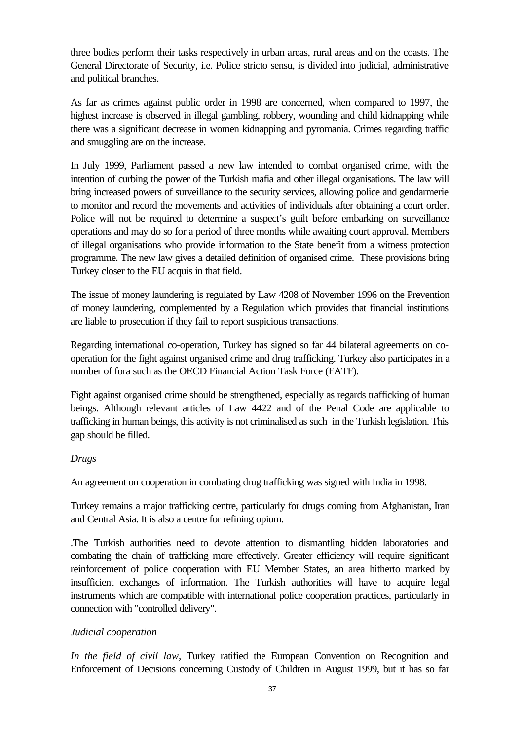three bodies perform their tasks respectively in urban areas, rural areas and on the coasts. The General Directorate of Security, i.e. Police stricto sensu, is divided into judicial, administrative and political branches.

As far as crimes against public order in 1998 are concerned, when compared to 1997, the highest increase is observed in illegal gambling, robbery, wounding and child kidnapping while there was a significant decrease in women kidnapping and pyromania. Crimes regarding traffic and smuggling are on the increase.

In July 1999, Parliament passed a new law intended to combat organised crime, with the intention of curbing the power of the Turkish mafia and other illegal organisations. The law will bring increased powers of surveillance to the security services, allowing police and gendarmerie to monitor and record the movements and activities of individuals after obtaining a court order. Police will not be required to determine a suspect's guilt before embarking on surveillance operations and may do so for a period of three months while awaiting court approval. Members of illegal organisations who provide information to the State benefit from a witness protection programme. The new law gives a detailed definition of organised crime. These provisions bring Turkey closer to the EU acquis in that field.

The issue of money laundering is regulated by Law 4208 of November 1996 on the Prevention of money laundering, complemented by a Regulation which provides that financial institutions are liable to prosecution if they fail to report suspicious transactions.

Regarding international co-operation, Turkey has signed so far 44 bilateral agreements on co-operation for the fight against organised crime and drug trafficking. Turkey also participates in a number of fora such as the OECD Financial Action Task Force (FATF).

Fight against organised crime should be strengthened, especially as regards trafficking of human beings. Although relevant articles of Law 4422 and of the Penal Code are applicable to trafficking in human beings, this activity is not criminalised as such in the Turkish legislation. This gap should be filled.

*Drugs*

An agreement on cooperation in combating drug trafficking was signed with India in 1998.

Turkey remains a major trafficking centre, particularly for drugs coming from Afghanistan, Iran and Central Asia. It is also a centre for refining opium.

.The Turkish authorities need to devote attention to dismantling hidden laboratories and combating the chain of trafficking more effectively. Greater efficiency will require significant reinforcement of police cooperation with EU Member States, an area hitherto marked by insufficient exchanges of information. The Turkish authorities will have to acquire legal instruments which are compatible with international police cooperation practices, particularly in connection with "controlled delivery".

*Judicial cooperation*

*In the field of civil law*, Turkey ratified the European Convention on Recognition and Enforcement of Decisions concerning Custody of Children in August 1999, but it has so far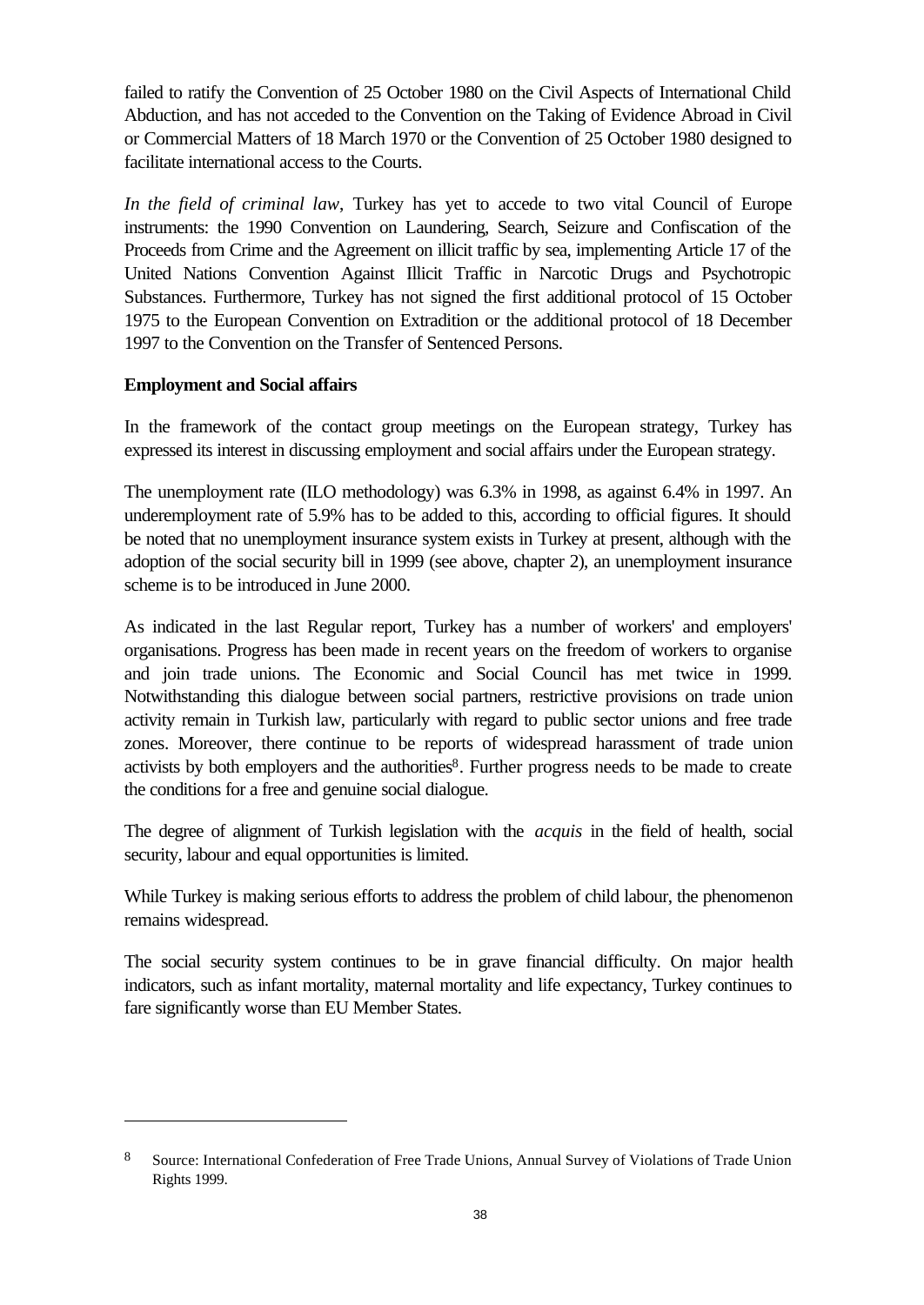failed to ratify the Convention of 25 October 1980 on the Civil Aspects of International Child Abduction, and has not acceded to the Convention on the Taking of Evidence Abroad in Civil or Commercial Matters of 18 March 1970 or the Convention of 25 October 1980 designed to facilitate international access to the Courts.

*In the field of criminal law*, Turkey has yet to accede to two vital Council of Europe instruments: the 1990 Convention on Laundering, Search, Seizure and Confiscation of the Proceeds from Crime and the Agreement on illicit traffic by sea, implementing Article 17 of the United Nations Convention Against Illicit Traffic in Narcotic Drugs and Psychotropic Substances. Furthermore, Turkey has not signed the first additional protocol of 15 October 1975 to the European Convention on Extradition or the additional protocol of 18 December 1997 to the Convention on the Transfer of Sentenced Persons.

**Employment and Social affairs**

In the framework of the contact group meetings on the European strategy, Turkey has expressed its interest in discussing employment and social affairs under the European strategy.

The unemployment rate (ILO methodology) was 6.3% in 1998, as against 6.4% in 1997. An underemployment rate of 5.9% has to be added to this, according to official figures. It should be noted that no unemployment insurance system exists in Turkey at present, although with the adoption of the social security bill in 1999 (see above, chapter 2), an unemployment insurance scheme is to be introduced in June 2000.

As indicated in the last Regular report, Turkey has a number of workers' and employers' organisations. Progress has been made in recent years on the freedom of workers to organise and join trade unions. The Economic and Social Council has met twice in 1999. Notwithstanding this dialogue between social partners, restrictive provisions on trade union activity remain in Turkish law, particularly with regard to public sector unions and free trade zones. Moreover, there continue to be reports of widespread harassment of trade union activists by both employers and the authorities[8]. Further progress needs to be made to create the conditions for a free and genuine social dialogue.

The degree of alignment of Turkish legislation with the *acquis* in the field of health, social security, labour and equal opportunities is limited.

While Turkey is making serious efforts to address the problem of child labour, the phenomenon remains widespread.

The social security system continues to be in grave financial difficulty. On major health indicators, such as infant mortality, maternal mortality and life expectancy, Turkey continues to fare significantly worse than EU Member States.

---

[8] Source: International Confederation of Free Trade Unions, Annual Survey of Violations of Trade Union Rights 1999.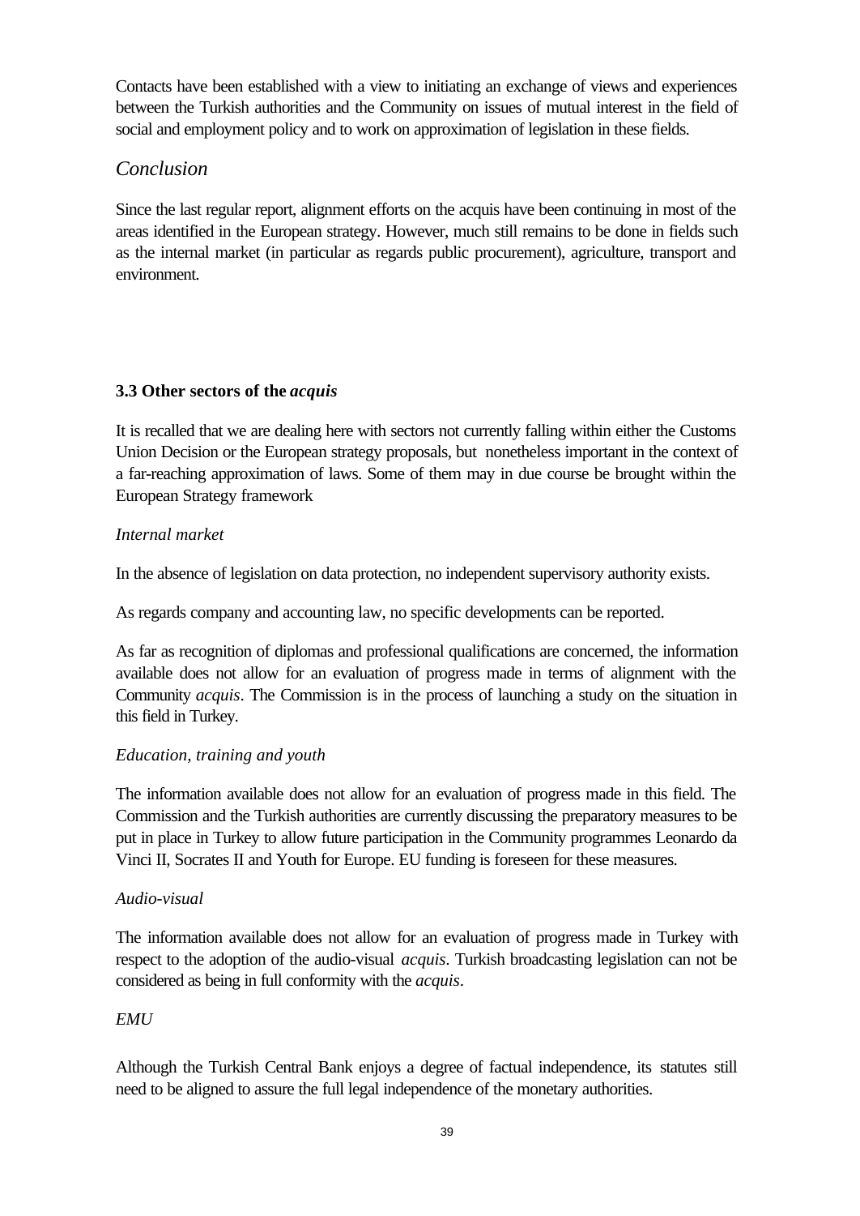Contacts have been established with a view to initiating an exchange of views and experiences between the Turkish authorities and the Community on issues of mutual interest in the field of social and employment policy and to work on approximation of legislation in these fields.

## *Conclusion*

Since the last regular report, alignment efforts on the acquis have been continuing in most of the areas identified in the European strategy. However, much still remains to be done in fields such as the internal market (in particular as regards public procurement), agriculture, transport and environment.

### 3.3 Other sectors of the *acquis*

It is recalled that we are dealing here with sectors not currently falling within either the Customs Union Decision or the European strategy proposals, but nonetheless important in the context of a far-reaching approximation of laws. Some of them may in due course be brought within the European Strategy framework

*Internal market*

In the absence of legislation on data protection, no independent supervisory authority exists.

As regards company and accounting law, no specific developments can be reported.

As far as recognition of diplomas and professional qualifications are concerned, the information available does not allow for an evaluation of progress made in terms of alignment with the Community *acquis*. The Commission is in the process of launching a study on the situation in this field in Turkey.

*Education, training and youth*

The information available does not allow for an evaluation of progress made in this field. The Commission and the Turkish authorities are currently discussing the preparatory measures to be put in place in Turkey to allow future participation in the Community programmes Leonardo da Vinci II, Socrates II and Youth for Europe. EU funding is foreseen for these measures.

*Audio-visual*

The information available does not allow for an evaluation of progress made in Turkey with respect to the adoption of the audio-visual *acquis*. Turkish broadcasting legislation can not be considered as being in full conformity with the *acquis*.

*EMU*

Although the Turkish Central Bank enjoys a degree of factual independence, its statutes still need to be aligned to assure the full legal independence of the monetary authorities.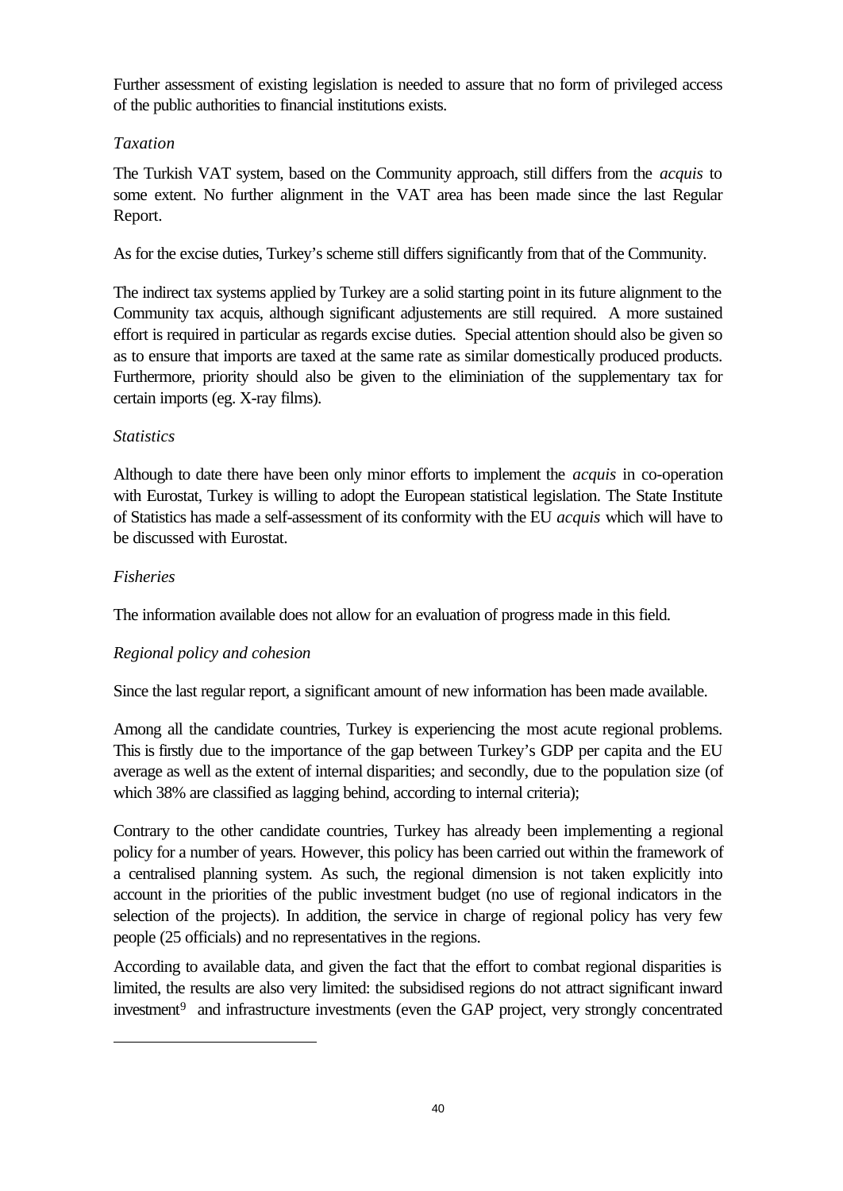Further assessment of existing legislation is needed to assure that no form of privileged access of the public authorities to financial institutions exists.

*Taxation*

The Turkish VAT system, based on the Community approach, still differs from the *acquis* to some extent. No further alignment in the VAT area has been made since the last Regular Report.

As for the excise duties, Turkey's scheme still differs significantly from that of the Community.

The indirect tax systems applied by Turkey are a solid starting point in its future alignment to the Community tax acquis, although significant adjustements are still required. A more sustained effort is required in particular as regards excise duties. Special attention should also be given so as to ensure that imports are taxed at the same rate as similar domestically produced products. Furthermore, priority should also be given to the eliminiation of the supplementary tax for certain imports (eg. X-ray films).

*Statistics*

Although to date there have been only minor efforts to implement the *acquis* in co-operation with Eurostat, Turkey is willing to adopt the European statistical legislation. The State Institute of Statistics has made a self-assessment of its conformity with the EU *acquis* which will have to be discussed with Eurostat.

*Fisheries*

The information available does not allow for an evaluation of progress made in this field.

*Regional policy and cohesion*

Since the last regular report, a significant amount of new information has been made available.

Among all the candidate countries, Turkey is experiencing the most acute regional problems. This is firstly due to the importance of the gap between Turkey's GDP per capita and the EU average as well as the extent of internal disparities; and secondly, due to the population size (of which 38% are classified as lagging behind, according to internal criteria);

Contrary to the other candidate countries, Turkey has already been implementing a regional policy for a number of years. However, this policy has been carried out within the framework of a centralised planning system. As such, the regional dimension is not taken explicitly into account in the priorities of the public investment budget (no use of regional indicators in the selection of the projects). In addition, the service in charge of regional policy has very few people (25 officials) and no representatives in the regions.

According to available data, and given the fact that the effort to combat regional disparities is limited, the results are also very limited: the subsidised regions do not attract significant inward investment[9] and infrastructure investments (even the GAP project, very strongly concentrated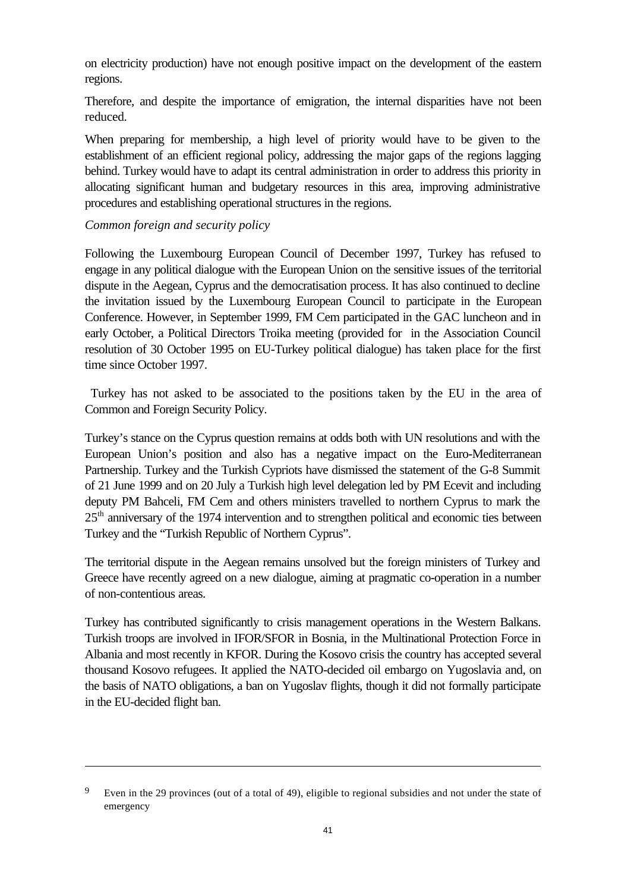on electricity production) have not enough positive impact on the development of the eastern regions.

Therefore, and despite the importance of emigration, the internal disparities have not been reduced.

When preparing for membership, a high level of priority would have to be given to the establishment of an efficient regional policy, addressing the major gaps of the regions lagging behind. Turkey would have to adapt its central administration in order to address this priority in allocating significant human and budgetary resources in this area, improving administrative procedures and establishing operational structures in the regions.

*Common foreign and security policy*

Following the Luxembourg European Council of December 1997, Turkey has refused to engage in any political dialogue with the European Union on the sensitive issues of the territorial dispute in the Aegean, Cyprus and the democratisation process. It has also continued to decline the invitation issued by the Luxembourg European Council to participate in the European Conference. However, in September 1999, FM Cem participated in the GAC luncheon and in early October, a Political Directors Troika meeting (provided for in the Association Council resolution of 30 October 1995 on EU-Turkey political dialogue) has taken place for the first time since October 1997.

Turkey has not asked to be associated to the positions taken by the EU in the area of Common and Foreign Security Policy.

Turkey's stance on the Cyprus question remains at odds both with UN resolutions and with the European Union's position and also has a negative impact on the Euro-Mediterranean Partnership. Turkey and the Turkish Cypriots have dismissed the statement of the G-8 Summit of 21 June 1999 and on 20 July a Turkish high level delegation led by PM Ecevit and including deputy PM Bahceli, FM Cem and others ministers travelled to northern Cyprus to mark the 25th anniversary of the 1974 intervention and to strengthen political and economic ties between Turkey and the "Turkish Republic of Northern Cyprus".

The territorial dispute in the Aegean remains unsolved but the foreign ministers of Turkey and Greece have recently agreed on a new dialogue, aiming at pragmatic co-operation in a number of non-contentious areas.

Turkey has contributed significantly to crisis management operations in the Western Balkans. Turkish troops are involved in IFOR/SFOR in Bosnia, in the Multinational Protection Force in Albania and most recently in KFOR. During the Kosovo crisis the country has accepted several thousand Kosovo refugees. It applied the NATO-decided oil embargo on Yugoslavia and, on the basis of NATO obligations, a ban on Yugoslav flights, though it did not formally participate in the EU-decided flight ban.

---

[9] Even in the 29 provinces (out of a total of 49), eligible to regional subsidies and not under the state of emergency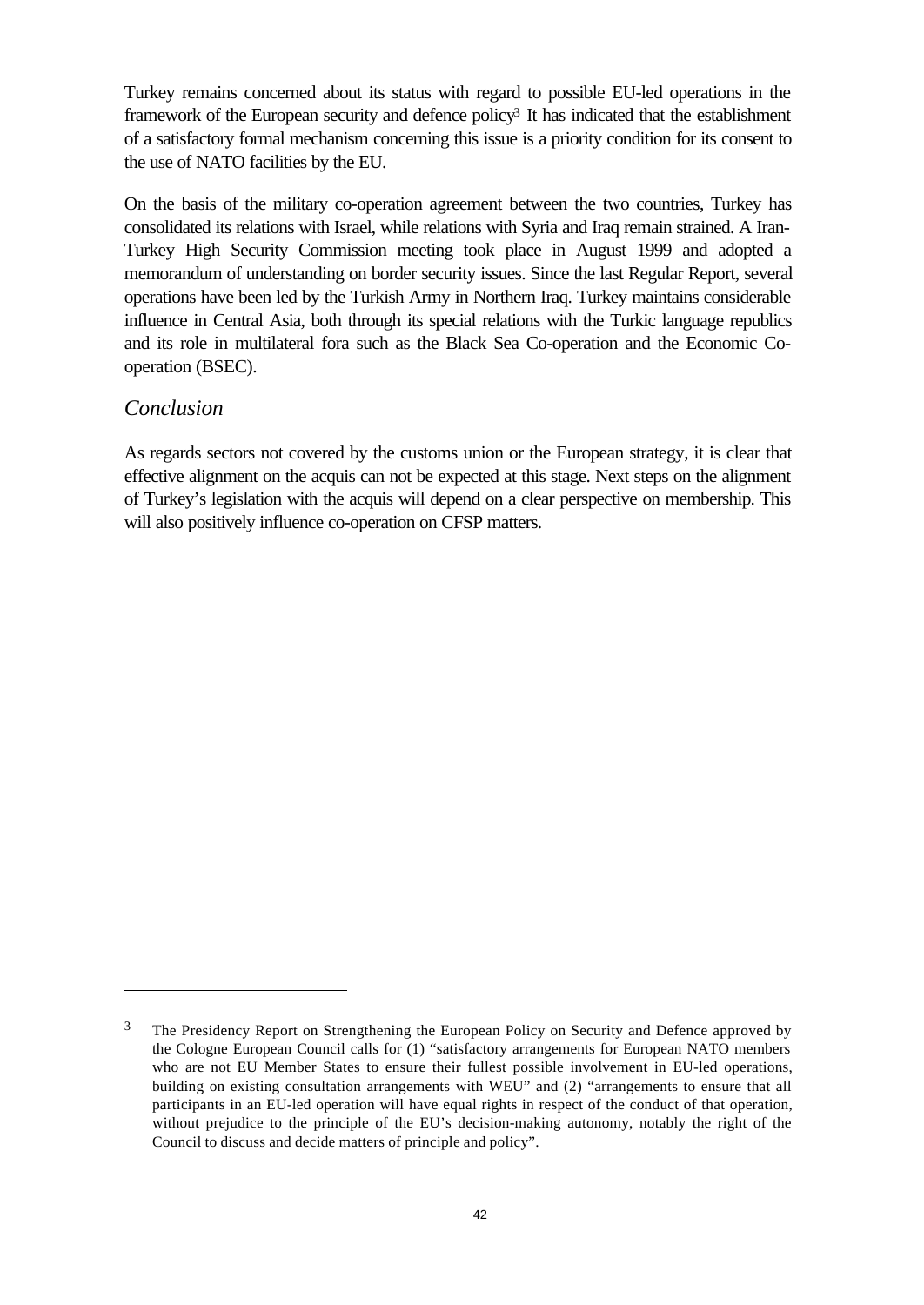Turkey remains concerned about its status with regard to possible EU-led operations in the framework of the European security and defence policy[3] It has indicated that the establishment of a satisfactory formal mechanism concerning this issue is a priority condition for its consent to the use of NATO facilities by the EU.

On the basis of the military co-operation agreement between the two countries, Turkey has consolidated its relations with Israel, while relations with Syria and Iraq remain strained. A Iran-Turkey High Security Commission meeting took place in August 1999 and adopted a memorandum of understanding on border security issues. Since the last Regular Report, several operations have been led by the Turkish Army in Northern Iraq. Turkey maintains considerable influence in Central Asia, both through its special relations with the Turkic language republics and its role in multilateral fora such as the Black Sea Co-operation and the Economic Co-operation (BSEC).

## *Conclusion*

As regards sectors not covered by the customs union or the European strategy, it is clear that effective alignment on the acquis can not be expected at this stage. Next steps on the alignment of Turkey's legislation with the acquis will depend on a clear perspective on membership. This will also positively influence co-operation on CFSP matters.

---

[3] The Presidency Report on Strengthening the European Policy on Security and Defence approved by the Cologne European Council calls for (1) "satisfactory arrangements for European NATO members who are not EU Member States to ensure their fullest possible involvement in EU-led operations, building on existing consultation arrangements with WEU" and (2) "arrangements to ensure that all participants in an EU-led operation will have equal rights in respect of the conduct of that operation, without prejudice to the principle of the EU's decision-making autonomy, notably the right of the Council to discuss and decide matters of principle and policy".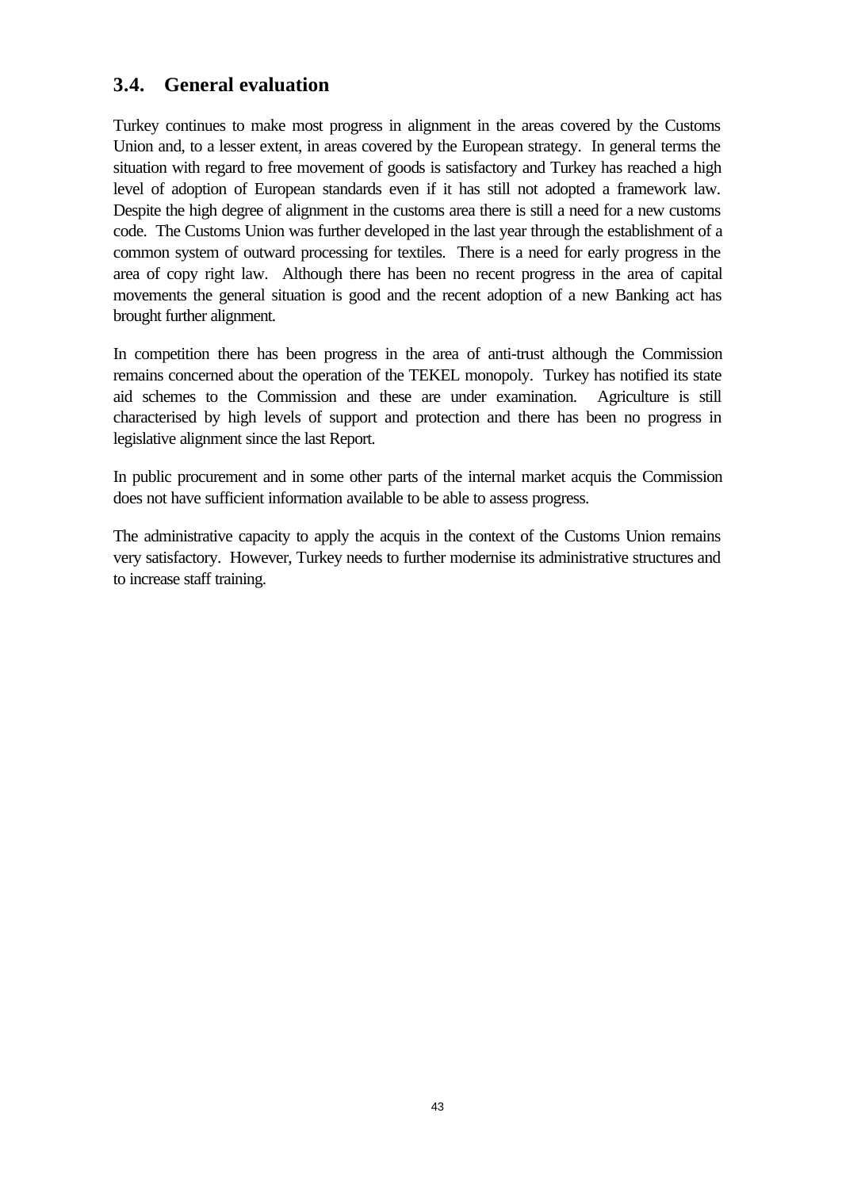## 3.4. General evaluation

Turkey continues to make most progress in alignment in the areas covered by the Customs Union and, to a lesser extent, in areas covered by the European strategy. In general terms the situation with regard to free movement of goods is satisfactory and Turkey has reached a high level of adoption of European standards even if it has still not adopted a framework law. Despite the high degree of alignment in the customs area there is still a need for a new customs code. The Customs Union was further developed in the last year through the establishment of a common system of outward processing for textiles. There is a need for early progress in the area of copy right law. Although there has been no recent progress in the area of capital movements the general situation is good and the recent adoption of a new Banking act has brought further alignment.

In competition there has been progress in the area of anti-trust although the Commission remains concerned about the operation of the TEKEL monopoly. Turkey has notified its state aid schemes to the Commission and these are under examination. Agriculture is still characterised by high levels of support and protection and there has been no progress in legislative alignment since the last Report.

In public procurement and in some other parts of the internal market acquis the Commission does not have sufficient information available to be able to assess progress.

The administrative capacity to apply the acquis in the context of the Customs Union remains very satisfactory. However, Turkey needs to further modernise its administrative structures and to increase staff training.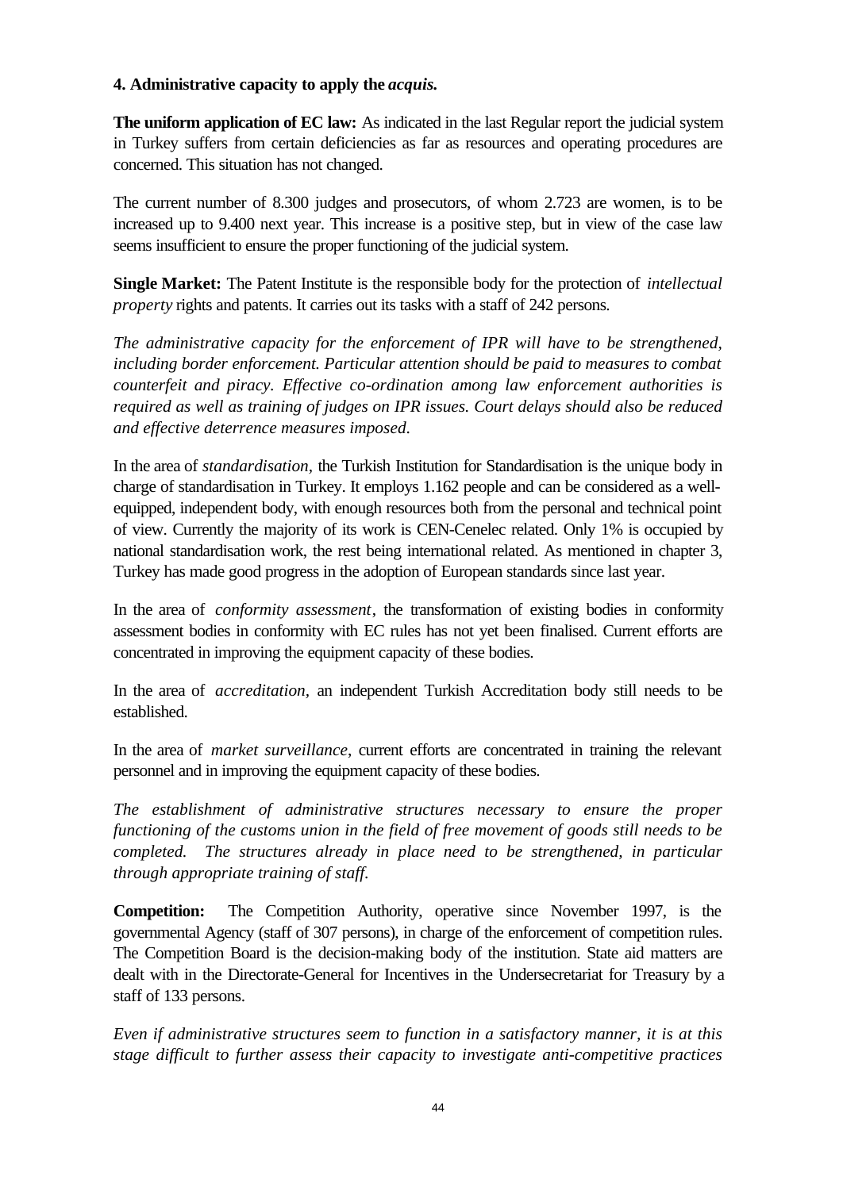**4. Administrative capacity to apply the *acquis.***

**The uniform application of EC law:** As indicated in the last Regular report the judicial system in Turkey suffers from certain deficiencies as far as resources and operating procedures are concerned. This situation has not changed.

The current number of 8.300 judges and prosecutors, of whom 2.723 are women, is to be increased up to 9.400 next year. This increase is a positive step, but in view of the case law seems insufficient to ensure the proper functioning of the judicial system.

**Single Market:** The Patent Institute is the responsible body for the protection of *intellectual property* rights and patents. It carries out its tasks with a staff of 242 persons.

*The administrative capacity for the enforcement of IPR will have to be strengthened, including border enforcement. Particular attention should be paid to measures to combat counterfeit and piracy. Effective co-ordination among law enforcement authorities is required as well as training of judges on IPR issues. Court delays should also be reduced and effective deterrence measures imposed.*

In the area of *standardisation,* the Turkish Institution for Standardisation is the unique body in charge of standardisation in Turkey. It employs 1.162 people and can be considered as a well-equipped, independent body, with enough resources both from the personal and technical point of view. Currently the majority of its work is CEN-Cenelec related. Only 1% is occupied by national standardisation work, the rest being international related. As mentioned in chapter 3, Turkey has made good progress in the adoption of European standards since last year.

In the area of *conformity assessment*, the transformation of existing bodies in conformity assessment bodies in conformity with EC rules has not yet been finalised. Current efforts are concentrated in improving the equipment capacity of these bodies.

In the area of *accreditation,* an independent Turkish Accreditation body still needs to be established.

In the area of *market surveillance*, current efforts are concentrated in training the relevant personnel and in improving the equipment capacity of these bodies.

*The establishment of administrative structures necessary to ensure the proper functioning of the customs union in the field of free movement of goods still needs to be completed. The structures already in place need to be strengthened, in particular through appropriate training of staff.*

**Competition:** The Competition Authority, operative since November 1997, is the governmental Agency (staff of 307 persons), in charge of the enforcement of competition rules. The Competition Board is the decision-making body of the institution. State aid matters are dealt with in the Directorate-General for Incentives in the Undersecretariat for Treasury by a staff of 133 persons.

*Even if administrative structures seem to function in a satisfactory manner, it is at this stage difficult to further assess their capacity to investigate anti-competitive practices*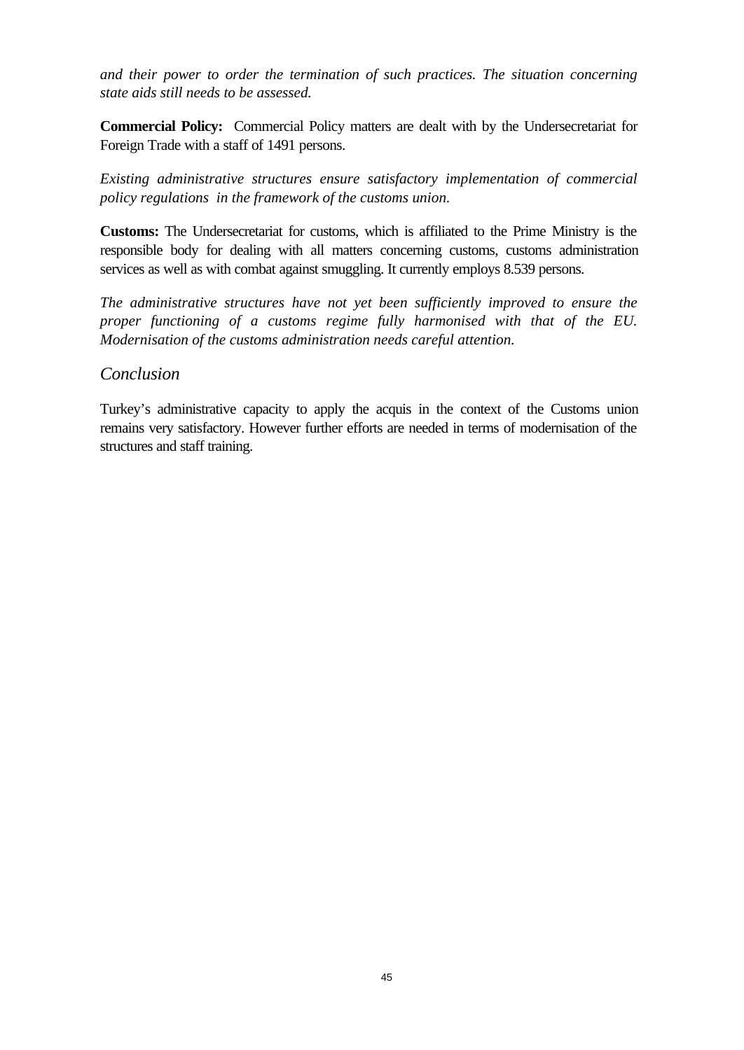*and their power to order the termination of such practices. The situation concerning state aids still needs to be assessed.*

**Commercial Policy:** Commercial Policy matters are dealt with by the Undersecretariat for Foreign Trade with a staff of 1491 persons.

*Existing administrative structures ensure satisfactory implementation of commercial policy regulations in the framework of the customs union.*

**Customs:** The Undersecretariat for customs, which is affiliated to the Prime Ministry is the responsible body for dealing with all matters concerning customs, customs administration services as well as with combat against smuggling. It currently employs 8.539 persons.

*The administrative structures have not yet been sufficiently improved to ensure the proper functioning of a customs regime fully harmonised with that of the EU. Modernisation of the customs administration needs careful attention.*

### *Conclusion*

Turkey's administrative capacity to apply the acquis in the context of the Customs union remains very satisfactory. However further efforts are needed in terms of modernisation of the structures and staff training.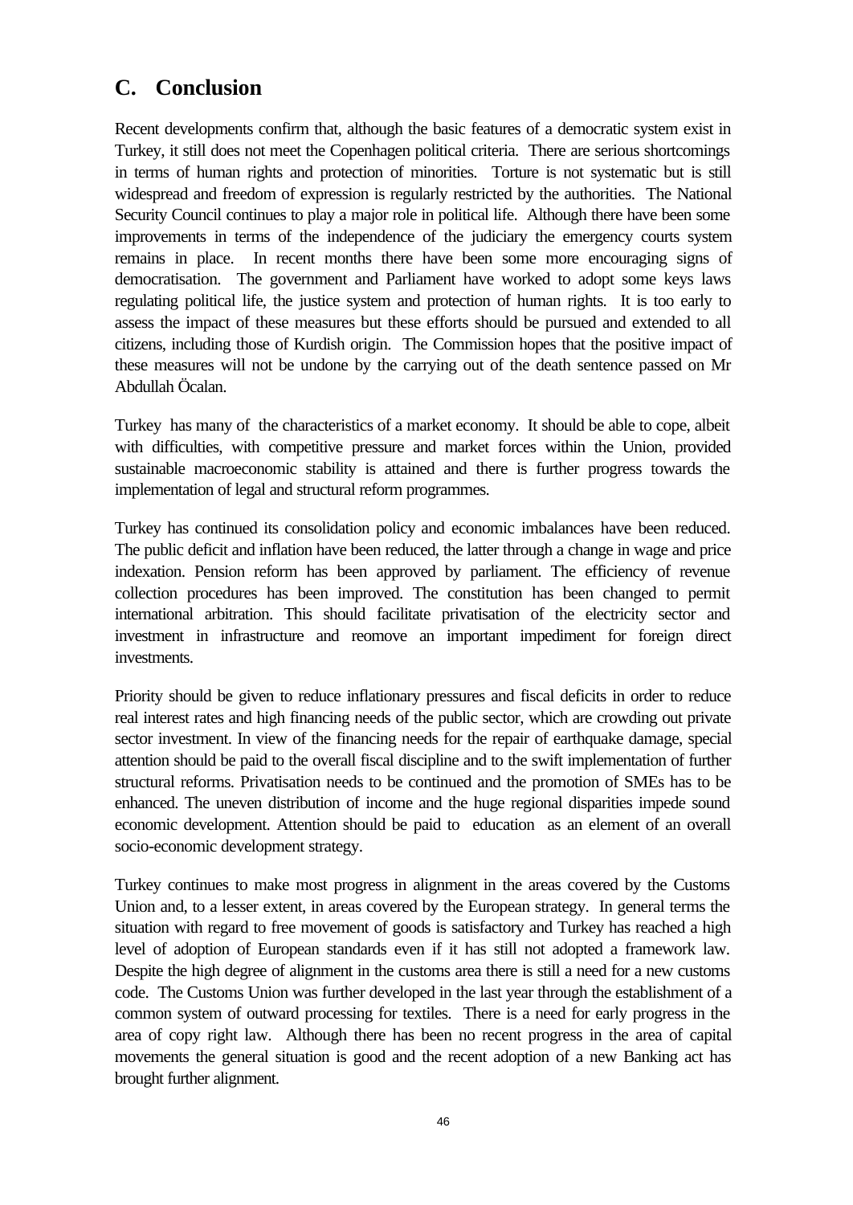## C. Conclusion

Recent developments confirm that, although the basic features of a democratic system exist in Turkey, it still does not meet the Copenhagen political criteria. There are serious shortcomings in terms of human rights and protection of minorities. Torture is not systematic but is still widespread and freedom of expression is regularly restricted by the authorities. The National Security Council continues to play a major role in political life. Although there have been some improvements in terms of the independence of the judiciary the emergency courts system remains in place. In recent months there have been some more encouraging signs of democratisation. The government and Parliament have worked to adopt some keys laws regulating political life, the justice system and protection of human rights. It is too early to assess the impact of these measures but these efforts should be pursued and extended to all citizens, including those of Kurdish origin. The Commission hopes that the positive impact of these measures will not be undone by the carrying out of the death sentence passed on Mr Abdullah Öcalan.

Turkey has many of the characteristics of a market economy. It should be able to cope, albeit with difficulties, with competitive pressure and market forces within the Union, provided sustainable macroeconomic stability is attained and there is further progress towards the implementation of legal and structural reform programmes.

Turkey has continued its consolidation policy and economic imbalances have been reduced. The public deficit and inflation have been reduced, the latter through a change in wage and price indexation. Pension reform has been approved by parliament. The efficiency of revenue collection procedures has been improved. The constitution has been changed to permit international arbitration. This should facilitate privatisation of the electricity sector and investment in infrastructure and reomove an important impediment for foreign direct investments.

Priority should be given to reduce inflationary pressures and fiscal deficits in order to reduce real interest rates and high financing needs of the public sector, which are crowding out private sector investment. In view of the financing needs for the repair of earthquake damage, special attention should be paid to the overall fiscal discipline and to the swift implementation of further structural reforms. Privatisation needs to be continued and the promotion of SMEs has to be enhanced. The uneven distribution of income and the huge regional disparities impede sound economic development. Attention should be paid to education as an element of an overall socio-economic development strategy.

Turkey continues to make most progress in alignment in the areas covered by the Customs Union and, to a lesser extent, in areas covered by the European strategy. In general terms the situation with regard to free movement of goods is satisfactory and Turkey has reached a high level of adoption of European standards even if it has still not adopted a framework law. Despite the high degree of alignment in the customs area there is still a need for a new customs code. The Customs Union was further developed in the last year through the establishment of a common system of outward processing for textiles. There is a need for early progress in the area of copy right law. Although there has been no recent progress in the area of capital movements the general situation is good and the recent adoption of a new Banking act has brought further alignment.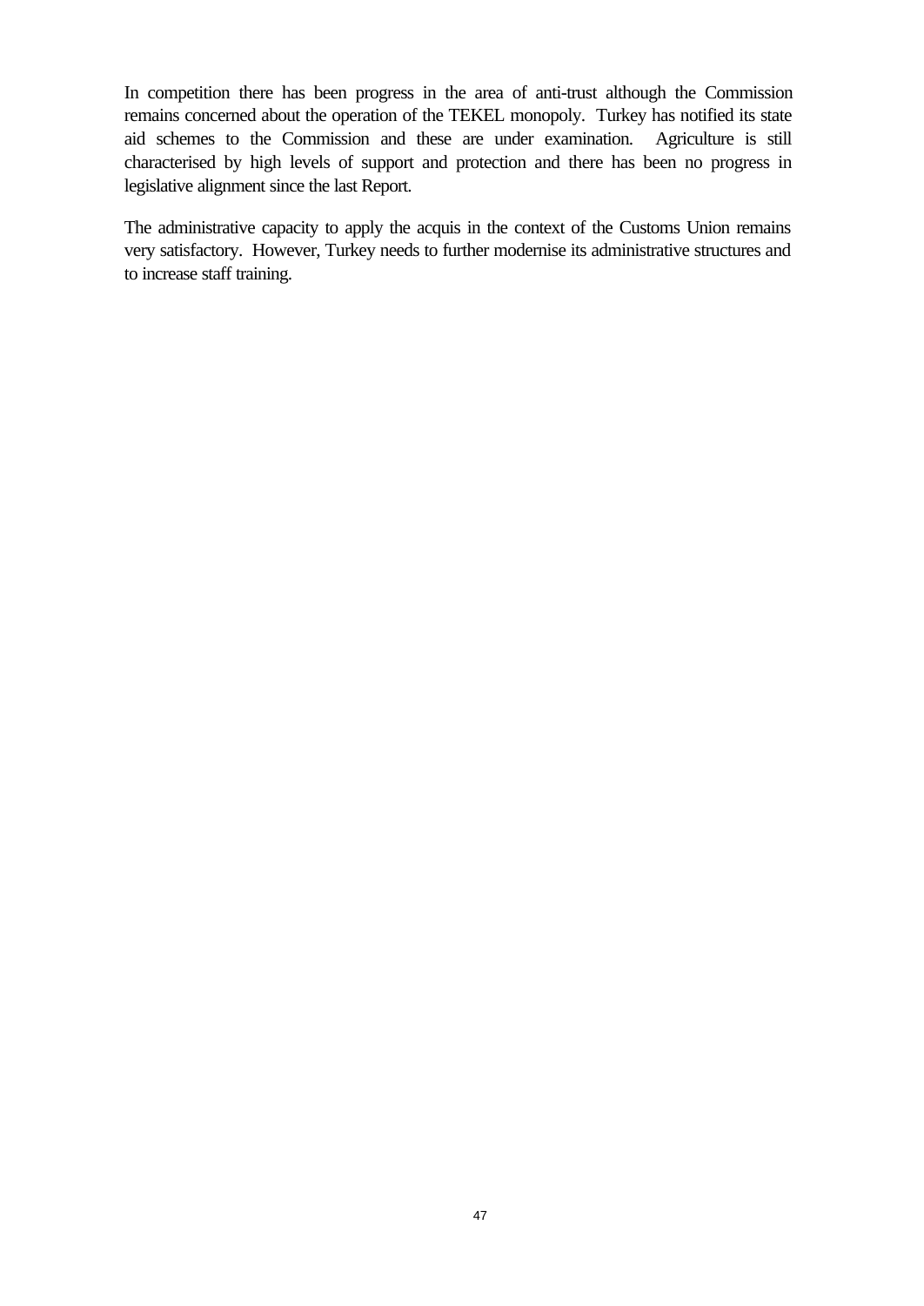In competition there has been progress in the area of anti-trust although the Commission remains concerned about the operation of the TEKEL monopoly. Turkey has notified its state aid schemes to the Commission and these are under examination. Agriculture is still characterised by high levels of support and protection and there has been no progress in legislative alignment since the last Report.

The administrative capacity to apply the acquis in the context of the Customs Union remains very satisfactory. However, Turkey needs to further modernise its administrative structures and to increase staff training.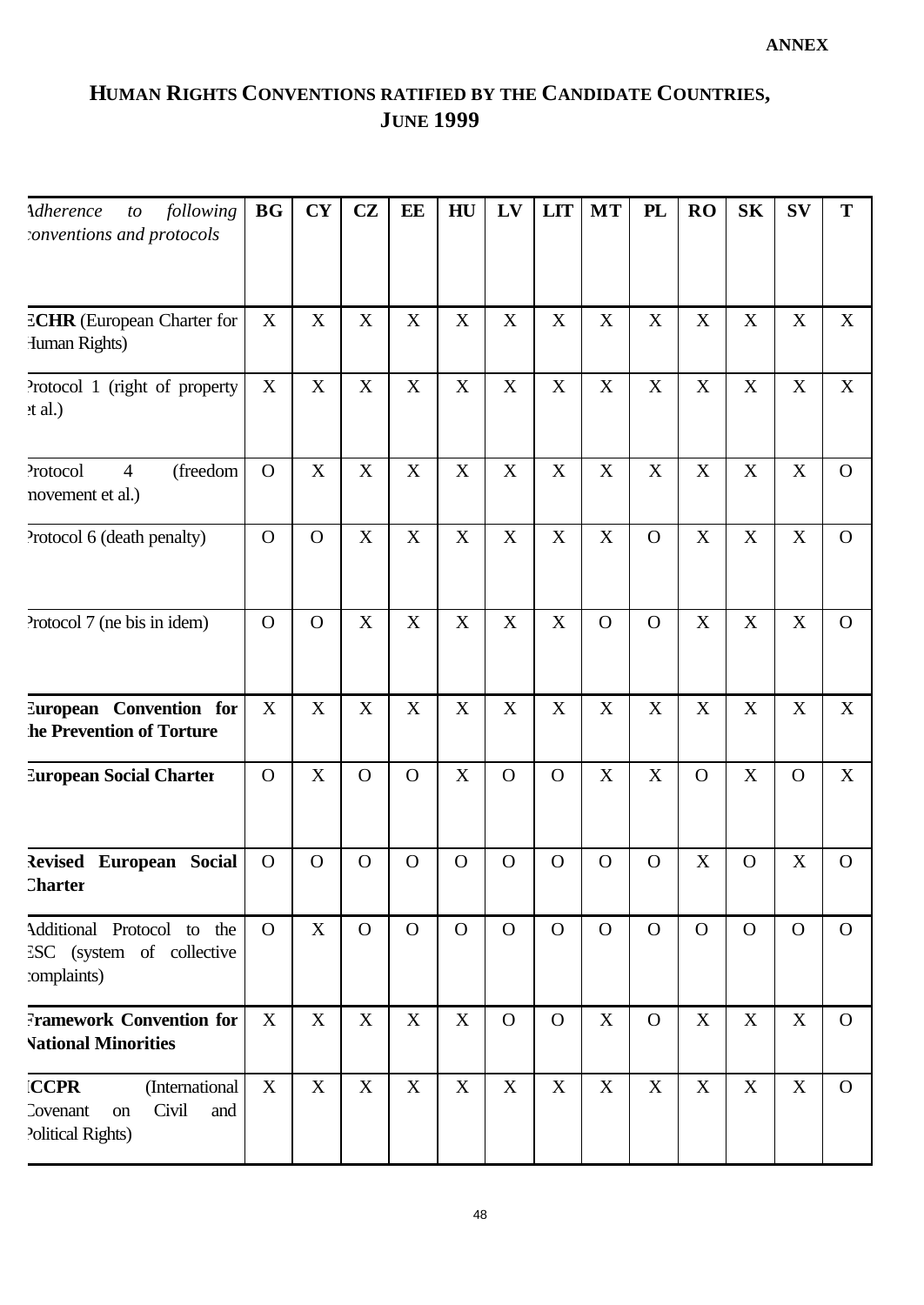**ANNEX**

## HUMAN RIGHTS CONVENTIONS RATIFIED BY THE CANDIDATE COUNTRIES, JUNE 1999

| *Adherence to following conventions and protocols* | BG | CY | CZ | EE | HU | LV | LIT | MT | PL | RO | SK | SV | T |
|---|---|---|---|---|---|---|---|---|---|---|---|---|---|
| **ECHR** (European Charter for Human Rights) | X | X | X | X | X | X | X | X | X | X | X | X | X |
| Protocol 1 (right of property et al.) | X | X | X | X | X | X | X | X | X | X | X | X | X |
| Protocol 4 (freedom movement et al.) | O | X | X | X | X | X | X | X | X | X | X | X | O |
| Protocol 6 (death penalty) | O | O | X | X | X | X | X | X | O | X | X | X | O |
| Protocol 7 (ne bis in idem) | O | O | X | X | X | X | X | O | O | X | X | X | O |
| **European Convention for the Prevention of Torture** | X | X | X | X | X | X | X | X | X | X | X | X | X |
| **European Social Charter** | O | X | O | O | X | O | O | X | X | O | X | O | X |
| **Revised European Social Charter** | O | O | O | O | O | O | O | O | O | X | O | X | O |
| Additional Protocol to the ESC (system of collective complaints) | O | X | O | O | O | O | O | O | O | O | O | O | O |
| **Framework Convention for National Minorities** | X | X | X | X | X | O | O | X | O | X | X | X | O |
| **ICCPR** (International Covenant on Civil and Political Rights) | X | X | X | X | X | X | X | X | X | X | X | X | O |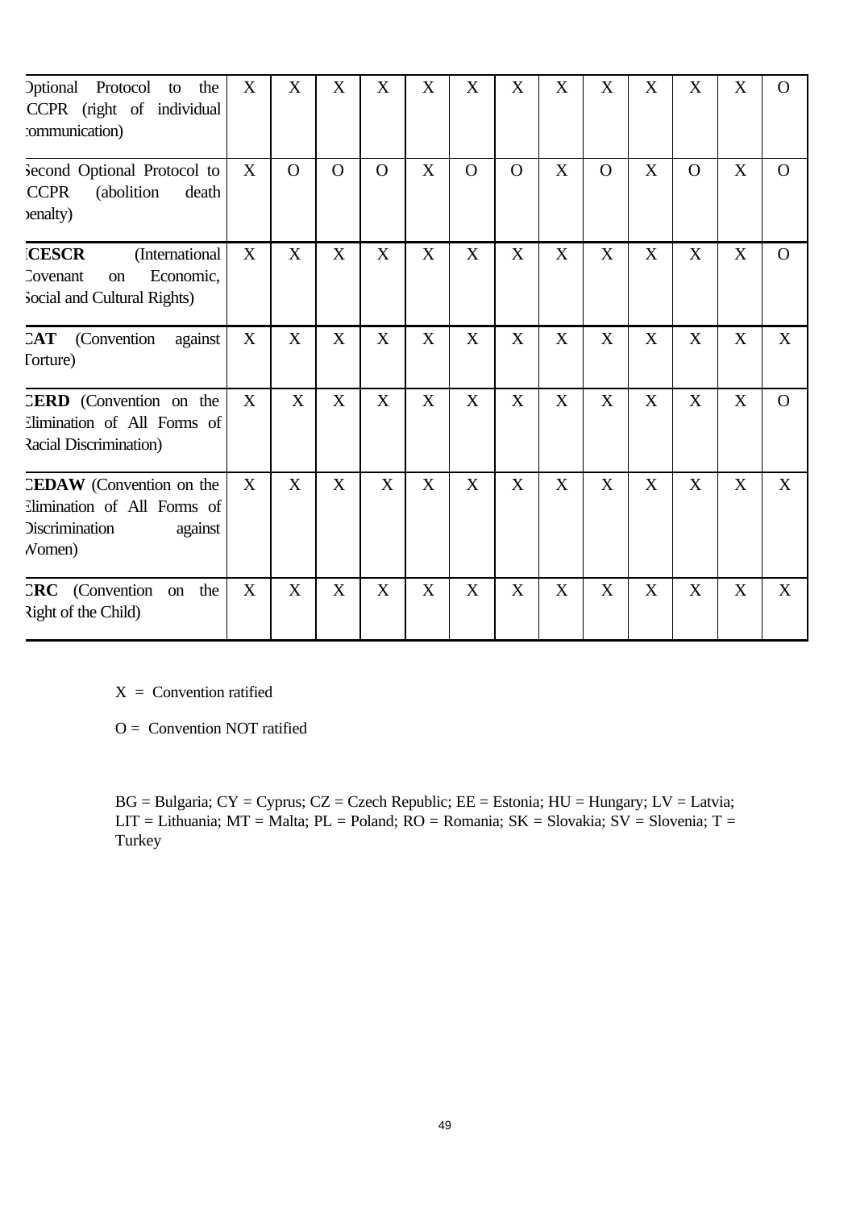| Optional Protocol to the ICCPR (right of individual communication) | X | X | X | X | X | X | X | X | X | X | X | X | O |
|---|---|---|---|---|---|---|---|---|---|---|---|---|---|
| Second Optional Protocol to ICCPR (abolition death penalty) | X | O | O | O | X | O | O | X | O | X | O | X | O |
| **ICESCR** (International Covenant on Economic, Social and Cultural Rights) | X | X | X | X | X | X | X | X | X | X | X | X | O |
| **CAT** (Convention against Torture) | X | X | X | X | X | X | X | X | X | X | X | X | X |
| **CERD** (Convention on the Elimination of All Forms of Racial Discrimination) | X | X | X | X | X | X | X | X | X | X | X | X | O |
| **CEDAW** (Convention on the Elimination of All Forms of Discrimination against Women) | X | X | X | X | X | X | X | X | X | X | X | X | X |
| **CRC** (Convention on the Right of the Child) | X | X | X | X | X | X | X | X | X | X | X | X | X |

X = Convention ratified

O = Convention NOT ratified

BG = Bulgaria; CY = Cyprus; CZ = Czech Republic; EE = Estonia; HU = Hungary; LV = Latvia; LIT = Lithuania; MT = Malta; PL = Poland; RO = Romania; SK = Slovakia; SV = Slovenia; T = Turkey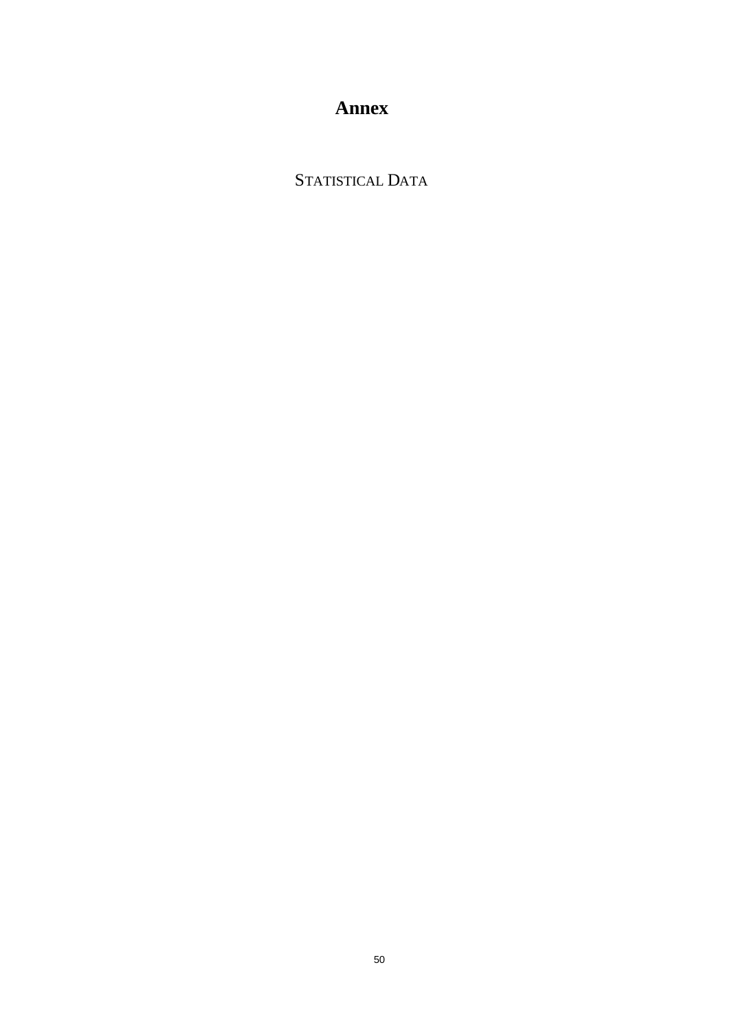# Annex

## STATISTICAL DATA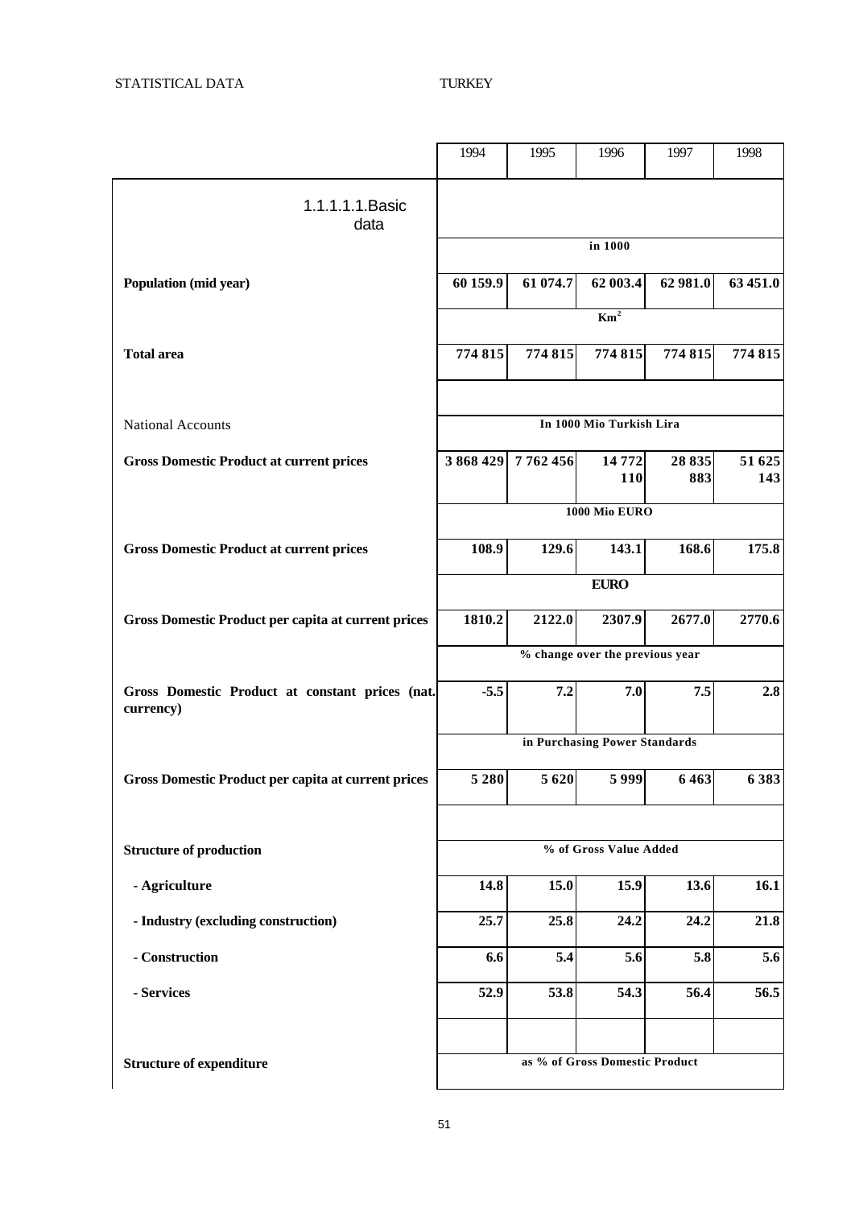| | 1994 | 1995 | 1996 | 1997 | 1998 |
|---|---|---|---|---|---|
| **1.1.1.1.1.Basic data** | | | | | |
| | in 1000 | | | | |
| **Population (mid year)** | 60 159.9 | 61 074.7 | 62 003.4 | 62 981.0 | 63 451.0 |
| | $Km^2$ | | | | |
| **Total area** | 774 815 | 774 815 | 774 815 | 774 815 | 774 815 |
| National Accounts | In 1000 Mio Turkish Lira | | | | |
| **Gross Domestic Product at current prices** | 3 868 429 | 7 762 456 | 14 772 110 | 28 835 883 | 51 625 143 |
| | 1000 Mio EURO | | | | |
| **Gross Domestic Product at current prices** | 108.9 | 129.6 | 143.1 | 168.6 | 175.8 |
| | EURO | | | | |
| **Gross Domestic Product per capita at current prices** | 1810.2 | 2122.0 | 2307.9 | 2677.0 | 2770.6 |
| | % change over the previous year | | | | |
| **Gross Domestic Product at constant prices (nat. currency)** | -5.5 | 7.2 | 7.0 | 7.5 | 2.8 |
| | in Purchasing Power Standards | | | | |
| **Gross Domestic Product per capita at current prices** | 5 280 | 5 620 | 5 999 | 6 463 | 6 383 |
| **Structure of production** | % of Gross Value Added | | | | |
| **- Agriculture** | 14.8 | 15.0 | 15.9 | 13.6 | 16.1 |
| **- Industry (excluding construction)** | 25.7 | 25.8 | 24.2 | 24.2 | 21.8 |
| **- Construction** | 6.6 | 5.4 | 5.6 | 5.8 | 5.6 |
| **- Services** | 52.9 | 53.8 | 54.3 | 56.4 | 56.5 |
| **Structure of expenditure** | as % of Gross Domestic Product | | | | |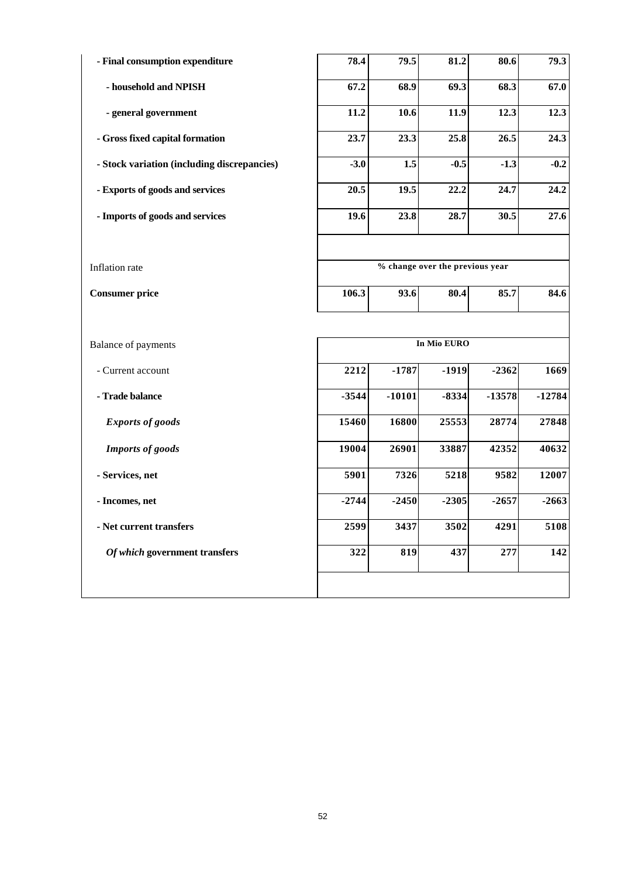| | | | | | |
|---|---|---|---|---|---|
| **- Final consumption expenditure** | 78.4 | 79.5 | 81.2 | 80.6 | 79.3 |
| **- household and NPISH** | 67.2 | 68.9 | 69.3 | 68.3 | 67.0 |
| **- general government** | 11.2 | 10.6 | 11.9 | 12.3 | 12.3 |
| **- Gross fixed capital formation** | 23.7 | 23.3 | 25.8 | 26.5 | 24.3 |
| **- Stock variation (including discrepancies)** | -3.0 | 1.5 | -0.5 | -1.3 | -0.2 |
| **- Exports of goods and services** | 20.5 | 19.5 | 22.2 | 24.7 | 24.2 |
| **- Imports of goods and services** | 19.6 | 23.8 | 28.7 | 30.5 | 27.6 |
| | | | | | |
| Inflation rate | % change over the previous year | | | | |
| **Consumer price** | 106.3 | 93.6 | 80.4 | 85.7 | 84.6 |
| | | | | | |
| Balance of payments | In Mio EURO | | | | |
| - Current account | 2212 | -1787 | -1919 | -2362 | 1669 |
| **- Trade balance** | -3544 | -10101 | -8334 | -13578 | -12784 |
| ***Exports of goods*** | 15460 | 16800 | 25553 | 28774 | 27848 |
| ***Imports of goods*** | 19004 | 26901 | 33887 | 42352 | 40632 |
| **- Services, net** | 5901 | 7326 | 5218 | 9582 | 12007 |
| **- Incomes, net** | -2744 | -2450 | -2305 | -2657 | -2663 |
| **- Net current transfers** | 2599 | 3437 | 3502 | 4291 | 5108 |
| ***Of which* government transfers** | 322 | 819 | 437 | 277 | 142 |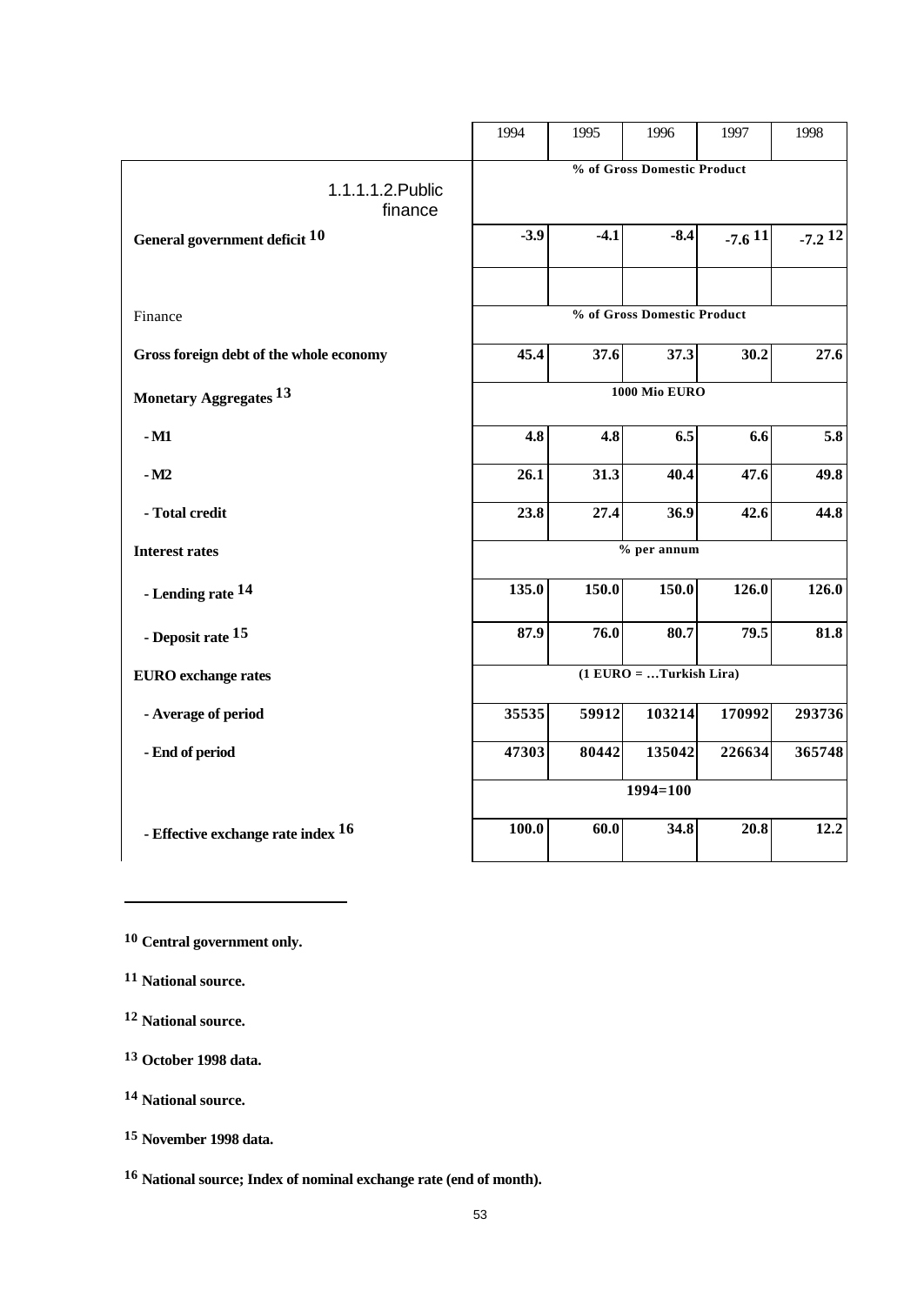|  | 1994 | 1995 | 1996 | 1997 | 1998 |
|---|---|---|---|---|---|
| 1.1.1.1.2.Public finance | % of Gross Domestic Product | | | | |
| **General government deficit** [10] | **-3.9** | **-4.1** | **-8.4** | **-7.6** [11] | **-7.2** [12] |
|  |  |  |  |  |  |
| Finance | % of Gross Domestic Product | | | | |
| **Gross foreign debt of the whole economy** | **45.4** | **37.6** | **37.3** | **30.2** | **27.6** |
| **Monetary Aggregates** [13] | 1000 Mio EURO | | | | |
| **- M1** | **4.8** | **4.8** | **6.5** | **6.6** | **5.8** |
| **- M2** | **26.1** | **31.3** | **40.4** | **47.6** | **49.8** |
| **- Total credit** | **23.8** | **27.4** | **36.9** | **42.6** | **44.8** |
| **Interest rates** | % per annum | | | | |
| **- Lending rate** [14] | **135.0** | **150.0** | **150.0** | **126.0** | **126.0** |
| **- Deposit rate** [15] | **87.9** | **76.0** | **80.7** | **79.5** | **81.8** |
| **EURO exchange rates** | (1 EURO = …Turkish Lira) | | | | |
| **- Average of period** | **35535** | **59912** | **103214** | **170992** | **293736** |
| **- End of period** | **47303** | **80442** | **135042** | **226634** | **365748** |
|  | 1994=100 | | | | |
| **- Effective exchange rate index** [16] | **100.0** | **60.0** | **34.8** | **20.8** | **12.2** |

---

[10] **Central government only.**

[11] **National source.**

[12] **National source.**

[13] **October 1998 data.**

[14] **National source.**

[15] **November 1998 data.**

[16] **National source; Index of nominal exchange rate (end of month).**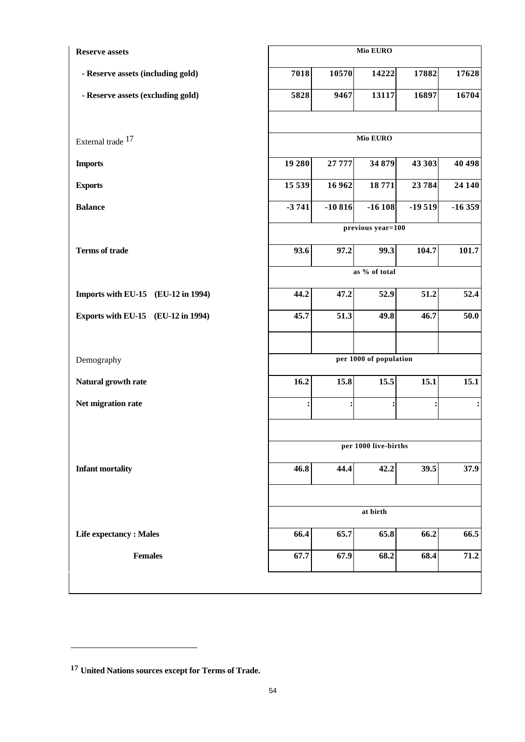| | | | | | |
|---|---|---|---|---|---|
| **Reserve assets** | **Mio EURO** | | | | |
| **- Reserve assets (including gold)** | **7018** | **10570** | **14222** | **17882** | **17628** |
| **- Reserve assets (excluding gold)** | **5828** | **9467** | **13117** | **16897** | **16704** |
| | | | | | |
| External trade [17] | **Mio EURO** | | | | |
| **Imports** | **19 280** | **27 777** | **34 879** | **43 303** | **40 498** |
| **Exports** | **15 539** | **16 962** | **18 771** | **23 784** | **24 140** |
| **Balance** | **-3 741** | **-10 816** | **-16 108** | **-19 519** | **-16 359** |
| | **previous year=100** | | | | |
| **Terms of trade** | **93.6** | **97.2** | **99.3** | **104.7** | **101.7** |
| | **as % of total** | | | | |
| **Imports with EU-15 (EU-12 in 1994)** | **44.2** | **47.2** | **52.9** | **51.2** | **52.4** |
| **Exports with EU-15 (EU-12 in 1994)** | **45.7** | **51.3** | **49.8** | **46.7** | **50.0** |
| | | | | | |
| Demography | **per 1000 of population** | | | | |
| **Natural growth rate** | **16.2** | **15.8** | **15.5** | **15.1** | **15.1** |
| **Net migration rate** | **:** | **:** | **:** | **:** | **:** |
| | | | | | |
| | **per 1000 live-births** | | | | |
| **Infant mortality** | **46.8** | **44.4** | **42.2** | **39.5** | **37.9** |
| | | | | | |
| | **at birth** | | | | |
| **Life expectancy : Males** | **66.4** | **65.7** | **65.8** | **66.2** | **66.5** |
| **Females** | **67.7** | **67.9** | **68.2** | **68.4** | **71.2** |

[17] **United Nations sources except for Terms of Trade.**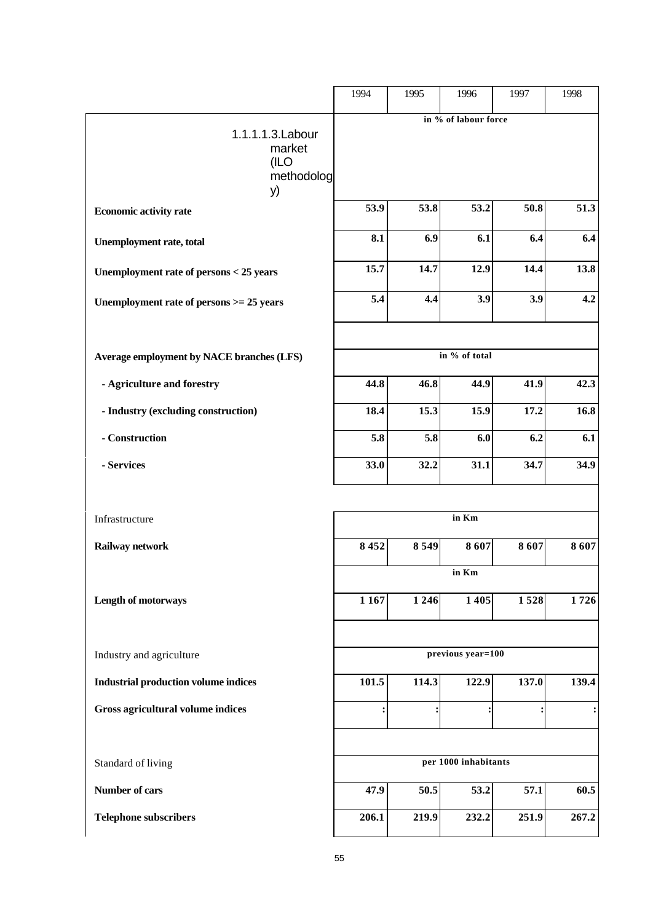| | 1994 | 1995 | 1996 | 1997 | 1998 |
|---|---|---|---|---|---|
| **1.1.1.1.3.Labour market (ILO methodology)** | in % of labour force | | | | |
| **Economic activity rate** | 53.9 | 53.8 | 53.2 | 50.8 | 51.3 |
| **Unemployment rate, total** | 8.1 | 6.9 | 6.1 | 6.4 | 6.4 |
| **Unemployment rate of persons < 25 years** | 15.7 | 14.7 | 12.9 | 14.4 | 13.8 |
| **Unemployment rate of persons >= 25 years** | 5.4 | 4.4 | 3.9 | 3.9 | 4.2 |
| | | | | | |
| **Average employment by NACE branches (LFS)** | in % of total | | | | |
| **- Agriculture and forestry** | 44.8 | 46.8 | 44.9 | 41.9 | 42.3 |
| **- Industry (excluding construction)** | 18.4 | 15.3 | 15.9 | 17.2 | 16.8 |
| **- Construction** | 5.8 | 5.8 | 6.0 | 6.2 | 6.1 |
| **- Services** | 33.0 | 32.2 | 31.1 | 34.7 | 34.9 |
| | | | | | |
| Infrastructure | in Km | | | | |
| **Railway network** | 8 452 | 8 549 | 8 607 | 8 607 | 8 607 |
| | in Km | | | | |
| **Length of motorways** | 1 167 | 1 246 | 1 405 | 1 528 | 1 726 |
| | | | | | |
| Industry and agriculture | previous year=100 | | | | |
| **Industrial production volume indices** | 101.5 | 114.3 | 122.9 | 137.0 | 139.4 |
| **Gross agricultural volume indices** | : | : | : | : | : |
| | | | | | |
| Standard of living | per 1000 inhabitants | | | | |
| **Number of cars** | 47.9 | 50.5 | 53.2 | 57.1 | 60.5 |
| **Telephone subscribers** | 206.1 | 219.9 | 232.2 | 251.9 | 267.2 |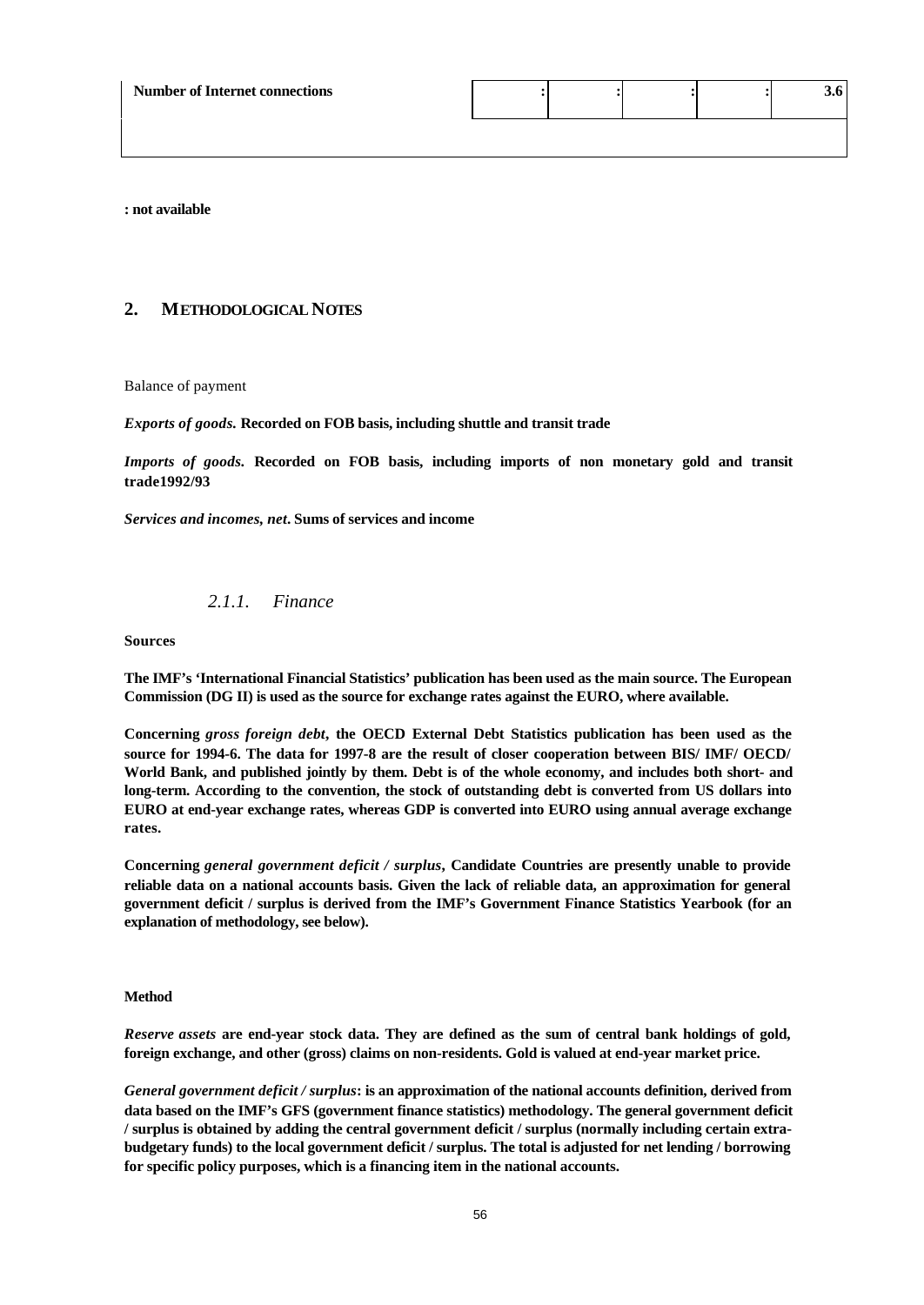| Number of Internet connections | : | : | : | : | 3.6 |
|---|---|---|---|---|---|
| | | | | | |

**: not available**

## 2. METHODOLOGICAL NOTES

Balance of payment

***Exports of goods.*** **Recorded on FOB basis, including shuttle and transit trade**

***Imports of goods.*** **Recorded on FOB basis, including imports of non monetary gold and transit trade1992/93**

***Services and incomes, net*****. Sums of services and income**

### *2.1.1. Finance*

**Sources**

**The IMF's 'International Financial Statistics' publication has been used as the main source. The European Commission (DG II) is used as the source for exchange rates against the EURO, where available.**

**Concerning *gross foreign debt*, the OECD External Debt Statistics publication has been used as the source for 1994-6. The data for 1997-8 are the result of closer cooperation between BIS/ IMF/ OECD/ World Bank, and published jointly by them. Debt is of the whole economy, and includes both short- and long-term. According to the convention, the stock of outstanding debt is converted from US dollars into EURO at end-year exchange rates, whereas GDP is converted into EURO using annual average exchange rates.**

**Concerning *general government deficit / surplus*, Candidate Countries are presently unable to provide reliable data on a national accounts basis. Given the lack of reliable data, an approximation for general government deficit / surplus is derived from the IMF's Government Finance Statistics Yearbook (for an explanation of methodology, see below).**

**Method**

***Reserve assets*** **are end-year stock data. They are defined as the sum of central bank holdings of gold, foreign exchange, and other (gross) claims on non-residents. Gold is valued at end-year market price.**

***General government deficit / surplus*****: is an approximation of the national accounts definition, derived from data based on the IMF's GFS (government finance statistics) methodology. The general government deficit / surplus is obtained by adding the central government deficit / surplus (normally including certain extra-budgetary funds) to the local government deficit / surplus. The total is adjusted for net lending / borrowing for specific policy purposes, which is a financing item in the national accounts.**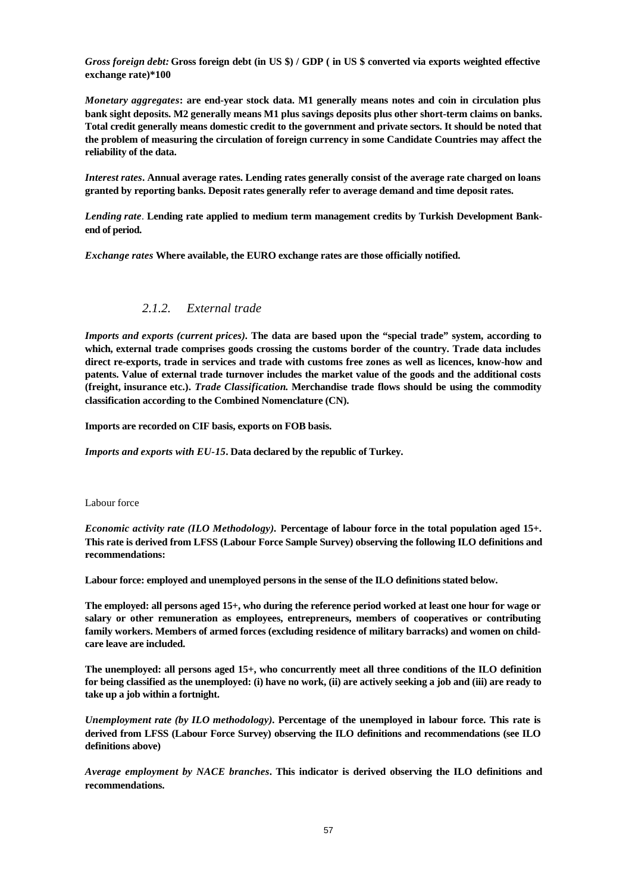***Gross foreign debt:*** **Gross foreign debt (in US $) / GDP ( in US $ converted via exports weighted effective exchange rate)*100**

***Monetary aggregates*: are end-year stock data. M1 generally means notes and coin in circulation plus bank sight deposits. M2 generally means M1 plus savings deposits plus other short-term claims on banks. Total credit generally means domestic credit to the government and private sectors. It should be noted that the problem of measuring the circulation of foreign currency in some Candidate Countries may affect the reliability of the data.**

***Interest rates*. Annual average rates. Lending rates generally consist of the average rate charged on loans granted by reporting banks. Deposit rates generally refer to average demand and time deposit rates.**

***Lending rate*. Lending rate applied to medium term management credits by Turkish Development Bank-end of period.**

***Exchange rates* Where available, the EURO exchange rates are those officially notified.**

### *2.1.2. External trade*

***Imports and exports (current prices)*. The data are based upon the "special trade" system, according to which, external trade comprises goods crossing the customs border of the country. Trade data includes direct re-exports, trade in services and trade with customs free zones as well as licences, know-how and patents. Value of external trade turnover includes the market value of the goods and the additional costs (freight, insurance etc.). *Trade Classification.* Merchandise trade flows should be using the commodity classification according to the Combined Nomenclature (CN).**

**Imports are recorded on CIF basis, exports on FOB basis.**

***Imports and exports with EU-15*. Data declared by the republic of Turkey.**

Labour force

***Economic activity rate (ILO Methodology)*. Percentage of labour force in the total population aged 15+. This rate is derived from LFSS (Labour Force Sample Survey) observing the following ILO definitions and recommendations:**

**Labour force: employed and unemployed persons in the sense of the ILO definitions stated below.**

**The employed: all persons aged 15+, who during the reference period worked at least one hour for wage or salary or other remuneration as employees, entrepreneurs, members of cooperatives or contributing family workers. Members of armed forces (excluding residence of military barracks) and women on child-care leave are included.**

**The unemployed: all persons aged 15+, who concurrently meet all three conditions of the ILO definition for being classified as the unemployed: (i) have no work, (ii) are actively seeking a job and (iii) are ready to take up a job within a fortnight.**

***Unemployment rate (by ILO methodology)*. Percentage of the unemployed in labour force. This rate is derived from LFSS (Labour Force Survey) observing the ILO definitions and recommendations (see ILO definitions above)**

***Average employment by NACE branches*. This indicator is derived observing the ILO definitions and recommendations.**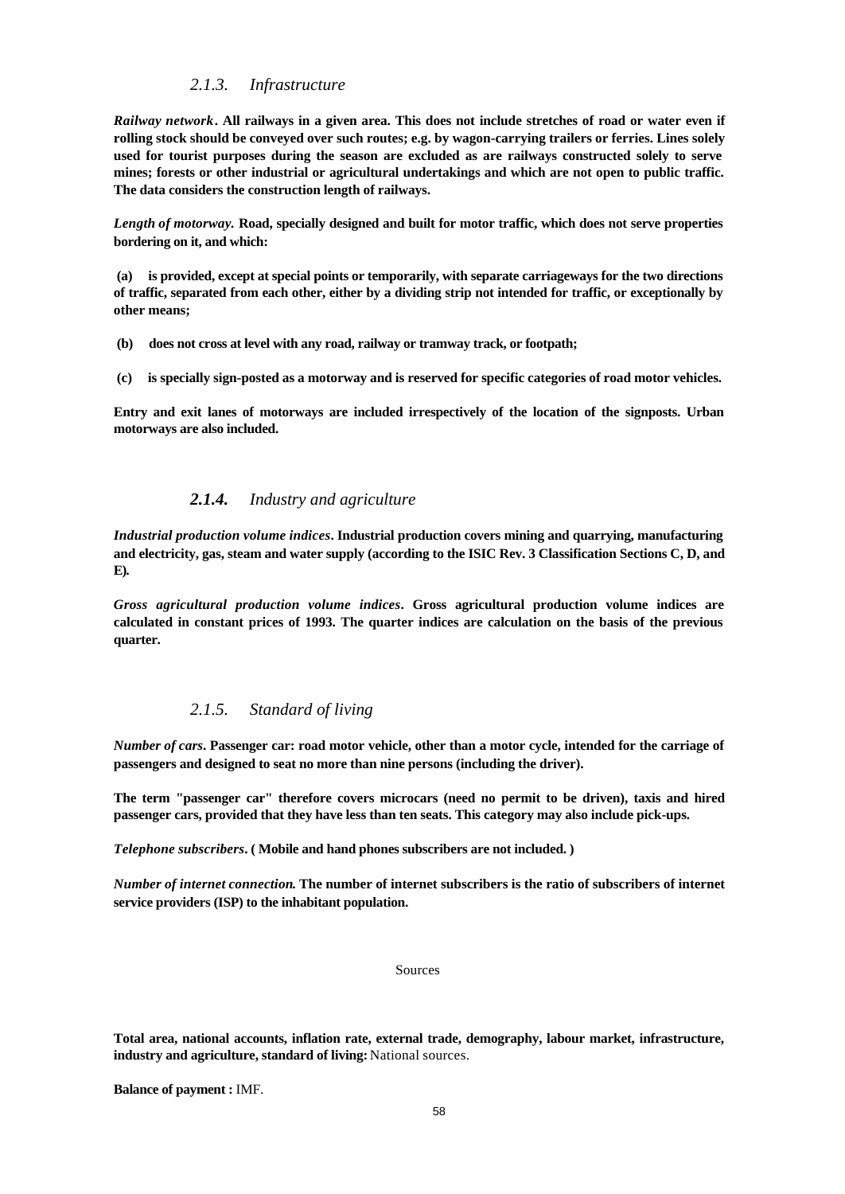### *2.1.3. Infrastructure*

***Railway network*. All railways in a given area. This does not include stretches of road or water even if rolling stock should be conveyed over such routes; e.g. by wagon-carrying trailers or ferries. Lines solely used for tourist purposes during the season are excluded as are railways constructed solely to serve mines; forests or other industrial or agricultural undertakings and which are not open to public traffic. The data considers the construction length of railways.**

***Length of motorway.* Road, specially designed and built for motor traffic, which does not serve properties bordering on it, and which:**

**(a) is provided, except at special points or temporarily, with separate carriageways for the two directions of traffic, separated from each other, either by a dividing strip not intended for traffic, or exceptionally by other means;**

**(b) does not cross at level with any road, railway or tramway track, or footpath;**

**(c) is specially sign-posted as a motorway and is reserved for specific categories of road motor vehicles.**

**Entry and exit lanes of motorways are included irrespectively of the location of the signposts. Urban motorways are also included.**

### ***2.1.4.*** *Industry and agriculture*

***Industrial production volume indices*. Industrial production covers mining and quarrying, manufacturing and electricity, gas, steam and water supply (according to the ISIC Rev. 3 Classification Sections C, D, and E).**

***Gross agricultural production volume indices*. Gross agricultural production volume indices are calculated in constant prices of 1993. The quarter indices are calculation on the basis of the previous quarter.**

### *2.1.5. Standard of living*

***Number of cars*. Passenger car: road motor vehicle, other than a motor cycle, intended for the carriage of passengers and designed to seat no more than nine persons (including the driver).**

**The term "passenger car" therefore covers microcars (need no permit to be driven), taxis and hired passenger cars, provided that they have less than ten seats. This category may also include pick-ups.**

***Telephone subscribers*. ( Mobile and hand phones subscribers are not included. )**

***Number of internet connection*. The number of internet subscribers is the ratio of subscribers of internet service providers (ISP) to the inhabitant population.**

Sources

**Total area, national accounts, inflation rate, external trade, demography, labour market, infrastructure, industry and agriculture, standard of living:** National sources.

**Balance of payment :** IMF.